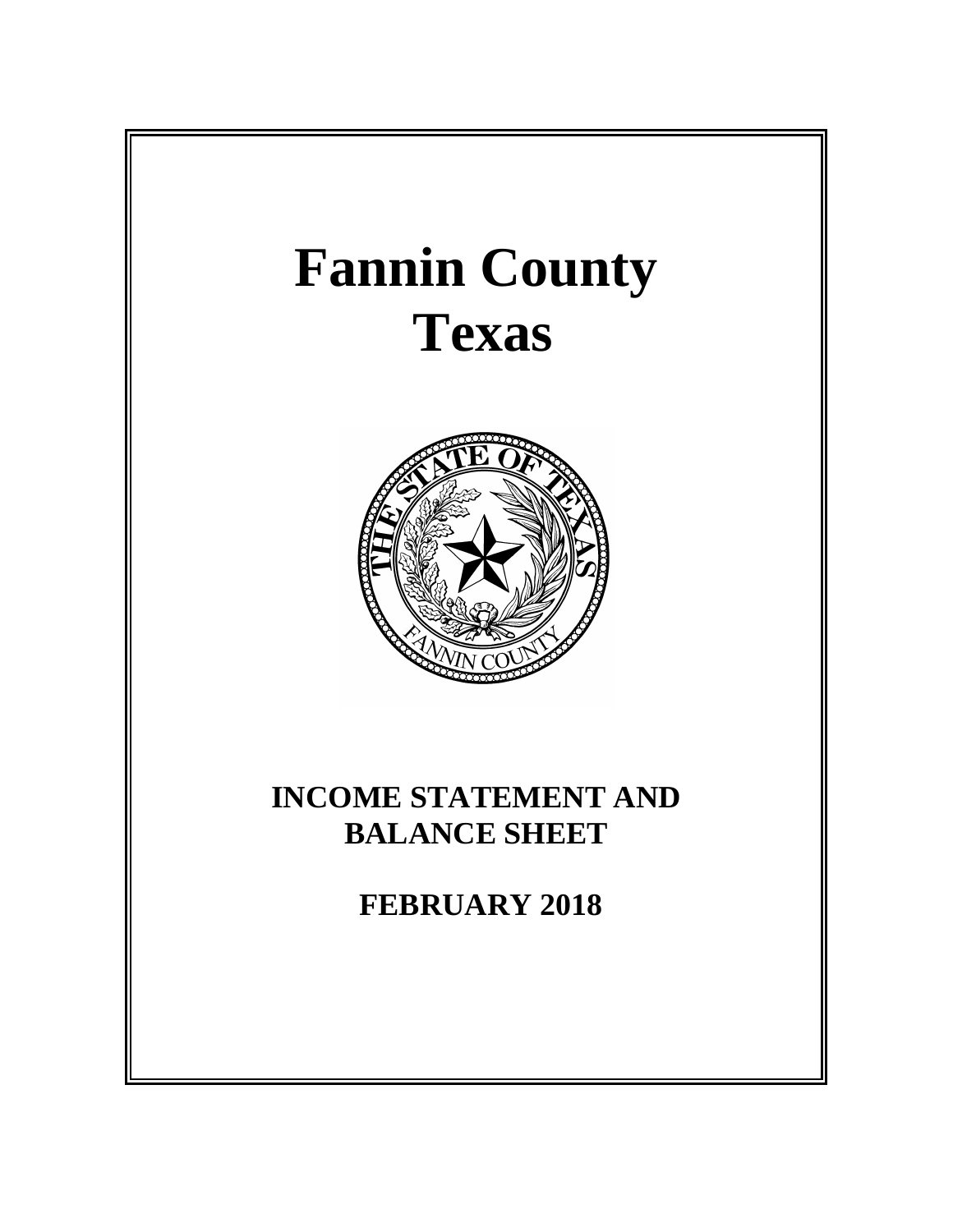# Fannin County
# Texas

## INCOME STATEMENT AND BALANCE SHEET

## FEBRUARY 2018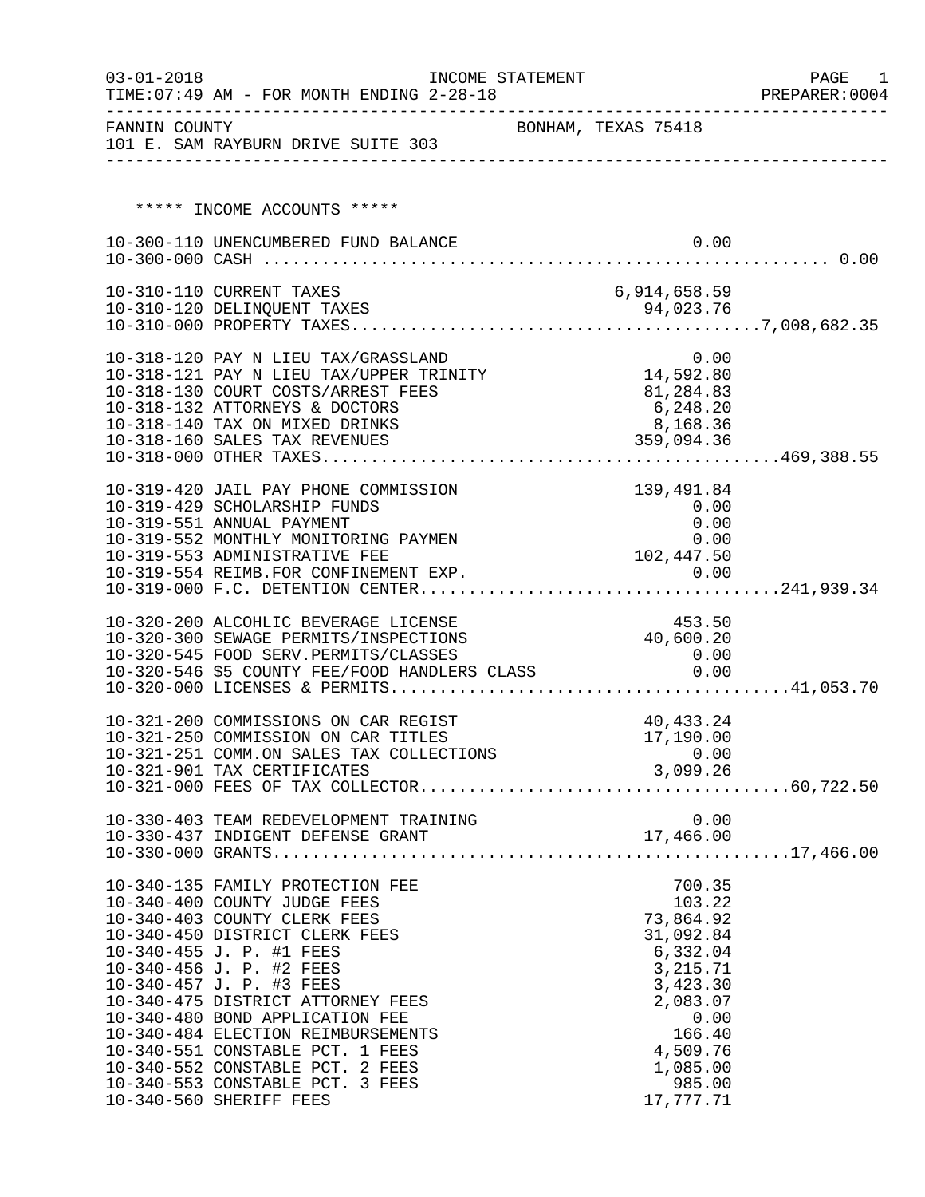03-01-2018 INCOME STATEMENT PAGE 1
TIME:07:49 AM - FOR MONTH ENDING 2-28-18 PREPARER:0004

FANNIN COUNTY BONHAM, TEXAS 75418
101 E. SAM RAYBURN DRIVE SUITE 303

## ***** INCOME ACCOUNTS *****

| Account | Description | Amount | Total |
|---|---|---|---|
| 10-300-110 | UNENCUMBERED FUND BALANCE | 0.00 | |
| 10-300-000 | CASH | | 0.00 |
| 10-310-110 | CURRENT TAXES | 6,914,658.59 | |
| 10-310-120 | DELINQUENT TAXES | 94,023.76 | |
| 10-310-000 | PROPERTY TAXES | | 7,008,682.35 |
| 10-318-120 | PAY N LIEU TAX/GRASSLAND | 0.00 | |
| 10-318-121 | PAY N LIEU TAX/UPPER TRINITY | 14,592.80 | |
| 10-318-130 | COURT COSTS/ARREST FEES | 81,284.83 | |
| 10-318-132 | ATTORNEYS & DOCTORS | 6,248.20 | |
| 10-318-140 | TAX ON MIXED DRINKS | 8,168.36 | |
| 10-318-160 | SALES TAX REVENUES | 359,094.36 | |
| 10-318-000 | OTHER TAXES | | 469,388.55 |
| 10-319-420 | JAIL PAY PHONE COMMISSION | 139,491.84 | |
| 10-319-429 | SCHOLARSHIP FUNDS | 0.00 | |
| 10-319-551 | ANNUAL PAYMENT | 0.00 | |
| 10-319-552 | MONTHLY MONITORING PAYMEN | 0.00 | |
| 10-319-553 | ADMINISTRATIVE FEE | 102,447.50 | |
| 10-319-554 | REIMB.FOR CONFINEMENT EXP. | 0.00 | |
| 10-319-000 | F.C. DETENTION CENTER | | 241,939.34 |
| 10-320-200 | ALCOHLIC BEVERAGE LICENSE | 453.50 | |
| 10-320-300 | SEWAGE PERMITS/INSPECTIONS | 40,600.20 | |
| 10-320-545 | FOOD SERV.PERMITS/CLASSES | 0.00 | |
| 10-320-546 | $5 COUNTY FEE/FOOD HANDLERS CLASS | 0.00 | |
| 10-320-000 | LICENSES & PERMITS | | 41,053.70 |
| 10-321-200 | COMMISSIONS ON CAR REGIST | 40,433.24 | |
| 10-321-250 | COMMISSION ON CAR TITLES | 17,190.00 | |
| 10-321-251 | COMM.ON SALES TAX COLLECTIONS | 0.00 | |
| 10-321-901 | TAX CERTIFICATES | 3,099.26 | |
| 10-321-000 | FEES OF TAX COLLECTOR | | 60,722.50 |
| 10-330-403 | TEAM REDEVELOPMENT TRAINING | 0.00 | |
| 10-330-437 | INDIGENT DEFENSE GRANT | 17,466.00 | |
| 10-330-000 | GRANTS | | 17,466.00 |
| 10-340-135 | FAMILY PROTECTION FEE | 700.35 | |
| 10-340-400 | COUNTY JUDGE FEES | 103.22 | |
| 10-340-403 | COUNTY CLERK FEES | 73,864.92 | |
| 10-340-450 | DISTRICT CLERK FEES | 31,092.84 | |
| 10-340-455 | J. P. #1 FEES | 6,332.04 | |
| 10-340-456 | J. P. #2 FEES | 3,215.71 | |
| 10-340-457 | J. P. #3 FEES | 3,423.30 | |
| 10-340-475 | DISTRICT ATTORNEY FEES | 2,083.07 | |
| 10-340-480 | BOND APPLICATION FEE | 0.00 | |
| 10-340-484 | ELECTION REIMBURSEMENTS | 166.40 | |
| 10-340-551 | CONSTABLE PCT. 1 FEES | 4,509.76 | |
| 10-340-552 | CONSTABLE PCT. 2 FEES | 1,085.00 | |
| 10-340-553 | CONSTABLE PCT. 3 FEES | 985.00 | |
| 10-340-560 | SHERIFF FEES | 17,777.71 | |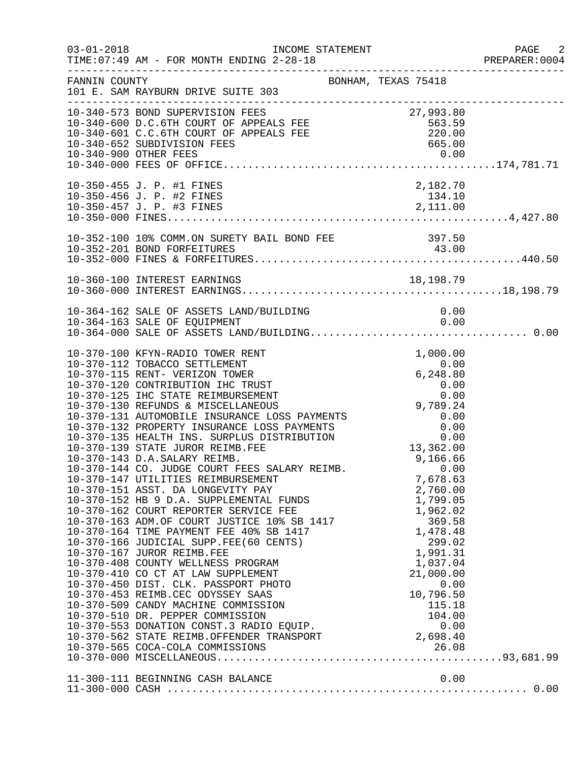FANNIN COUNTY BONHAM, TEXAS 75418
101 E. SAM RAYBURN DRIVE SUITE 303

INCOME STATEMENT — FOR MONTH ENDING 2-28-18

| Account | Description | Amount | Total |
|---|---|---|---|
| 10-340-573 | BOND SUPERVISION FEES | 27,993.80 | |
| 10-340-600 | D.C.6TH COURT OF APPEALS FEE | 563.59 | |
| 10-340-601 | C.C.6TH COURT OF APPEALS FEE | 220.00 | |
| 10-340-652 | SUBDIVISION FEES | 665.00 | |
| 10-340-900 | OTHER FEES | 0.00 | |
| 10-340-000 | FEES OF OFFICE | | 174,781.71 |
| 10-350-455 | J. P. #1 FINES | 2,182.70 | |
| 10-350-456 | J. P. #2 FINES | 134.10 | |
| 10-350-457 | J. P. #3 FINES | 2,111.00 | |
| 10-350-000 | FINES | | 4,427.80 |
| 10-352-100 | 10% COMM.ON SURETY BAIL BOND FEE | 397.50 | |
| 10-352-201 | BOND FORFEITURES | 43.00 | |
| 10-352-000 | FINES & FORFEITURES | | 440.50 |
| 10-360-100 | INTEREST EARNINGS | 18,198.79 | |
| 10-360-000 | INTEREST EARNINGS | | 18,198.79 |
| 10-364-162 | SALE OF ASSETS LAND/BUILDING | 0.00 | |
| 10-364-163 | SALE OF EQUIPMENT | 0.00 | |
| 10-364-000 | SALE OF ASSETS LAND/BUILDING | | 0.00 |
| 10-370-100 | KFYN-RADIO TOWER RENT | 1,000.00 | |
| 10-370-112 | TOBACCO SETTLEMENT | 0.00 | |
| 10-370-115 | RENT- VERIZON TOWER | 6,248.80 | |
| 10-370-120 | CONTRIBUTION IHC TRUST | 0.00 | |
| 10-370-125 | IHC STATE REIMBURSEMENT | 0.00 | |
| 10-370-130 | REFUNDS & MISCELLANEOUS | 9,789.24 | |
| 10-370-131 | AUTOMOBILE INSURANCE LOSS PAYMENTS | 0.00 | |
| 10-370-132 | PROPERTY INSURANCE LOSS PAYMENTS | 0.00 | |
| 10-370-135 | HEALTH INS. SURPLUS DISTRIBUTION | 0.00 | |
| 10-370-139 | STATE JUROR REIMB.FEE | 13,362.00 | |
| 10-370-143 | D.A.SALARY REIMB. | 9,166.66 | |
| 10-370-144 | CO. JUDGE COURT FEES SALARY REIMB. | 0.00 | |
| 10-370-147 | UTILITIES REIMBURSEMENT | 7,678.63 | |
| 10-370-151 | ASST. DA LONGEVITY PAY | 2,760.00 | |
| 10-370-152 | HB 9 D.A. SUPPLEMENTAL FUNDS | 1,799.05 | |
| 10-370-162 | COURT REPORTER SERVICE FEE | 1,962.02 | |
| 10-370-163 | ADM.OF COURT JUSTICE 10% SB 1417 | 369.58 | |
| 10-370-164 | TIME PAYMENT FEE 40% SB 1417 | 1,478.48 | |
| 10-370-166 | JUDICIAL SUPP.FEE(60 CENTS) | 299.02 | |
| 10-370-167 | JUROR REIMB.FEE | 1,991.31 | |
| 10-370-408 | COUNTY WELLNESS PROGRAM | 1,037.04 | |
| 10-370-410 | CO CT AT LAW SUPPLEMENT | 21,000.00 | |
| 10-370-450 | DIST. CLK. PASSPORT PHOTO | 0.00 | |
| 10-370-453 | REIMB.CEC ODYSSEY SAAS | 10,796.50 | |
| 10-370-509 | CANDY MACHINE COMMISSION | 115.18 | |
| 10-370-510 | DR. PEPPER COMMISSION | 104.00 | |
| 10-370-553 | DONATION CONST.3 RADIO EQUIP. | 0.00 | |
| 10-370-562 | STATE REIMB.OFFENDER TRANSPORT | 2,698.40 | |
| 10-370-565 | COCA-COLA COMMISSIONS | 26.08 | |
| 10-370-000 | MISCELLANEOUS | | 93,681.99 |
| 11-300-111 | BEGINNING CASH BALANCE | 0.00 | |
| 11-300-000 | CASH | | 0.00 |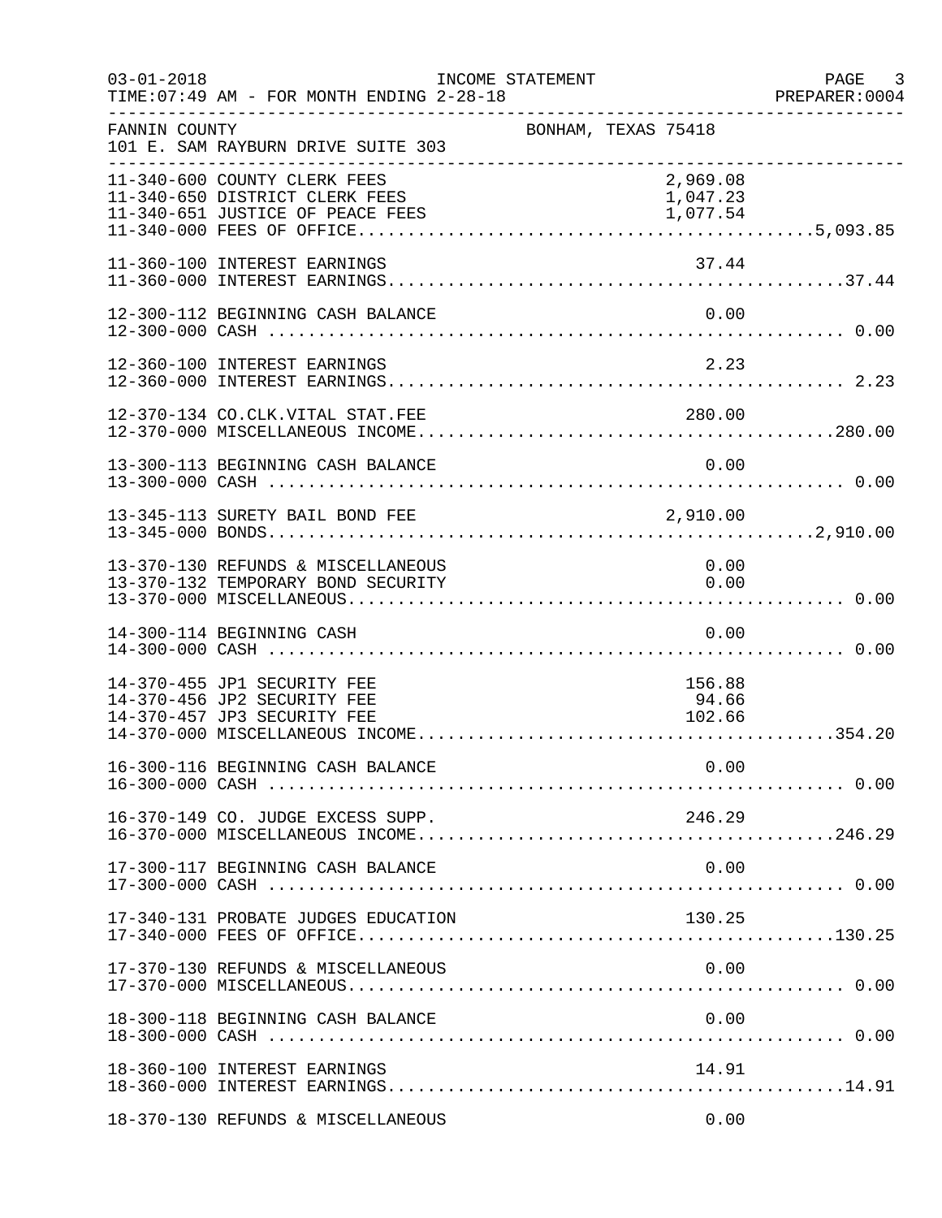FANNIN COUNTY  BONHAM, TEXAS 75418
101 E. SAM RAYBURN DRIVE SUITE 303

| Account | Description | Amount | Total |
|---|---|---|---|
| 11-340-600 | COUNTY CLERK FEES | 2,969.08 | |
| 11-340-650 | DISTRICT CLERK FEES | 1,047.23 | |
| 11-340-651 | JUSTICE OF PEACE FEES | 1,077.54 | |
| 11-340-000 | FEES OF OFFICE | | 5,093.85 |
| 11-360-100 | INTEREST EARNINGS | 37.44 | |
| 11-360-000 | INTEREST EARNINGS | | 37.44 |
| 12-300-112 | BEGINNING CASH BALANCE | 0.00 | |
| 12-300-000 | CASH | | 0.00 |
| 12-360-100 | INTEREST EARNINGS | 2.23 | |
| 12-360-000 | INTEREST EARNINGS | | 2.23 |
| 12-370-134 | CO.CLK.VITAL STAT.FEE | 280.00 | |
| 12-370-000 | MISCELLANEOUS INCOME | | 280.00 |
| 13-300-113 | BEGINNING CASH BALANCE | 0.00 | |
| 13-300-000 | CASH | | 0.00 |
| 13-345-113 | SURETY BAIL BOND FEE | 2,910.00 | |
| 13-345-000 | BONDS | | 2,910.00 |
| 13-370-130 | REFUNDS & MISCELLANEOUS | 0.00 | |
| 13-370-132 | TEMPORARY BOND SECURITY | 0.00 | |
| 13-370-000 | MISCELLANEOUS | | 0.00 |
| 14-300-114 | BEGINNING CASH | 0.00 | |
| 14-300-000 | CASH | | 0.00 |
| 14-370-455 | JP1 SECURITY FEE | 156.88 | |
| 14-370-456 | JP2 SECURITY FEE | 94.66 | |
| 14-370-457 | JP3 SECURITY FEE | 102.66 | |
| 14-370-000 | MISCELLANEOUS INCOME | | 354.20 |
| 16-300-116 | BEGINNING CASH BALANCE | 0.00 | |
| 16-300-000 | CASH | | 0.00 |
| 16-370-149 | CO. JUDGE EXCESS SUPP. | 246.29 | |
| 16-370-000 | MISCELLANEOUS INCOME | | 246.29 |
| 17-300-117 | BEGINNING CASH BALANCE | 0.00 | |
| 17-300-000 | CASH | | 0.00 |
| 17-340-131 | PROBATE JUDGES EDUCATION | 130.25 | |
| 17-340-000 | FEES OF OFFICE | | 130.25 |
| 17-370-130 | REFUNDS & MISCELLANEOUS | 0.00 | |
| 17-370-000 | MISCELLANEOUS | | 0.00 |
| 18-300-118 | BEGINNING CASH BALANCE | 0.00 | |
| 18-300-000 | CASH | | 0.00 |
| 18-360-100 | INTEREST EARNINGS | 14.91 | |
| 18-360-000 | INTEREST EARNINGS | | 14.91 |
| 18-370-130 | REFUNDS & MISCELLANEOUS | 0.00 | |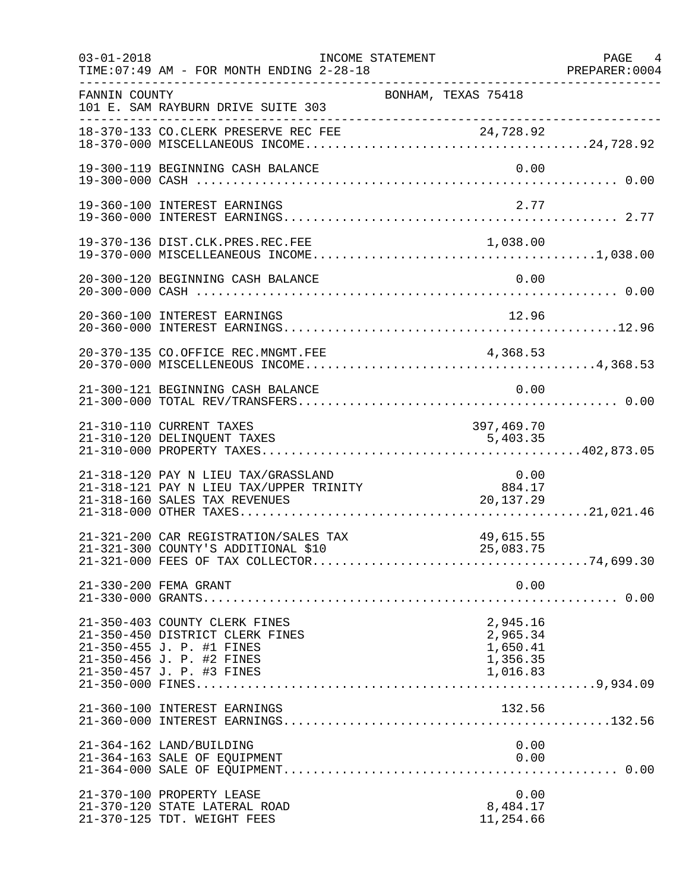FANNIN COUNTY — BONHAM, TEXAS 75418
101 E. SAM RAYBURN DRIVE SUITE 303

INCOME STATEMENT
FOR MONTH ENDING 2-28-18

| Account | Description | Amount | Total |
|---|---|---|---|
| 18-370-133 | CO.CLERK PRESERVE REC FEE | 24,728.92 | |
| 18-370-000 | MISCELLANEOUS INCOME | | 24,728.92 |
| 19-300-119 | BEGINNING CASH BALANCE | 0.00 | |
| 19-300-000 | CASH | | 0.00 |
| 19-360-100 | INTEREST EARNINGS | 2.77 | |
| 19-360-000 | INTEREST EARNINGS | | 2.77 |
| 19-370-136 | DIST.CLK.PRES.REC.FEE | 1,038.00 | |
| 19-370-000 | MISCELLEANEOUS INCOME | | 1,038.00 |
| 20-300-120 | BEGINNING CASH BALANCE | 0.00 | |
| 20-300-000 | CASH | | 0.00 |
| 20-360-100 | INTEREST EARNINGS | 12.96 | |
| 20-360-000 | INTEREST EARNINGS | | 12.96 |
| 20-370-135 | CO.OFFICE REC.MNGMT.FEE | 4,368.53 | |
| 20-370-000 | MISCELLENEOUS INCOME | | 4,368.53 |
| 21-300-121 | BEGINNING CASH BALANCE | 0.00 | |
| 21-300-000 | TOTAL REV/TRANSFERS | | 0.00 |
| 21-310-110 | CURRENT TAXES | 397,469.70 | |
| 21-310-120 | DELINQUENT TAXES | 5,403.35 | |
| 21-310-000 | PROPERTY TAXES | | 402,873.05 |
| 21-318-120 | PAY N LIEU TAX/GRASSLAND | 0.00 | |
| 21-318-121 | PAY N LIEU TAX/UPPER TRINITY | 884.17 | |
| 21-318-160 | SALES TAX REVENUES | 20,137.29 | |
| 21-318-000 | OTHER TAXES | | 21,021.46 |
| 21-321-200 | CAR REGISTRATION/SALES TAX | 49,615.55 | |
| 21-321-300 | COUNTY'S ADDITIONAL $10 | 25,083.75 | |
| 21-321-000 | FEES OF TAX COLLECTOR | | 74,699.30 |
| 21-330-200 | FEMA GRANT | 0.00 | |
| 21-330-000 | GRANTS | | 0.00 |
| 21-350-403 | COUNTY CLERK FINES | 2,945.16 | |
| 21-350-450 | DISTRICT CLERK FINES | 2,965.34 | |
| 21-350-455 | J. P. #1 FINES | 1,650.41 | |
| 21-350-456 | J. P. #2 FINES | 1,356.35 | |
| 21-350-457 | J. P. #3 FINES | 1,016.83 | |
| 21-350-000 | FINES | | 9,934.09 |
| 21-360-100 | INTEREST EARNINGS | 132.56 | |
| 21-360-000 | INTEREST EARNINGS | | 132.56 |
| 21-364-162 | LAND/BUILDING | 0.00 | |
| 21-364-163 | SALE OF EQUIPMENT | 0.00 | |
| 21-364-000 | SALE OF EQUIPMENT | | 0.00 |
| 21-370-100 | PROPERTY LEASE | 0.00 | |
| 21-370-120 | STATE LATERAL ROAD | 8,484.17 | |
| 21-370-125 | TDT. WEIGHT FEES | 11,254.66 | |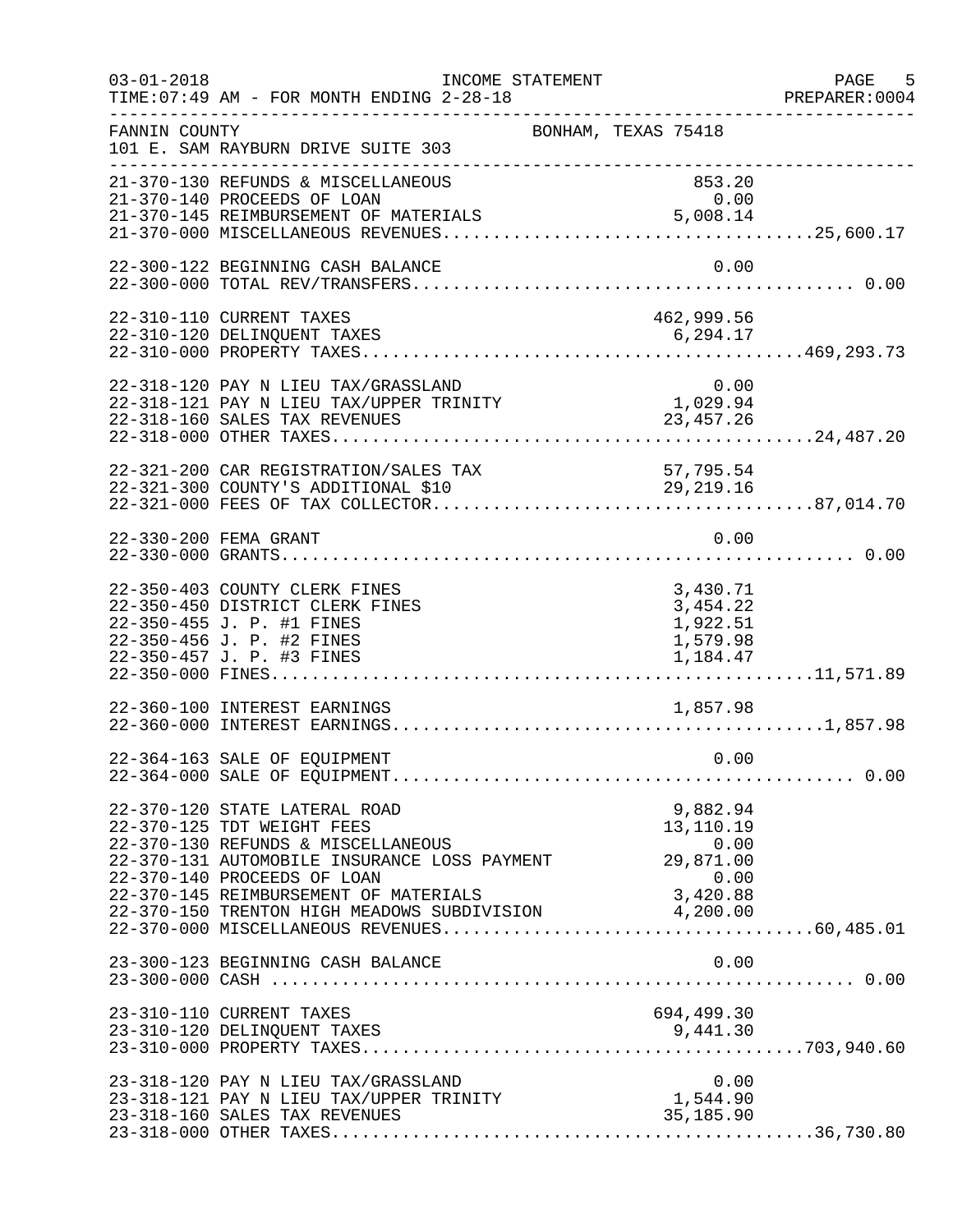FANNIN COUNTY — BONHAM, TEXAS 75418
101 E. SAM RAYBURN DRIVE SUITE 303

INCOME STATEMENT — FOR MONTH ENDING 2-28-18

| Account | Description | Amount | Total |
|---|---|---|---|
| 21-370-130 | REFUNDS & MISCELLANEOUS | 853.20 | |
| 21-370-140 | PROCEEDS OF LOAN | 0.00 | |
| 21-370-145 | REIMBURSEMENT OF MATERIALS | 5,008.14 | |
| 21-370-000 | MISCELLANEOUS REVENUES | | 25,600.17 |
| 22-300-122 | BEGINNING CASH BALANCE | 0.00 | |
| 22-300-000 | TOTAL REV/TRANSFERS | | 0.00 |
| 22-310-110 | CURRENT TAXES | 462,999.56 | |
| 22-310-120 | DELINQUENT TAXES | 6,294.17 | |
| 22-310-000 | PROPERTY TAXES | | 469,293.73 |
| 22-318-120 | PAY N LIEU TAX/GRASSLAND | 0.00 | |
| 22-318-121 | PAY N LIEU TAX/UPPER TRINITY | 1,029.94 | |
| 22-318-160 | SALES TAX REVENUES | 23,457.26 | |
| 22-318-000 | OTHER TAXES | | 24,487.20 |
| 22-321-200 | CAR REGISTRATION/SALES TAX | 57,795.54 | |
| 22-321-300 | COUNTY'S ADDITIONAL $10 | 29,219.16 | |
| 22-321-000 | FEES OF TAX COLLECTOR | | 87,014.70 |
| 22-330-200 | FEMA GRANT | 0.00 | |
| 22-330-000 | GRANTS | | 0.00 |
| 22-350-403 | COUNTY CLERK FINES | 3,430.71 | |
| 22-350-450 | DISTRICT CLERK FINES | 3,454.22 | |
| 22-350-455 | J. P. #1 FINES | 1,922.51 | |
| 22-350-456 | J. P. #2 FINES | 1,579.98 | |
| 22-350-457 | J. P. #3 FINES | 1,184.47 | |
| 22-350-000 | FINES | | 11,571.89 |
| 22-360-100 | INTEREST EARNINGS | 1,857.98 | |
| 22-360-000 | INTEREST EARNINGS | | 1,857.98 |
| 22-364-163 | SALE OF EQUIPMENT | 0.00 | |
| 22-364-000 | SALE OF EQUIPMENT | | 0.00 |
| 22-370-120 | STATE LATERAL ROAD | 9,882.94 | |
| 22-370-125 | TDT WEIGHT FEES | 13,110.19 | |
| 22-370-130 | REFUNDS & MISCELLANEOUS | 0.00 | |
| 22-370-131 | AUTOMOBILE INSURANCE LOSS PAYMENT | 29,871.00 | |
| 22-370-140 | PROCEEDS OF LOAN | 0.00 | |
| 22-370-145 | REIMBURSEMENT OF MATERIALS | 3,420.88 | |
| 22-370-150 | TRENTON HIGH MEADOWS SUBDIVISION | 4,200.00 | |
| 22-370-000 | MISCELLANEOUS REVENUES | | 60,485.01 |
| 23-300-123 | BEGINNING CASH BALANCE | 0.00 | |
| 23-300-000 | CASH | | 0.00 |
| 23-310-110 | CURRENT TAXES | 694,499.30 | |
| 23-310-120 | DELINQUENT TAXES | 9,441.30 | |
| 23-310-000 | PROPERTY TAXES | | 703,940.60 |
| 23-318-120 | PAY N LIEU TAX/GRASSLAND | 0.00 | |
| 23-318-121 | PAY N LIEU TAX/UPPER TRINITY | 1,544.90 | |
| 23-318-160 | SALES TAX REVENUES | 35,185.90 | |
| 23-318-000 | OTHER TAXES | | 36,730.80 |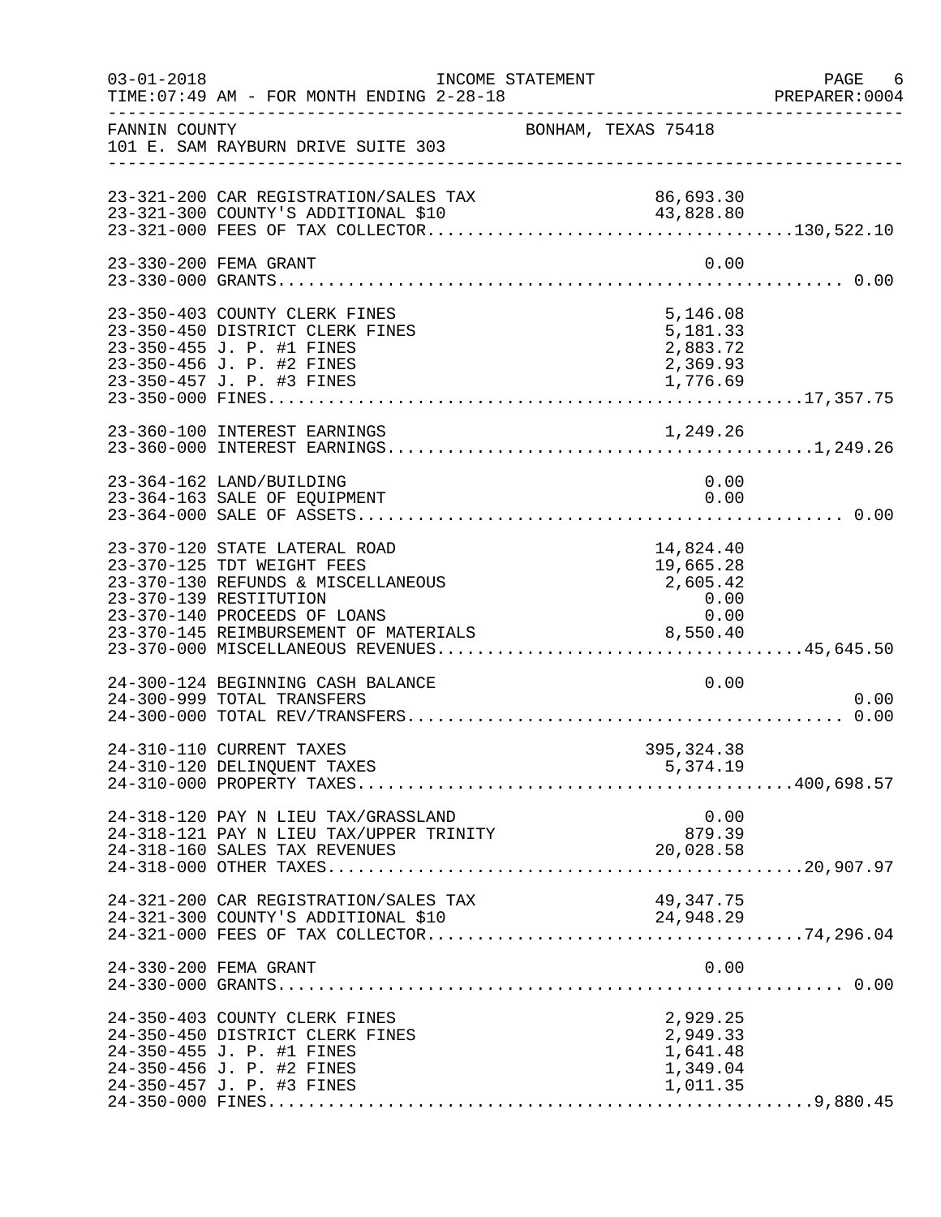03-01-2018 INCOME STATEMENT PAGE 6
TIME:07:49 AM - FOR MONTH ENDING 2-28-18 PREPARER:0004

FANNIN COUNTY BONHAM, TEXAS 75418
101 E. SAM RAYBURN DRIVE SUITE 303

| Account | Detail | Total |
|---|---|---|
| 23-321-200 CAR REGISTRATION/SALES TAX | 86,693.30 | |
| 23-321-300 COUNTY'S ADDITIONAL $10 | 43,828.80 | |
| 23-321-000 FEES OF TAX COLLECTOR | | 130,522.10 |
| 23-330-200 FEMA GRANT | 0.00 | |
| 23-330-000 GRANTS | | 0.00 |
| 23-350-403 COUNTY CLERK FINES | 5,146.08 | |
| 23-350-450 DISTRICT CLERK FINES | 5,181.33 | |
| 23-350-455 J. P. #1 FINES | 2,883.72 | |
| 23-350-456 J. P. #2 FINES | 2,369.93 | |
| 23-350-457 J. P. #3 FINES | 1,776.69 | |
| 23-350-000 FINES | | 17,357.75 |
| 23-360-100 INTEREST EARNINGS | 1,249.26 | |
| 23-360-000 INTEREST EARNINGS | | 1,249.26 |
| 23-364-162 LAND/BUILDING | 0.00 | |
| 23-364-163 SALE OF EQUIPMENT | 0.00 | |
| 23-364-000 SALE OF ASSETS | | 0.00 |
| 23-370-120 STATE LATERAL ROAD | 14,824.40 | |
| 23-370-125 TDT WEIGHT FEES | 19,665.28 | |
| 23-370-130 REFUNDS & MISCELLANEOUS | 2,605.42 | |
| 23-370-139 RESTITUTION | 0.00 | |
| 23-370-140 PROCEEDS OF LOANS | 0.00 | |
| 23-370-145 REIMBURSEMENT OF MATERIALS | 8,550.40 | |
| 23-370-000 MISCELLANEOUS REVENUES | | 45,645.50 |
| 24-300-124 BEGINNING CASH BALANCE | 0.00 | |
| 24-300-999 TOTAL TRANSFERS | | 0.00 |
| 24-300-000 TOTAL REV/TRANSFERS | | 0.00 |
| 24-310-110 CURRENT TAXES | 395,324.38 | |
| 24-310-120 DELINQUENT TAXES | 5,374.19 | |
| 24-310-000 PROPERTY TAXES | | 400,698.57 |
| 24-318-120 PAY N LIEU TAX/GRASSLAND | 0.00 | |
| 24-318-121 PAY N LIEU TAX/UPPER TRINITY | 879.39 | |
| 24-318-160 SALES TAX REVENUES | 20,028.58 | |
| 24-318-000 OTHER TAXES | | 20,907.97 |
| 24-321-200 CAR REGISTRATION/SALES TAX | 49,347.75 | |
| 24-321-300 COUNTY'S ADDITIONAL $10 | 24,948.29 | |
| 24-321-000 FEES OF TAX COLLECTOR | | 74,296.04 |
| 24-330-200 FEMA GRANT | 0.00 | |
| 24-330-000 GRANTS | | 0.00 |
| 24-350-403 COUNTY CLERK FINES | 2,929.25 | |
| 24-350-450 DISTRICT CLERK FINES | 2,949.33 | |
| 24-350-455 J. P. #1 FINES | 1,641.48 | |
| 24-350-456 J. P. #2 FINES | 1,349.04 | |
| 24-350-457 J. P. #3 FINES | 1,011.35 | |
| 24-350-000 FINES | | 9,880.45 |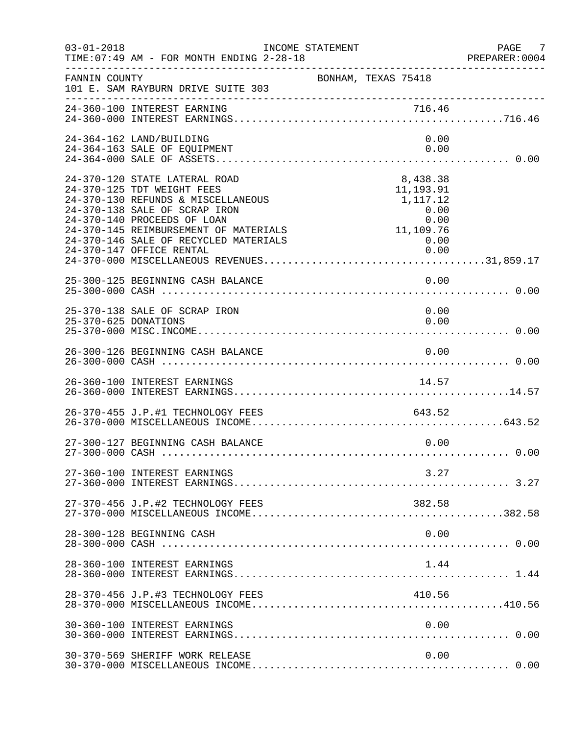FANNIN COUNTY — BONHAM, TEXAS 75418
101 E. SAM RAYBURN DRIVE SUITE 303

INCOME STATEMENT
TIME:07:49 AM - FOR MONTH ENDING 2-28-18

| Account | Description | Amount | Total |
|---|---|---|---|
| 24-360-100 | INTEREST EARNING | 716.46 | |
| 24-360-000 | INTEREST EARNINGS | | 716.46 |
| 24-364-162 | LAND/BUILDING | 0.00 | |
| 24-364-163 | SALE OF EQUIPMENT | 0.00 | |
| 24-364-000 | SALE OF ASSETS | | 0.00 |
| 24-370-120 | STATE LATERAL ROAD | 8,438.38 | |
| 24-370-125 | TDT WEIGHT FEES | 11,193.91 | |
| 24-370-130 | REFUNDS & MISCELLANEOUS | 1,117.12 | |
| 24-370-138 | SALE OF SCRAP IRON | 0.00 | |
| 24-370-140 | PROCEEDS OF LOAN | 0.00 | |
| 24-370-145 | REIMBURSEMENT OF MATERIALS | 11,109.76 | |
| 24-370-146 | SALE OF RECYCLED MATERIALS | 0.00 | |
| 24-370-147 | OFFICE RENTAL | 0.00 | |
| 24-370-000 | MISCELLANEOUS REVENUES | | 31,859.17 |
| 25-300-125 | BEGINNING CASH BALANCE | 0.00 | |
| 25-300-000 | CASH | | 0.00 |
| 25-370-138 | SALE OF SCRAP IRON | 0.00 | |
| 25-370-625 | DONATIONS | 0.00 | |
| 25-370-000 | MISC.INCOME | | 0.00 |
| 26-300-126 | BEGINNING CASH BALANCE | 0.00 | |
| 26-300-000 | CASH | | 0.00 |
| 26-360-100 | INTEREST EARNINGS | 14.57 | |
| 26-360-000 | INTEREST EARNINGS | | 14.57 |
| 26-370-455 | J.P.#1 TECHNOLOGY FEES | 643.52 | |
| 26-370-000 | MISCELLANEOUS INCOME | | 643.52 |
| 27-300-127 | BEGINNING CASH BALANCE | 0.00 | |
| 27-300-000 | CASH | | 0.00 |
| 27-360-100 | INTEREST EARNINGS | 3.27 | |
| 27-360-000 | INTEREST EARNINGS | | 3.27 |
| 27-370-456 | J.P.#2 TECHNOLOGY FEES | 382.58 | |
| 27-370-000 | MISCELLANEOUS INCOME | | 382.58 |
| 28-300-128 | BEGINNING CASH | 0.00 | |
| 28-300-000 | CASH | | 0.00 |
| 28-360-100 | INTEREST EARNINGS | 1.44 | |
| 28-360-000 | INTEREST EARNINGS | | 1.44 |
| 28-370-456 | J.P.#3 TECHNOLOGY FEES | 410.56 | |
| 28-370-000 | MISCELLANEOUS INCOME | | 410.56 |
| 30-360-100 | INTEREST EARNINGS | 0.00 | |
| 30-360-000 | INTEREST EARNINGS | | 0.00 |
| 30-370-569 | SHERIFF WORK RELEASE | 0.00 | |
| 30-370-000 | MISCELLANEOUS INCOME | | 0.00 |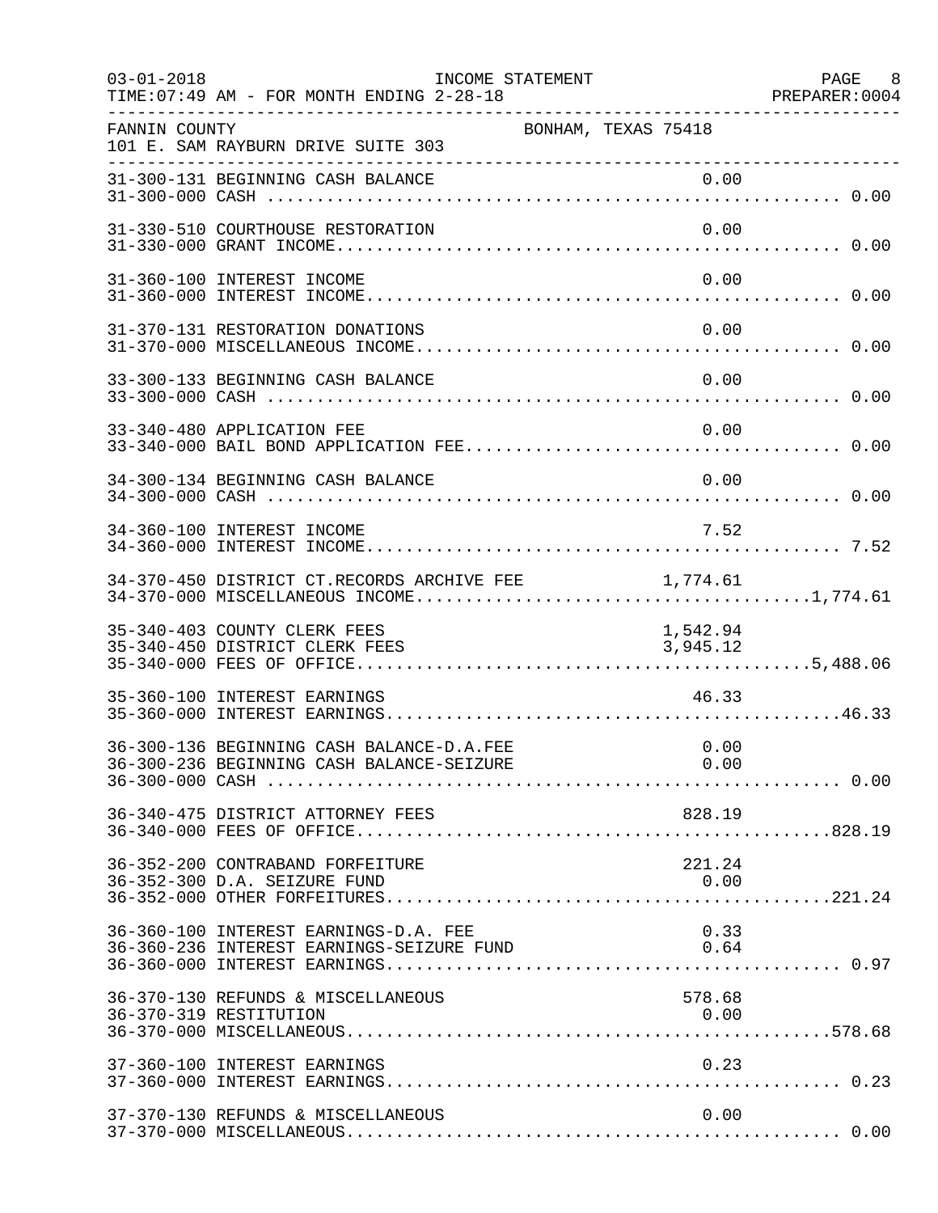FANNIN COUNTY  
101 E. SAM RAYBURN DRIVE SUITE 303  
BONHAM, TEXAS 75418

INCOME STATEMENT  
FOR MONTH ENDING 2-28-18

| Account | Description | Detail | Total |
|---|---|---|---|
| 31-300-131 | BEGINNING CASH BALANCE | 0.00 | |
| 31-300-000 | CASH | | 0.00 |
| 31-330-510 | COURTHOUSE RESTORATION | 0.00 | |
| 31-330-000 | GRANT INCOME | | 0.00 |
| 31-360-100 | INTEREST INCOME | 0.00 | |
| 31-360-000 | INTEREST INCOME | | 0.00 |
| 31-370-131 | RESTORATION DONATIONS | 0.00 | |
| 31-370-000 | MISCELLANEOUS INCOME | | 0.00 |
| 33-300-133 | BEGINNING CASH BALANCE | 0.00 | |
| 33-300-000 | CASH | | 0.00 |
| 33-340-480 | APPLICATION FEE | 0.00 | |
| 33-340-000 | BAIL BOND APPLICATION FEE | | 0.00 |
| 34-300-134 | BEGINNING CASH BALANCE | 0.00 | |
| 34-300-000 | CASH | | 0.00 |
| 34-360-100 | INTEREST INCOME | 7.52 | |
| 34-360-000 | INTEREST INCOME | | 7.52 |
| 34-370-450 | DISTRICT CT.RECORDS ARCHIVE FEE | 1,774.61 | |
| 34-370-000 | MISCELLANEOUS INCOME | | 1,774.61 |
| 35-340-403 | COUNTY CLERK FEES | 1,542.94 | |
| 35-340-450 | DISTRICT CLERK FEES | 3,945.12 | |
| 35-340-000 | FEES OF OFFICE | | 5,488.06 |
| 35-360-100 | INTEREST EARNINGS | 46.33 | |
| 35-360-000 | INTEREST EARNINGS | | 46.33 |
| 36-300-136 | BEGINNING CASH BALANCE-D.A.FEE | 0.00 | |
| 36-300-236 | BEGINNING CASH BALANCE-SEIZURE | 0.00 | |
| 36-300-000 | CASH | | 0.00 |
| 36-340-475 | DISTRICT ATTORNEY FEES | 828.19 | |
| 36-340-000 | FEES OF OFFICE | | 828.19 |
| 36-352-200 | CONTRABAND FORFEITURE | 221.24 | |
| 36-352-300 | D.A. SEIZURE FUND | 0.00 | |
| 36-352-000 | OTHER FORFEITURES | | 221.24 |
| 36-360-100 | INTEREST EARNINGS-D.A. FEE | 0.33 | |
| 36-360-236 | INTEREST EARNINGS-SEIZURE FUND | 0.64 | |
| 36-360-000 | INTEREST EARNINGS | | 0.97 |
| 36-370-130 | REFUNDS & MISCELLANEOUS | 578.68 | |
| 36-370-319 | RESTITUTION | 0.00 | |
| 36-370-000 | MISCELLANEOUS | | 578.68 |
| 37-360-100 | INTEREST EARNINGS | 0.23 | |
| 37-360-000 | INTEREST EARNINGS | | 0.23 |
| 37-370-130 | REFUNDS & MISCELLANEOUS | 0.00 | |
| 37-370-000 | MISCELLANEOUS | | 0.00 |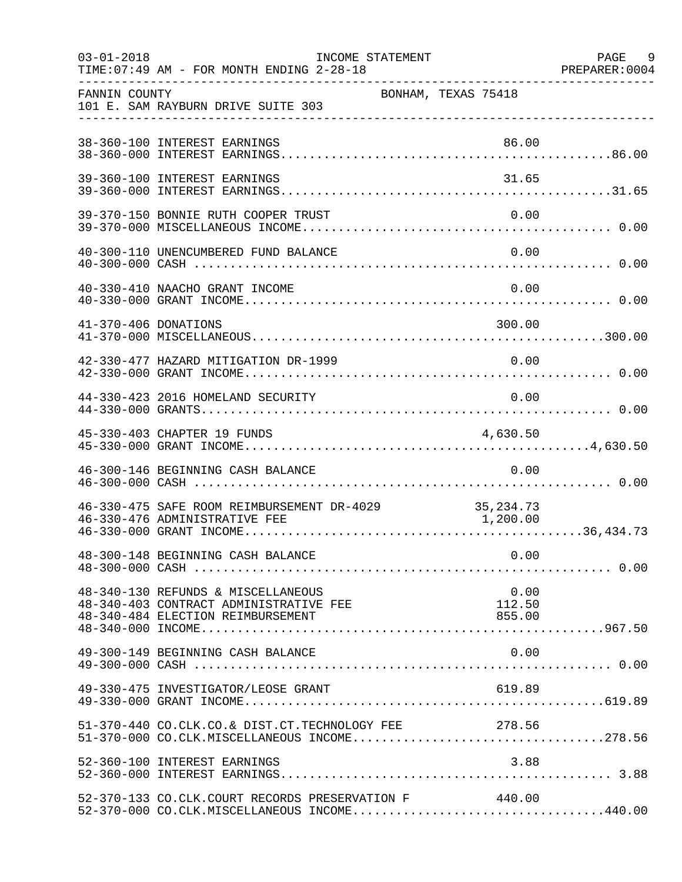FANNIN COUNTY BONHAM, TEXAS 75418
101 E. SAM RAYBURN DRIVE SUITE 303

INCOME STATEMENT — FOR MONTH ENDING 2-28-18

| Account | Description | Amount | Total |
|---|---|---|---|
| 38-360-100 | INTEREST EARNINGS | 86.00 | |
| 38-360-000 | INTEREST EARNINGS | | 86.00 |
| 39-360-100 | INTEREST EARNINGS | 31.65 | |
| 39-360-000 | INTEREST EARNINGS | | 31.65 |
| 39-370-150 | BONNIE RUTH COOPER TRUST | 0.00 | |
| 39-370-000 | MISCELLANEOUS INCOME | | 0.00 |
| 40-300-110 | UNENCUMBERED FUND BALANCE | 0.00 | |
| 40-300-000 | CASH | | 0.00 |
| 40-330-410 | NAACHO GRANT INCOME | 0.00 | |
| 40-330-000 | GRANT INCOME | | 0.00 |
| 41-370-406 | DONATIONS | 300.00 | |
| 41-370-000 | MISCELLANEOUS | | 300.00 |
| 42-330-477 | HAZARD MITIGATION DR-1999 | 0.00 | |
| 42-330-000 | GRANT INCOME | | 0.00 |
| 44-330-423 | 2016 HOMELAND SECURITY | 0.00 | |
| 44-330-000 | GRANTS | | 0.00 |
| 45-330-403 | CHAPTER 19 FUNDS | 4,630.50 | |
| 45-330-000 | GRANT INCOME | | 4,630.50 |
| 46-300-146 | BEGINNING CASH BALANCE | 0.00 | |
| 46-300-000 | CASH | | 0.00 |
| 46-330-475 | SAFE ROOM REIMBURSEMENT DR-4029 | 35,234.73 | |
| 46-330-476 | ADMINISTRATIVE FEE | 1,200.00 | |
| 46-330-000 | GRANT INCOME | | 36,434.73 |
| 48-300-148 | BEGINNING CASH BALANCE | 0.00 | |
| 48-300-000 | CASH | | 0.00 |
| 48-340-130 | REFUNDS & MISCELLANEOUS | 0.00 | |
| 48-340-403 | CONTRACT ADMINISTRATIVE FEE | 112.50 | |
| 48-340-484 | ELECTION REIMBURSEMENT | 855.00 | |
| 48-340-000 | INCOME | | 967.50 |
| 49-300-149 | BEGINNING CASH BALANCE | 0.00 | |
| 49-300-000 | CASH | | 0.00 |
| 49-330-475 | INVESTIGATOR/LEOSE GRANT | 619.89 | |
| 49-330-000 | GRANT INCOME | | 619.89 |
| 51-370-440 | CO.CLK.CO.& DIST.CT.TECHNOLOGY FEE | 278.56 | |
| 51-370-000 | CO.CLK.MISCELLANEOUS INCOME | | 278.56 |
| 52-360-100 | INTEREST EARNINGS | 3.88 | |
| 52-360-000 | INTEREST EARNINGS | | 3.88 |
| 52-370-133 | CO.CLK.COURT RECORDS PRESERVATION F | 440.00 | |
| 52-370-000 | CO.CLK.MISCELLANEOUS INCOME | | 440.00 |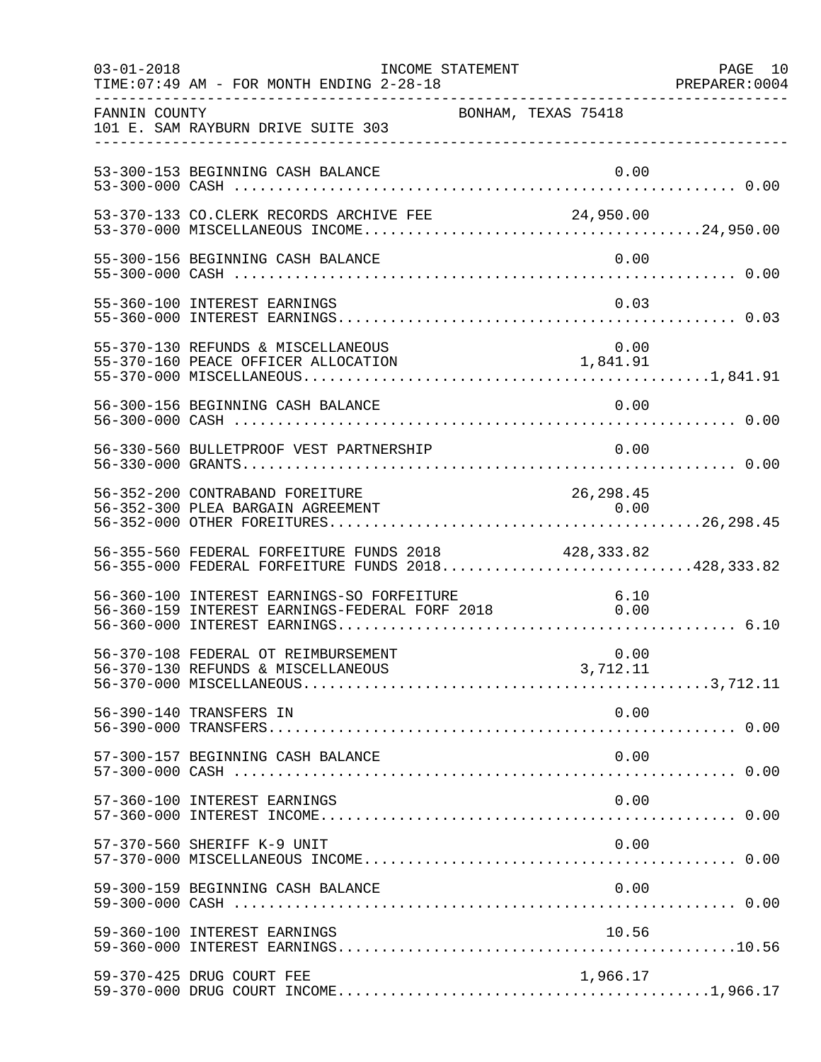FANNIN COUNTY — BONHAM, TEXAS 75418
101 E. SAM RAYBURN DRIVE SUITE 303

INCOME STATEMENT
TIME:07:49 AM - FOR MONTH ENDING 2-28-18

| Account | Description | Detail | Total |
|---|---|---|---|
| 53-300-153 | BEGINNING CASH BALANCE | 0.00 | |
| 53-300-000 | CASH | | 0.00 |
| 53-370-133 | CO.CLERK RECORDS ARCHIVE FEE | 24,950.00 | |
| 53-370-000 | MISCELLANEOUS INCOME | | 24,950.00 |
| 55-300-156 | BEGINNING CASH BALANCE | 0.00 | |
| 55-300-000 | CASH | | 0.00 |
| 55-360-100 | INTEREST EARNINGS | 0.03 | |
| 55-360-000 | INTEREST EARNINGS | | 0.03 |
| 55-370-130 | REFUNDS & MISCELLANEOUS | 0.00 | |
| 55-370-160 | PEACE OFFICER ALLOCATION | 1,841.91 | |
| 55-370-000 | MISCELLANEOUS | | 1,841.91 |
| 56-300-156 | BEGINNING CASH BALANCE | 0.00 | |
| 56-300-000 | CASH | | 0.00 |
| 56-330-560 | BULLETPROOF VEST PARTNERSHIP | 0.00 | |
| 56-330-000 | GRANTS | | 0.00 |
| 56-352-200 | CONTRABAND FOREITURE | 26,298.45 | |
| 56-352-300 | PLEA BARGAIN AGREEMENT | 0.00 | |
| 56-352-000 | OTHER FOREITURES | | 26,298.45 |
| 56-355-560 | FEDERAL FORFEITURE FUNDS 2018 | 428,333.82 | |
| 56-355-000 | FEDERAL FORFEITURE FUNDS 2018 | | 428,333.82 |
| 56-360-100 | INTEREST EARNINGS-SO FORFEITURE | 6.10 | |
| 56-360-159 | INTEREST EARNINGS-FEDERAL FORF 2018 | 0.00 | |
| 56-360-000 | INTEREST EARNINGS | | 6.10 |
| 56-370-108 | FEDERAL OT REIMBURSEMENT | 0.00 | |
| 56-370-130 | REFUNDS & MISCELLANEOUS | 3,712.11 | |
| 56-370-000 | MISCELLANEOUS | | 3,712.11 |
| 56-390-140 | TRANSFERS IN | 0.00 | |
| 56-390-000 | TRANSFERS | | 0.00 |
| 57-300-157 | BEGINNING CASH BALANCE | 0.00 | |
| 57-300-000 | CASH | | 0.00 |
| 57-360-100 | INTEREST EARNINGS | 0.00 | |
| 57-360-000 | INTEREST INCOME | | 0.00 |
| 57-370-560 | SHERIFF K-9 UNIT | 0.00 | |
| 57-370-000 | MISCELLANEOUS INCOME | | 0.00 |
| 59-300-159 | BEGINNING CASH BALANCE | 0.00 | |
| 59-300-000 | CASH | | 0.00 |
| 59-360-100 | INTEREST EARNINGS | 10.56 | |
| 59-360-000 | INTEREST EARNINGS | | 10.56 |
| 59-370-425 | DRUG COURT FEE | 1,966.17 | |
| 59-370-000 | DRUG COURT INCOME | | 1,966.17 |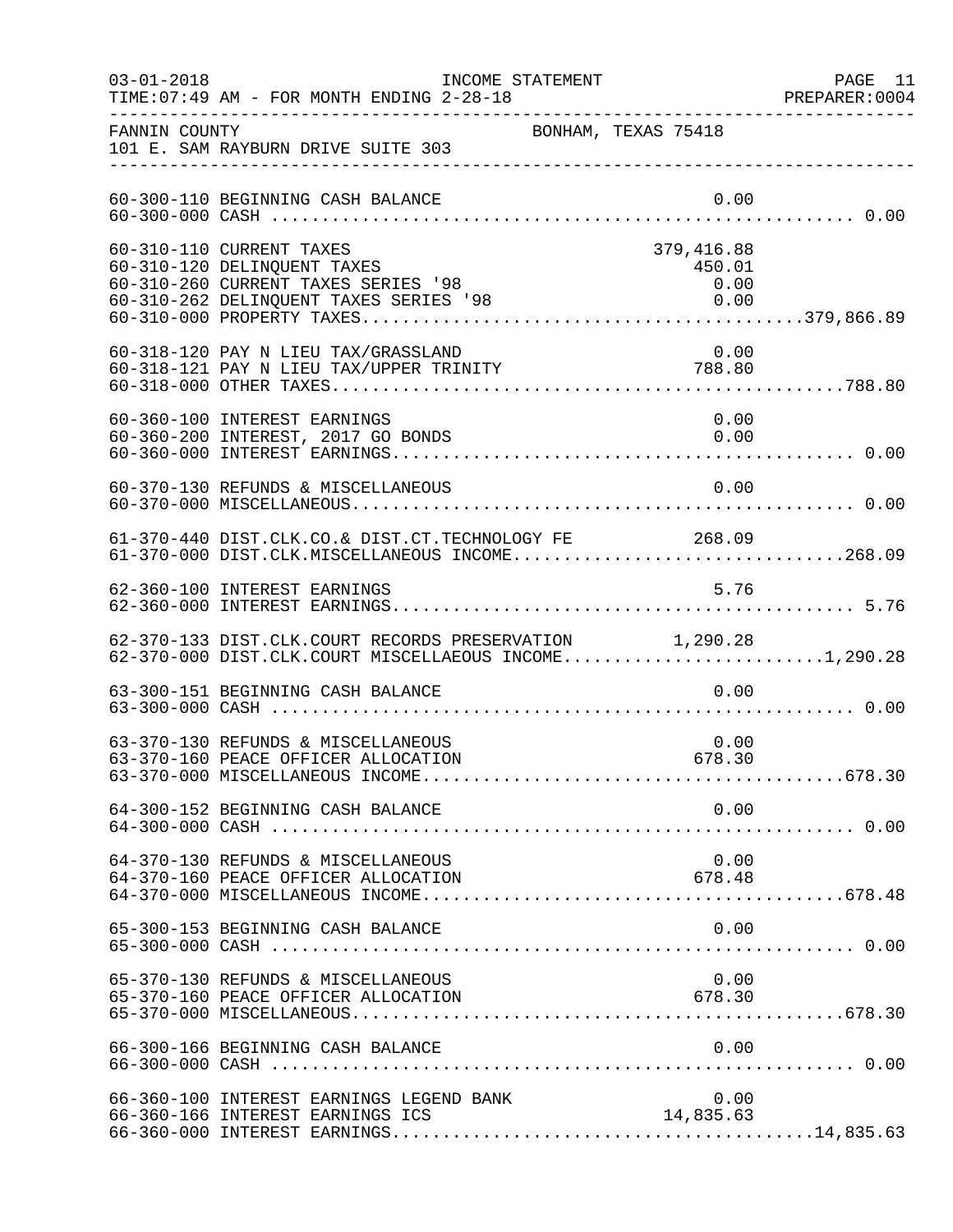FANNIN COUNTY BONHAM, TEXAS 75418
101 E. SAM RAYBURN DRIVE SUITE 303

INCOME STATEMENT
FOR MONTH ENDING 2-28-18

| Account | Description | Detail | Total |
|---|---|---|---|
| 60-300-110 | BEGINNING CASH BALANCE | 0.00 | |
| 60-300-000 | CASH | | 0.00 |
| 60-310-110 | CURRENT TAXES | 379,416.88 | |
| 60-310-120 | DELINQUENT TAXES | 450.01 | |
| 60-310-260 | CURRENT TAXES SERIES '98 | 0.00 | |
| 60-310-262 | DELINQUENT TAXES SERIES '98 | 0.00 | |
| 60-310-000 | PROPERTY TAXES | | 379,866.89 |
| 60-318-120 | PAY N LIEU TAX/GRASSLAND | 0.00 | |
| 60-318-121 | PAY N LIEU TAX/UPPER TRINITY | 788.80 | |
| 60-318-000 | OTHER TAXES | | 788.80 |
| 60-360-100 | INTEREST EARNINGS | 0.00 | |
| 60-360-200 | INTEREST, 2017 GO BONDS | 0.00 | |
| 60-360-000 | INTEREST EARNINGS | | 0.00 |
| 60-370-130 | REFUNDS & MISCELLANEOUS | 0.00 | |
| 60-370-000 | MISCELLANEOUS | | 0.00 |
| 61-370-440 | DIST.CLK.CO.& DIST.CT.TECHNOLOGY FE | 268.09 | |
| 61-370-000 | DIST.CLK.MISCELLANEOUS INCOME | | 268.09 |
| 62-360-100 | INTEREST EARNINGS | 5.76 | |
| 62-360-000 | INTEREST EARNINGS | | 5.76 |
| 62-370-133 | DIST.CLK.COURT RECORDS PRESERVATION | 1,290.28 | |
| 62-370-000 | DIST.CLK.COURT MISCELLAEOUS INCOME | | 1,290.28 |
| 63-300-151 | BEGINNING CASH BALANCE | 0.00 | |
| 63-300-000 | CASH | | 0.00 |
| 63-370-130 | REFUNDS & MISCELLANEOUS | 0.00 | |
| 63-370-160 | PEACE OFFICER ALLOCATION | 678.30 | |
| 63-370-000 | MISCELLANEOUS INCOME | | 678.30 |
| 64-300-152 | BEGINNING CASH BALANCE | 0.00 | |
| 64-300-000 | CASH | | 0.00 |
| 64-370-130 | REFUNDS & MISCELLANEOUS | 0.00 | |
| 64-370-160 | PEACE OFFICER ALLOCATION | 678.48 | |
| 64-370-000 | MISCELLANEOUS INCOME | | 678.48 |
| 65-300-153 | BEGINNING CASH BALANCE | 0.00 | |
| 65-300-000 | CASH | | 0.00 |
| 65-370-130 | REFUNDS & MISCELLANEOUS | 0.00 | |
| 65-370-160 | PEACE OFFICER ALLOCATION | 678.30 | |
| 65-370-000 | MISCELLANEOUS | | 678.30 |
| 66-300-166 | BEGINNING CASH BALANCE | 0.00 | |
| 66-300-000 | CASH | | 0.00 |
| 66-360-100 | INTEREST EARNINGS LEGEND BANK | 0.00 | |
| 66-360-166 | INTEREST EARNINGS ICS | 14,835.63 | |
| 66-360-000 | INTEREST EARNINGS | | 14,835.63 |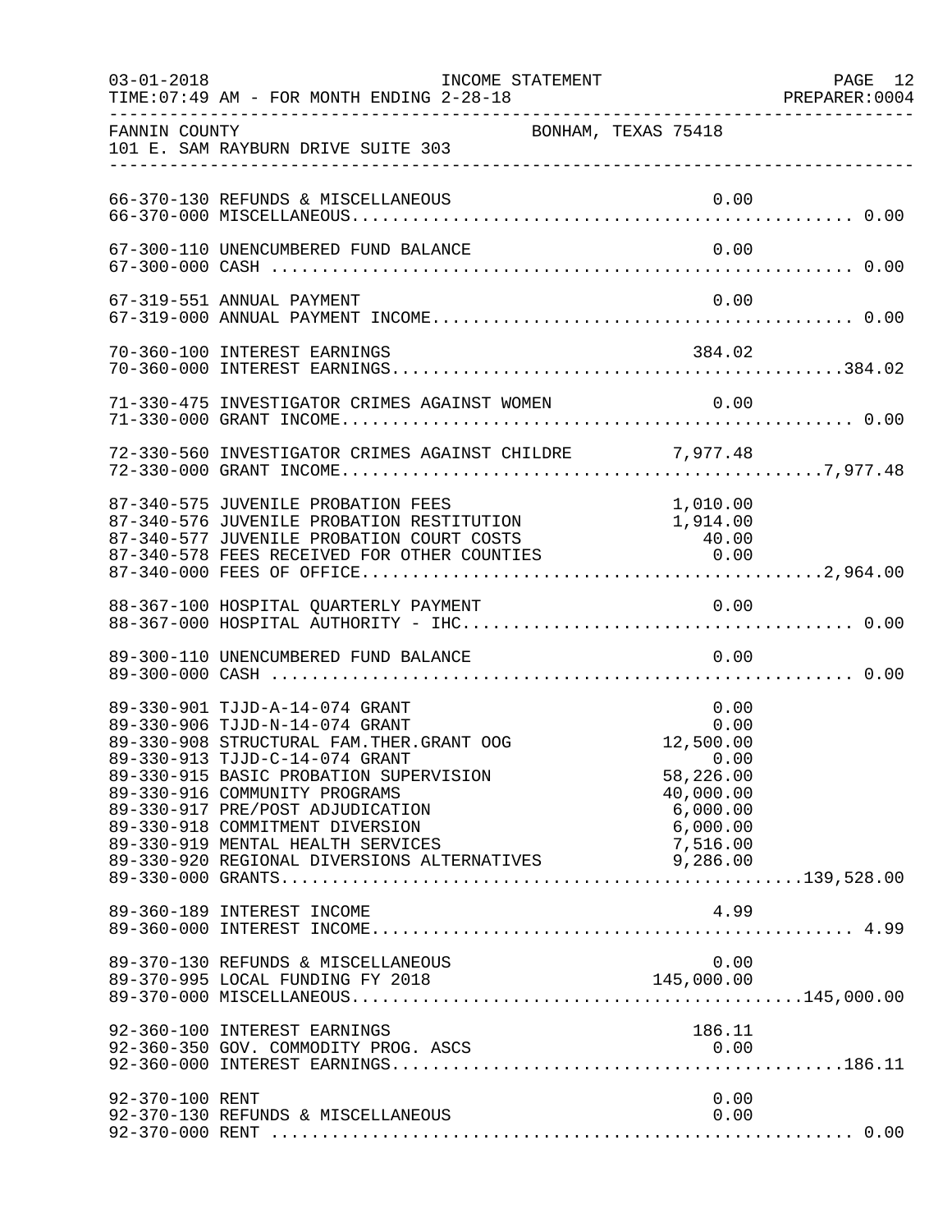FANNIN COUNTY — BONHAM, TEXAS 75418
101 E. SAM RAYBURN DRIVE SUITE 303

INCOME STATEMENT
TIME:07:49 AM - FOR MONTH ENDING 2-28-18

| Account | Description | Amount | Total |
|---|---|---|---|
| 66-370-130 | REFUNDS & MISCELLANEOUS | 0.00 | |
| 66-370-000 | MISCELLANEOUS | | 0.00 |
| 67-300-110 | UNENCUMBERED FUND BALANCE | 0.00 | |
| 67-300-000 | CASH | | 0.00 |
| 67-319-551 | ANNUAL PAYMENT | 0.00 | |
| 67-319-000 | ANNUAL PAYMENT INCOME | | 0.00 |
| 70-360-100 | INTEREST EARNINGS | 384.02 | |
| 70-360-000 | INTEREST EARNINGS | | 384.02 |
| 71-330-475 | INVESTIGATOR CRIMES AGAINST WOMEN | 0.00 | |
| 71-330-000 | GRANT INCOME | | 0.00 |
| 72-330-560 | INVESTIGATOR CRIMES AGAINST CHILDRE | 7,977.48 | |
| 72-330-000 | GRANT INCOME | | 7,977.48 |
| 87-340-575 | JUVENILE PROBATION FEES | 1,010.00 | |
| 87-340-576 | JUVENILE PROBATION RESTITUTION | 1,914.00 | |
| 87-340-577 | JUVENILE PROBATION COURT COSTS | 40.00 | |
| 87-340-578 | FEES RECEIVED FOR OTHER COUNTIES | 0.00 | |
| 87-340-000 | FEES OF OFFICE | | 2,964.00 |
| 88-367-100 | HOSPITAL QUARTERLY PAYMENT | 0.00 | |
| 88-367-000 | HOSPITAL AUTHORITY - IHC | | 0.00 |
| 89-300-110 | UNENCUMBERED FUND BALANCE | 0.00 | |
| 89-300-000 | CASH | | 0.00 |
| 89-330-901 | TJJD-A-14-074 GRANT | 0.00 | |
| 89-330-906 | TJJD-N-14-074 GRANT | 0.00 | |
| 89-330-908 | STRUCTURAL FAM.THER.GRANT OOG | 12,500.00 | |
| 89-330-913 | TJJD-C-14-074 GRANT | 0.00 | |
| 89-330-915 | BASIC PROBATION SUPERVISION | 58,226.00 | |
| 89-330-916 | COMMUNITY PROGRAMS | 40,000.00 | |
| 89-330-917 | PRE/POST ADJUDICATION | 6,000.00 | |
| 89-330-918 | COMMITMENT DIVERSION | 6,000.00 | |
| 89-330-919 | MENTAL HEALTH SERVICES | 7,516.00 | |
| 89-330-920 | REGIONAL DIVERSIONS ALTERNATIVES | 9,286.00 | |
| 89-330-000 | GRANTS | | 139,528.00 |
| 89-360-189 | INTEREST INCOME | 4.99 | |
| 89-360-000 | INTEREST INCOME | | 4.99 |
| 89-370-130 | REFUNDS & MISCELLANEOUS | 0.00 | |
| 89-370-995 | LOCAL FUNDING FY 2018 | 145,000.00 | |
| 89-370-000 | MISCELLANEOUS | | 145,000.00 |
| 92-360-100 | INTEREST EARNINGS | 186.11 | |
| 92-360-350 | GOV. COMMODITY PROG. ASCS | 0.00 | |
| 92-360-000 | INTEREST EARNINGS | | 186.11 |
| 92-370-100 | RENT | 0.00 | |
| 92-370-130 | REFUNDS & MISCELLANEOUS | 0.00 | |
| 92-370-000 | RENT | | 0.00 |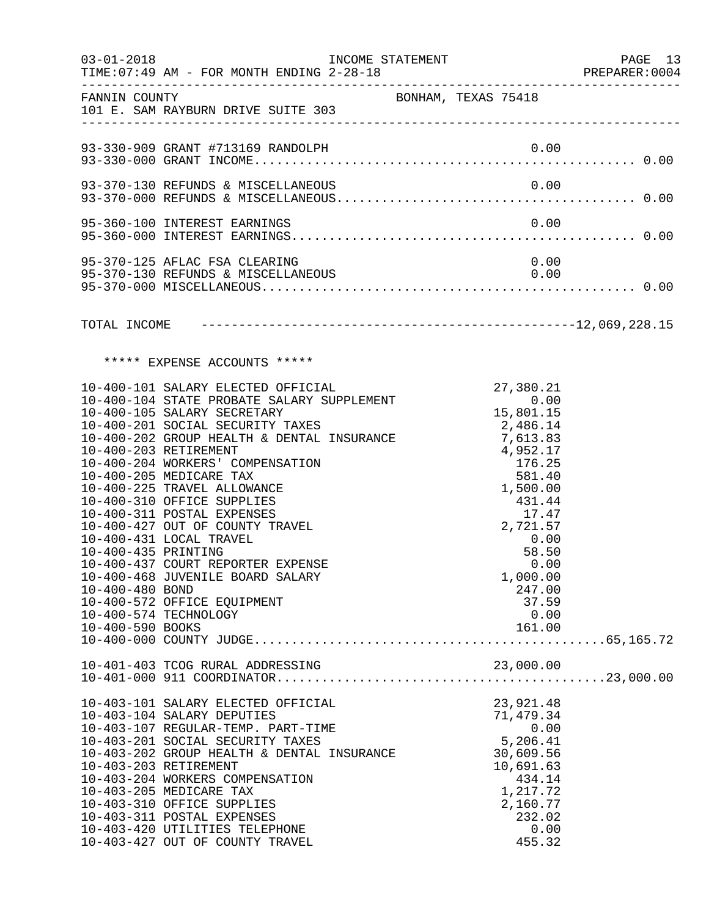FANNIN COUNTY — BONHAM, TEXAS 75418
101 E. SAM RAYBURN DRIVE SUITE 303

INCOME STATEMENT
TIME:07:49 AM - FOR MONTH ENDING 2-28-18

| Account | Description | Amount | Total |
|---|---|---|---|
| 93-330-909 | GRANT #713169 RANDOLPH | 0.00 | |
| 93-330-000 | GRANT INCOME | | 0.00 |
| 93-370-130 | REFUNDS & MISCELLANEOUS | 0.00 | |
| 93-370-000 | REFUNDS & MISCELLANEOUS | | 0.00 |
| 95-360-100 | INTEREST EARNINGS | 0.00 | |
| 95-360-000 | INTEREST EARNINGS | | 0.00 |
| 95-370-125 | AFLAC FSA CLEARING | 0.00 | |
| 95-370-130 | REFUNDS & MISCELLANEOUS | 0.00 | |
| 95-370-000 | MISCELLANEOUS | | 0.00 |

TOTAL INCOME ---------------------------------------------------12,069,228.15

***** EXPENSE ACCOUNTS *****

| Account | Description | Amount | Total |
|---|---|---|---|
| 10-400-101 | SALARY ELECTED OFFICIAL | 27,380.21 | |
| 10-400-104 | STATE PROBATE SALARY SUPPLEMENT | 0.00 | |
| 10-400-105 | SALARY SECRETARY | 15,801.15 | |
| 10-400-201 | SOCIAL SECURITY TAXES | 2,486.14 | |
| 10-400-202 | GROUP HEALTH & DENTAL INSURANCE | 7,613.83 | |
| 10-400-203 | RETIREMENT | 4,952.17 | |
| 10-400-204 | WORKERS' COMPENSATION | 176.25 | |
| 10-400-205 | MEDICARE TAX | 581.40 | |
| 10-400-225 | TRAVEL ALLOWANCE | 1,500.00 | |
| 10-400-310 | OFFICE SUPPLIES | 431.44 | |
| 10-400-311 | POSTAL EXPENSES | 17.47 | |
| 10-400-427 | OUT OF COUNTY TRAVEL | 2,721.57 | |
| 10-400-431 | LOCAL TRAVEL | 0.00 | |
| 10-400-435 | PRINTING | 58.50 | |
| 10-400-437 | COURT REPORTER EXPENSE | 0.00 | |
| 10-400-468 | JUVENILE BOARD SALARY | 1,000.00 | |
| 10-400-480 | BOND | 247.00 | |
| 10-400-572 | OFFICE EQUIPMENT | 37.59 | |
| 10-400-574 | TECHNOLOGY | 0.00 | |
| 10-400-590 | BOOKS | 161.00 | |
| 10-400-000 | COUNTY JUDGE | | 65,165.72 |
| 10-401-403 | TCOG RURAL ADDRESSING | 23,000.00 | |
| 10-401-000 | 911 COORDINATOR | | 23,000.00 |
| 10-403-101 | SALARY ELECTED OFFICIAL | 23,921.48 | |
| 10-403-104 | SALARY DEPUTIES | 71,479.34 | |
| 10-403-107 | REGULAR-TEMP. PART-TIME | 0.00 | |
| 10-403-201 | SOCIAL SECURITY TAXES | 5,206.41 | |
| 10-403-202 | GROUP HEALTH & DENTAL INSURANCE | 30,609.56 | |
| 10-403-203 | RETIREMENT | 10,691.63 | |
| 10-403-204 | WORKERS COMPENSATION | 434.14 | |
| 10-403-205 | MEDICARE TAX | 1,217.72 | |
| 10-403-310 | OFFICE SUPPLIES | 2,160.77 | |
| 10-403-311 | POSTAL EXPENSES | 232.02 | |
| 10-403-420 | UTILITIES TELEPHONE | 0.00 | |
| 10-403-427 | OUT OF COUNTY TRAVEL | 455.32 | |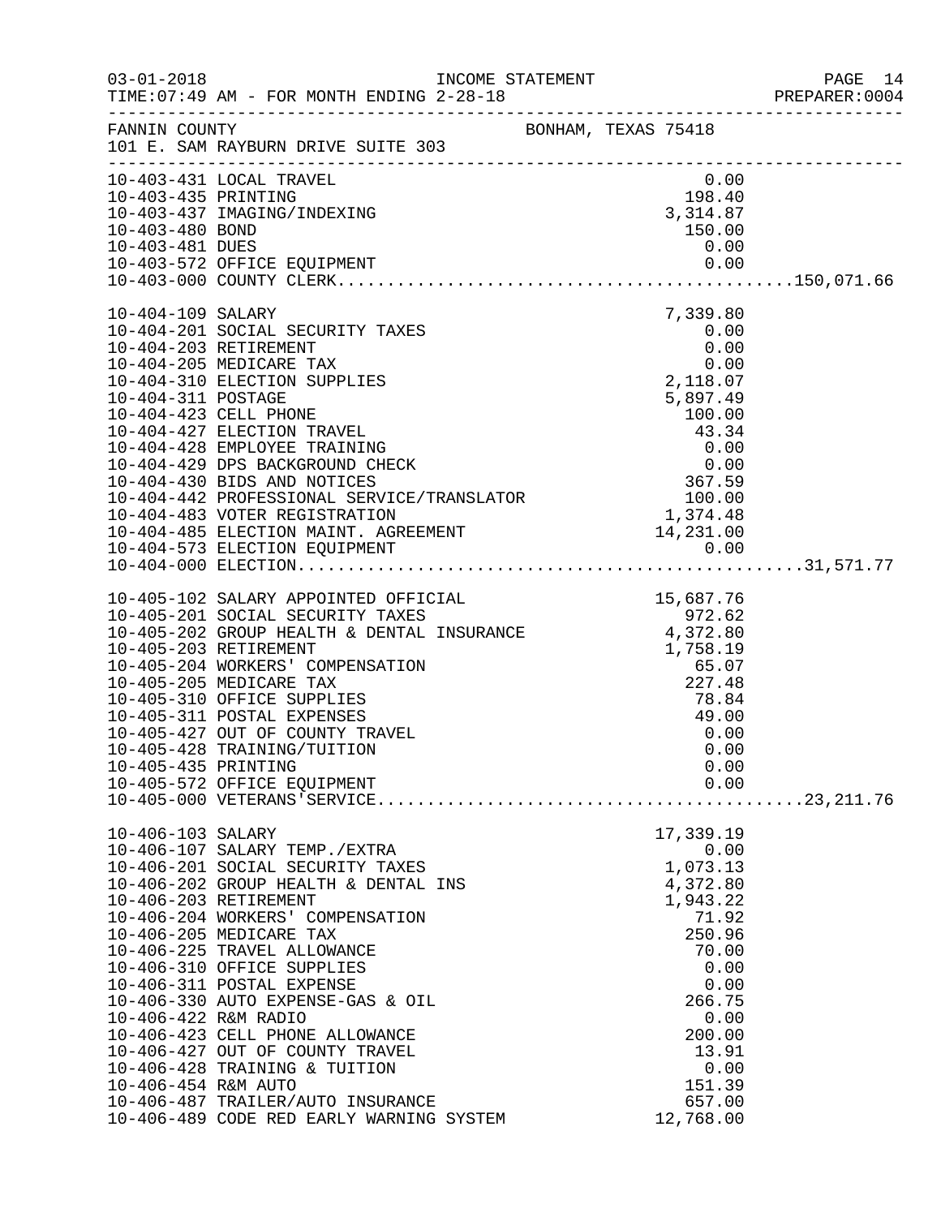FANNIN COUNTY — BONHAM, TEXAS 75418
101 E. SAM RAYBURN DRIVE SUITE 303

INCOME STATEMENT
TIME:07:49 AM - FOR MONTH ENDING 2-28-18

| Account | Description | Amount | Total |
|---|---|---|---|
| 10-403-431 | LOCAL TRAVEL | 0.00 | |
| 10-403-435 | PRINTING | 198.40 | |
| 10-403-437 | IMAGING/INDEXING | 3,314.87 | |
| 10-403-480 | BOND | 150.00 | |
| 10-403-481 | DUES | 0.00 | |
| 10-403-572 | OFFICE EQUIPMENT | 0.00 | |
| 10-403-000 | COUNTY CLERK | | 150,071.66 |
| 10-404-109 | SALARY | 7,339.80 | |
| 10-404-201 | SOCIAL SECURITY TAXES | 0.00 | |
| 10-404-203 | RETIREMENT | 0.00 | |
| 10-404-205 | MEDICARE TAX | 0.00 | |
| 10-404-310 | ELECTION SUPPLIES | 2,118.07 | |
| 10-404-311 | POSTAGE | 5,897.49 | |
| 10-404-423 | CELL PHONE | 100.00 | |
| 10-404-427 | ELECTION TRAVEL | 43.34 | |
| 10-404-428 | EMPLOYEE TRAINING | 0.00 | |
| 10-404-429 | DPS BACKGROUND CHECK | 0.00 | |
| 10-404-430 | BIDS AND NOTICES | 367.59 | |
| 10-404-442 | PROFESSIONAL SERVICE/TRANSLATOR | 100.00 | |
| 10-404-483 | VOTER REGISTRATION | 1,374.48 | |
| 10-404-485 | ELECTION MAINT. AGREEMENT | 14,231.00 | |
| 10-404-573 | ELECTION EQUIPMENT | 0.00 | |
| 10-404-000 | ELECTION | | 31,571.77 |
| 10-405-102 | SALARY APPOINTED OFFICIAL | 15,687.76 | |
| 10-405-201 | SOCIAL SECURITY TAXES | 972.62 | |
| 10-405-202 | GROUP HEALTH & DENTAL INSURANCE | 4,372.80 | |
| 10-405-203 | RETIREMENT | 1,758.19 | |
| 10-405-204 | WORKERS' COMPENSATION | 65.07 | |
| 10-405-205 | MEDICARE TAX | 227.48 | |
| 10-405-310 | OFFICE SUPPLIES | 78.84 | |
| 10-405-311 | POSTAL EXPENSES | 49.00 | |
| 10-405-427 | OUT OF COUNTY TRAVEL | 0.00 | |
| 10-405-428 | TRAINING/TUITION | 0.00 | |
| 10-405-435 | PRINTING | 0.00 | |
| 10-405-572 | OFFICE EQUIPMENT | 0.00 | |
| 10-405-000 | VETERANS'SERVICE | | 23,211.76 |
| 10-406-103 | SALARY | 17,339.19 | |
| 10-406-107 | SALARY TEMP./EXTRA | 0.00 | |
| 10-406-201 | SOCIAL SECURITY TAXES | 1,073.13 | |
| 10-406-202 | GROUP HEALTH & DENTAL INS | 4,372.80 | |
| 10-406-203 | RETIREMENT | 1,943.22 | |
| 10-406-204 | WORKERS' COMPENSATION | 71.92 | |
| 10-406-205 | MEDICARE TAX | 250.96 | |
| 10-406-225 | TRAVEL ALLOWANCE | 70.00 | |
| 10-406-310 | OFFICE SUPPLIES | 0.00 | |
| 10-406-311 | POSTAL EXPENSE | 0.00 | |
| 10-406-330 | AUTO EXPENSE-GAS & OIL | 266.75 | |
| 10-406-422 | R&M RADIO | 0.00 | |
| 10-406-423 | CELL PHONE ALLOWANCE | 200.00 | |
| 10-406-427 | OUT OF COUNTY TRAVEL | 13.91 | |
| 10-406-428 | TRAINING & TUITION | 0.00 | |
| 10-406-454 | R&M AUTO | 151.39 | |
| 10-406-487 | TRAILER/AUTO INSURANCE | 657.00 | |
| 10-406-489 | CODE RED EARLY WARNING SYSTEM | 12,768.00 | |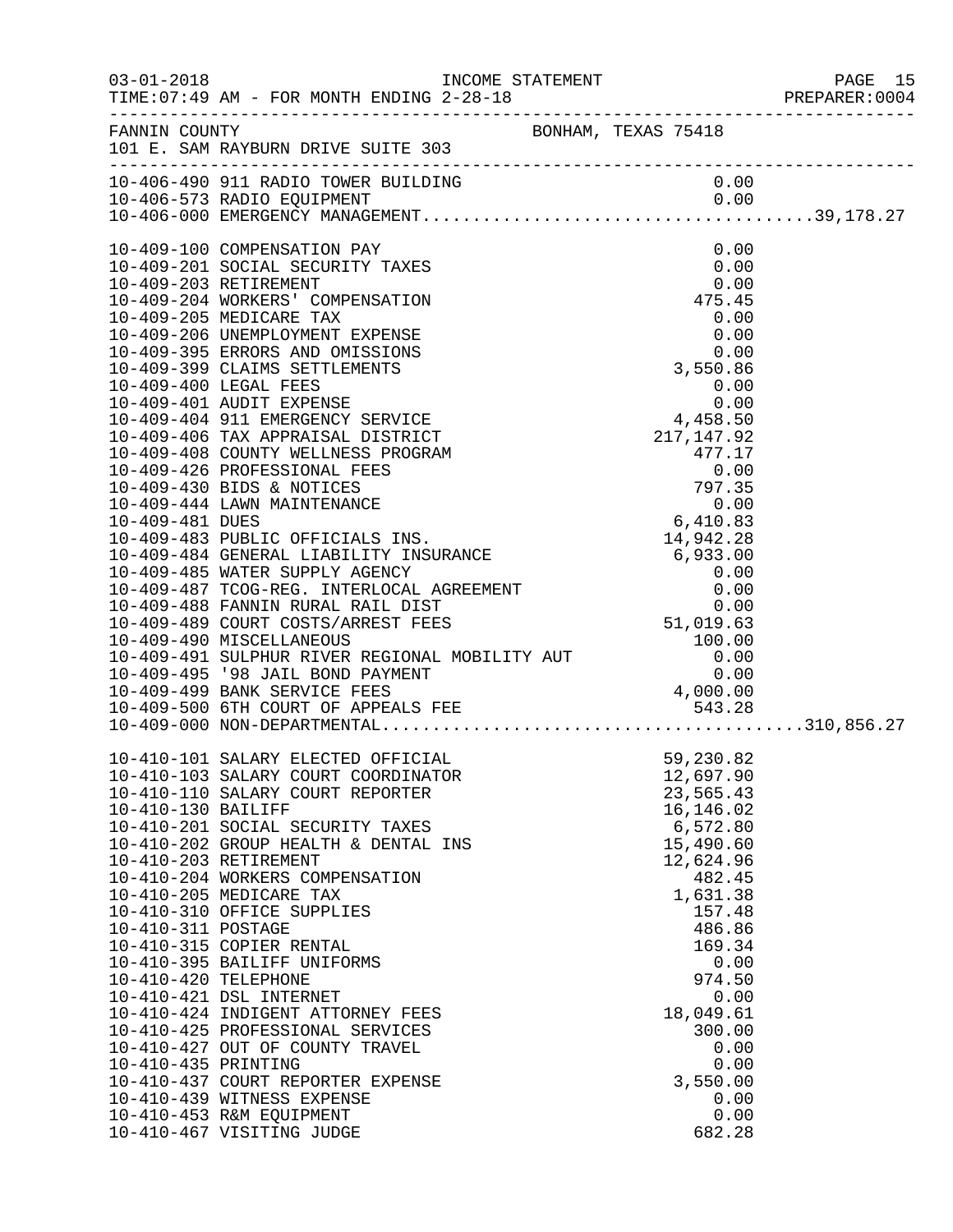FANNIN COUNTY BONHAM, TEXAS 75418
101 E. SAM RAYBURN DRIVE SUITE 303

INCOME STATEMENT
TIME:07:49 AM - FOR MONTH ENDING 2-28-18

| Account | Description | Amount | Total |
|---|---|---|---|
| 10-406-490 | 911 RADIO TOWER BUILDING | 0.00 | |
| 10-406-573 | RADIO EQUIPMENT | 0.00 | |
| 10-406-000 | EMERGENCY MANAGEMENT | | 39,178.27 |
| 10-409-100 | COMPENSATION PAY | 0.00 | |
| 10-409-201 | SOCIAL SECURITY TAXES | 0.00 | |
| 10-409-203 | RETIREMENT | 0.00 | |
| 10-409-204 | WORKERS' COMPENSATION | 475.45 | |
| 10-409-205 | MEDICARE TAX | 0.00 | |
| 10-409-206 | UNEMPLOYMENT EXPENSE | 0.00 | |
| 10-409-395 | ERRORS AND OMISSIONS | 0.00 | |
| 10-409-399 | CLAIMS SETTLEMENTS | 3,550.86 | |
| 10-409-400 | LEGAL FEES | 0.00 | |
| 10-409-401 | AUDIT EXPENSE | 0.00 | |
| 10-409-404 | 911 EMERGENCY SERVICE | 4,458.50 | |
| 10-409-406 | TAX APPRAISAL DISTRICT | 217,147.92 | |
| 10-409-408 | COUNTY WELLNESS PROGRAM | 477.17 | |
| 10-409-426 | PROFESSIONAL FEES | 0.00 | |
| 10-409-430 | BIDS & NOTICES | 797.35 | |
| 10-409-444 | LAWN MAINTENANCE | 0.00 | |
| 10-409-481 | DUES | 6,410.83 | |
| 10-409-483 | PUBLIC OFFICIALS INS. | 14,942.28 | |
| 10-409-484 | GENERAL LIABILITY INSURANCE | 6,933.00 | |
| 10-409-485 | WATER SUPPLY AGENCY | 0.00 | |
| 10-409-487 | TCOG-REG. INTERLOCAL AGREEMENT | 0.00 | |
| 10-409-488 | FANNIN RURAL RAIL DIST | 0.00 | |
| 10-409-489 | COURT COSTS/ARREST FEES | 51,019.63 | |
| 10-409-490 | MISCELLANEOUS | 100.00 | |
| 10-409-491 | SULPHUR RIVER REGIONAL MOBILITY AUT | 0.00 | |
| 10-409-495 | '98 JAIL BOND PAYMENT | 0.00 | |
| 10-409-499 | BANK SERVICE FEES | 4,000.00 | |
| 10-409-500 | 6TH COURT OF APPEALS FEE | 543.28 | |
| 10-409-000 | NON-DEPARTMENTAL | | 310,856.27 |
| 10-410-101 | SALARY ELECTED OFFICIAL | 59,230.82 | |
| 10-410-103 | SALARY COURT COORDINATOR | 12,697.90 | |
| 10-410-110 | SALARY COURT REPORTER | 23,565.43 | |
| 10-410-130 | BAILIFF | 16,146.02 | |
| 10-410-201 | SOCIAL SECURITY TAXES | 6,572.80 | |
| 10-410-202 | GROUP HEALTH & DENTAL INS | 15,490.60 | |
| 10-410-203 | RETIREMENT | 12,624.96 | |
| 10-410-204 | WORKERS COMPENSATION | 482.45 | |
| 10-410-205 | MEDICARE TAX | 1,631.38 | |
| 10-410-310 | OFFICE SUPPLIES | 157.48 | |
| 10-410-311 | POSTAGE | 486.86 | |
| 10-410-315 | COPIER RENTAL | 169.34 | |
| 10-410-395 | BAILIFF UNIFORMS | 0.00 | |
| 10-410-420 | TELEPHONE | 974.50 | |
| 10-410-421 | DSL INTERNET | 0.00 | |
| 10-410-424 | INDIGENT ATTORNEY FEES | 18,049.61 | |
| 10-410-425 | PROFESSIONAL SERVICES | 300.00 | |
| 10-410-427 | OUT OF COUNTY TRAVEL | 0.00 | |
| 10-410-435 | PRINTING | 0.00 | |
| 10-410-437 | COURT REPORTER EXPENSE | 3,550.00 | |
| 10-410-439 | WITNESS EXPENSE | 0.00 | |
| 10-410-453 | R&M EQUIPMENT | 0.00 | |
| 10-410-467 | VISITING JUDGE | 682.28 | |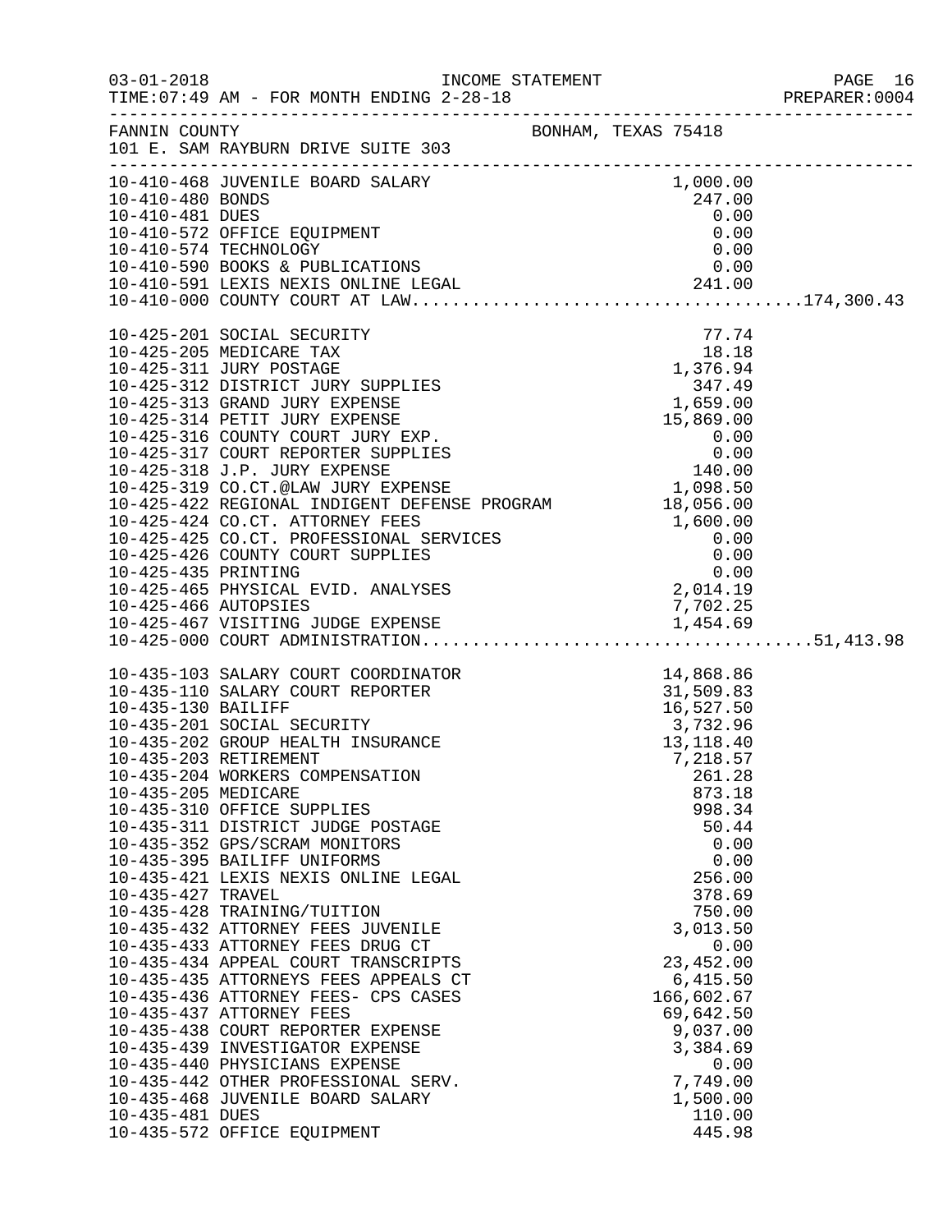FANNIN COUNTY BONHAM, TEXAS 75418
101 E. SAM RAYBURN DRIVE SUITE 303

| Account | Description | Amount | Total |
|---|---|---|---|
| 10-410-468 | JUVENILE BOARD SALARY | 1,000.00 | |
| 10-410-480 | BONDS | 247.00 | |
| 10-410-481 | DUES | 0.00 | |
| 10-410-572 | OFFICE EQUIPMENT | 0.00 | |
| 10-410-574 | TECHNOLOGY | 0.00 | |
| 10-410-590 | BOOKS & PUBLICATIONS | 0.00 | |
| 10-410-591 | LEXIS NEXIS ONLINE LEGAL | 241.00 | |
| 10-410-000 | COUNTY COURT AT LAW | | 174,300.43 |
| 10-425-201 | SOCIAL SECURITY | 77.74 | |
| 10-425-205 | MEDICARE TAX | 18.18 | |
| 10-425-311 | JURY POSTAGE | 1,376.94 | |
| 10-425-312 | DISTRICT JURY SUPPLIES | 347.49 | |
| 10-425-313 | GRAND JURY EXPENSE | 1,659.00 | |
| 10-425-314 | PETIT JURY EXPENSE | 15,869.00 | |
| 10-425-316 | COUNTY COURT JURY EXP. | 0.00 | |
| 10-425-317 | COURT REPORTER SUPPLIES | 0.00 | |
| 10-425-318 | J.P. JURY EXPENSE | 140.00 | |
| 10-425-319 | CO.CT.@LAW JURY EXPENSE | 1,098.50 | |
| 10-425-422 | REGIONAL INDIGENT DEFENSE PROGRAM | 18,056.00 | |
| 10-425-424 | CO.CT. ATTORNEY FEES | 1,600.00 | |
| 10-425-425 | CO.CT. PROFESSIONAL SERVICES | 0.00 | |
| 10-425-426 | COUNTY COURT SUPPLIES | 0.00 | |
| 10-425-435 | PRINTING | 0.00 | |
| 10-425-465 | PHYSICAL EVID. ANALYSES | 2,014.19 | |
| 10-425-466 | AUTOPSIES | 7,702.25 | |
| 10-425-467 | VISITING JUDGE EXPENSE | 1,454.69 | |
| 10-425-000 | COURT ADMINISTRATION | | 51,413.98 |
| 10-435-103 | SALARY COURT COORDINATOR | 14,868.86 | |
| 10-435-110 | SALARY COURT REPORTER | 31,509.83 | |
| 10-435-130 | BAILIFF | 16,527.50 | |
| 10-435-201 | SOCIAL SECURITY | 3,732.96 | |
| 10-435-202 | GROUP HEALTH INSURANCE | 13,118.40 | |
| 10-435-203 | RETIREMENT | 7,218.57 | |
| 10-435-204 | WORKERS COMPENSATION | 261.28 | |
| 10-435-205 | MEDICARE | 873.18 | |
| 10-435-310 | OFFICE SUPPLIES | 998.34 | |
| 10-435-311 | DISTRICT JUDGE POSTAGE | 50.44 | |
| 10-435-352 | GPS/SCRAM MONITORS | 0.00 | |
| 10-435-395 | BAILIFF UNIFORMS | 0.00 | |
| 10-435-421 | LEXIS NEXIS ONLINE LEGAL | 256.00 | |
| 10-435-427 | TRAVEL | 378.69 | |
| 10-435-428 | TRAINING/TUITION | 750.00 | |
| 10-435-432 | ATTORNEY FEES JUVENILE | 3,013.50 | |
| 10-435-433 | ATTORNEY FEES DRUG CT | 0.00 | |
| 10-435-434 | APPEAL COURT TRANSCRIPTS | 23,452.00 | |
| 10-435-435 | ATTORNEYS FEES APPEALS CT | 6,415.50 | |
| 10-435-436 | ATTORNEY FEES- CPS CASES | 166,602.67 | |
| 10-435-437 | ATTORNEY FEES | 69,642.50 | |
| 10-435-438 | COURT REPORTER EXPENSE | 9,037.00 | |
| 10-435-439 | INVESTIGATOR EXPENSE | 3,384.69 | |
| 10-435-440 | PHYSICIANS EXPENSE | 0.00 | |
| 10-435-442 | OTHER PROFESSIONAL SERV. | 7,749.00 | |
| 10-435-468 | JUVENILE BOARD SALARY | 1,500.00 | |
| 10-435-481 | DUES | 110.00 | |
| 10-435-572 | OFFICE EQUIPMENT | 445.98 | |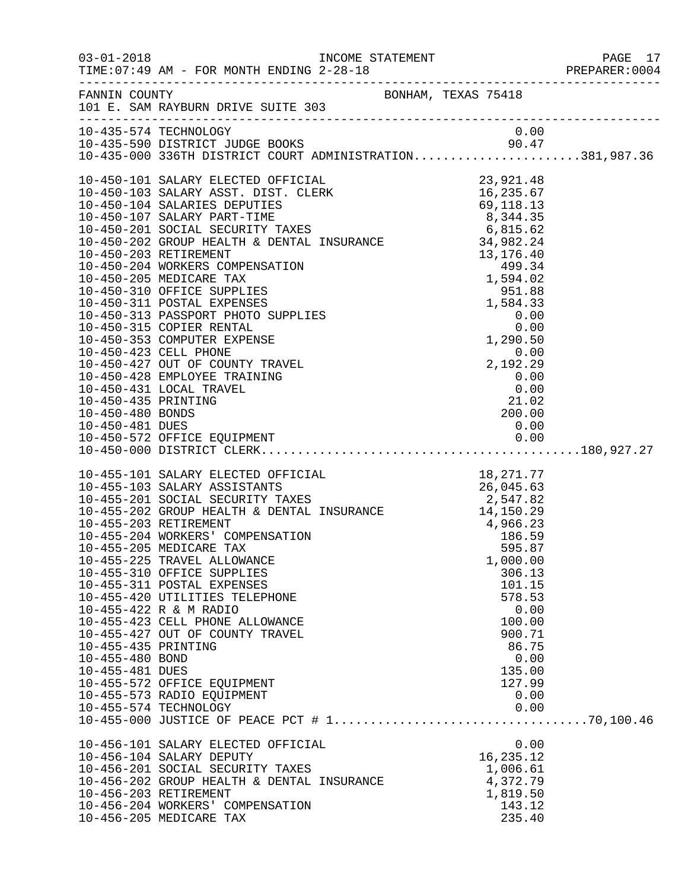FANNIN COUNTY BONHAM, TEXAS 75418
101 E. SAM RAYBURN DRIVE SUITE 303

| Account | Description | Amount | Total |
|---|---|---|---|
| 10-435-574 | TECHNOLOGY | 0.00 | |
| 10-435-590 | DISTRICT JUDGE BOOKS | 90.47 | |
| 10-435-000 | 336TH DISTRICT COURT ADMINISTRATION | | 381,987.36 |
| 10-450-101 | SALARY ELECTED OFFICIAL | 23,921.48 | |
| 10-450-103 | SALARY ASST. DIST. CLERK | 16,235.67 | |
| 10-450-104 | SALARIES DEPUTIES | 69,118.13 | |
| 10-450-107 | SALARY PART-TIME | 8,344.35 | |
| 10-450-201 | SOCIAL SECURITY TAXES | 6,815.62 | |
| 10-450-202 | GROUP HEALTH & DENTAL INSURANCE | 34,982.24 | |
| 10-450-203 | RETIREMENT | 13,176.40 | |
| 10-450-204 | WORKERS COMPENSATION | 499.34 | |
| 10-450-205 | MEDICARE TAX | 1,594.02 | |
| 10-450-310 | OFFICE SUPPLIES | 951.88 | |
| 10-450-311 | POSTAL EXPENSES | 1,584.33 | |
| 10-450-313 | PASSPORT PHOTO SUPPLIES | 0.00 | |
| 10-450-315 | COPIER RENTAL | 0.00 | |
| 10-450-353 | COMPUTER EXPENSE | 1,290.50 | |
| 10-450-423 | CELL PHONE | 0.00 | |
| 10-450-427 | OUT OF COUNTY TRAVEL | 2,192.29 | |
| 10-450-428 | EMPLOYEE TRAINING | 0.00 | |
| 10-450-431 | LOCAL TRAVEL | 0.00 | |
| 10-450-435 | PRINTING | 21.02 | |
| 10-450-480 | BONDS | 200.00 | |
| 10-450-481 | DUES | 0.00 | |
| 10-450-572 | OFFICE EQUIPMENT | 0.00 | |
| 10-450-000 | DISTRICT CLERK | | 180,927.27 |
| 10-455-101 | SALARY ELECTED OFFICIAL | 18,271.77 | |
| 10-455-103 | SALARY ASSISTANTS | 26,045.63 | |
| 10-455-201 | SOCIAL SECURITY TAXES | 2,547.82 | |
| 10-455-202 | GROUP HEALTH & DENTAL INSURANCE | 14,150.29 | |
| 10-455-203 | RETIREMENT | 4,966.23 | |
| 10-455-204 | WORKERS' COMPENSATION | 186.59 | |
| 10-455-205 | MEDICARE TAX | 595.87 | |
| 10-455-225 | TRAVEL ALLOWANCE | 1,000.00 | |
| 10-455-310 | OFFICE SUPPLIES | 306.13 | |
| 10-455-311 | POSTAL EXPENSES | 101.15 | |
| 10-455-420 | UTILITIES TELEPHONE | 578.53 | |
| 10-455-422 | R & M RADIO | 0.00 | |
| 10-455-423 | CELL PHONE ALLOWANCE | 100.00 | |
| 10-455-427 | OUT OF COUNTY TRAVEL | 900.71 | |
| 10-455-435 | PRINTING | 86.75 | |
| 10-455-480 | BOND | 0.00 | |
| 10-455-481 | DUES | 135.00 | |
| 10-455-572 | OFFICE EQUIPMENT | 127.99 | |
| 10-455-573 | RADIO EQUIPMENT | 0.00 | |
| 10-455-574 | TECHNOLOGY | 0.00 | |
| 10-455-000 | JUSTICE OF PEACE PCT # 1 | | 70,100.46 |
| 10-456-101 | SALARY ELECTED OFFICIAL | 0.00 | |
| 10-456-104 | SALARY DEPUTY | 16,235.12 | |
| 10-456-201 | SOCIAL SECURITY TAXES | 1,006.61 | |
| 10-456-202 | GROUP HEALTH & DENTAL INSURANCE | 4,372.79 | |
| 10-456-203 | RETIREMENT | 1,819.50 | |
| 10-456-204 | WORKERS' COMPENSATION | 143.12 | |
| 10-456-205 | MEDICARE TAX | 235.40 | |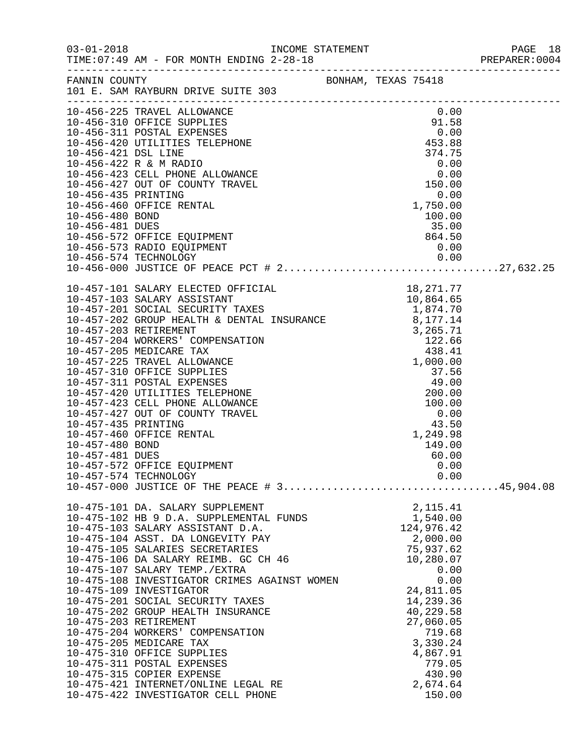03-01-2018 INCOME STATEMENT
TIME:07:49 AM - FOR MONTH ENDING 2-28-18 PREPARER:0004

FANNIN COUNTY BONHAM, TEXAS 75418
101 E. SAM RAYBURN DRIVE SUITE 303

| Account | Description | Amount | Total |
|---|---|---|---|
| 10-456-225 | TRAVEL ALLOWANCE | 0.00 | |
| 10-456-310 | OFFICE SUPPLIES | 91.58 | |
| 10-456-311 | POSTAL EXPENSES | 0.00 | |
| 10-456-420 | UTILITIES TELEPHONE | 453.88 | |
| 10-456-421 | DSL LINE | 374.75 | |
| 10-456-422 | R & M RADIO | 0.00 | |
| 10-456-423 | CELL PHONE ALLOWANCE | 0.00 | |
| 10-456-427 | OUT OF COUNTY TRAVEL | 150.00 | |
| 10-456-435 | PRINTING | 0.00 | |
| 10-456-460 | OFFICE RENTAL | 1,750.00 | |
| 10-456-480 | BOND | 100.00 | |
| 10-456-481 | DUES | 35.00 | |
| 10-456-572 | OFFICE EQUIPMENT | 864.50 | |
| 10-456-573 | RADIO EQUIPMENT | 0.00 | |
| 10-456-574 | TECHNOLOGY | 0.00 | |
| 10-456-000 | JUSTICE OF PEACE PCT # 2 | | 27,632.25 |
| 10-457-101 | SALARY ELECTED OFFICIAL | 18,271.77 | |
| 10-457-103 | SALARY ASSISTANT | 10,864.65 | |
| 10-457-201 | SOCIAL SECURITY TAXES | 1,874.70 | |
| 10-457-202 | GROUP HEALTH & DENTAL INSURANCE | 8,177.14 | |
| 10-457-203 | RETIREMENT | 3,265.71 | |
| 10-457-204 | WORKERS' COMPENSATION | 122.66 | |
| 10-457-205 | MEDICARE TAX | 438.41 | |
| 10-457-225 | TRAVEL ALLOWANCE | 1,000.00 | |
| 10-457-310 | OFFICE SUPPLIES | 37.56 | |
| 10-457-311 | POSTAL EXPENSES | 49.00 | |
| 10-457-420 | UTILITIES TELEPHONE | 200.00 | |
| 10-457-423 | CELL PHONE ALLOWANCE | 100.00 | |
| 10-457-427 | OUT OF COUNTY TRAVEL | 0.00 | |
| 10-457-435 | PRINTING | 43.50 | |
| 10-457-460 | OFFICE RENTAL | 1,249.98 | |
| 10-457-480 | BOND | 149.00 | |
| 10-457-481 | DUES | 60.00 | |
| 10-457-572 | OFFICE EQUIPMENT | 0.00 | |
| 10-457-574 | TECHNOLOGY | 0.00 | |
| 10-457-000 | JUSTICE OF THE PEACE # 3 | | 45,904.08 |
| 10-475-101 | DA. SALARY SUPPLEMENT | 2,115.41 | |
| 10-475-102 | HB 9 D.A. SUPPLEMENTAL FUNDS | 1,540.00 | |
| 10-475-103 | SALARY ASSISTANT D.A. | 124,976.42 | |
| 10-475-104 | ASST. DA LONGEVITY PAY | 2,000.00 | |
| 10-475-105 | SALARIES SECRETARIES | 75,937.62 | |
| 10-475-106 | DA SALARY REIMB. GC CH 46 | 10,280.07 | |
| 10-475-107 | SALARY TEMP./EXTRA | 0.00 | |
| 10-475-108 | INVESTIGATOR CRIMES AGAINST WOMEN | 0.00 | |
| 10-475-109 | INVESTIGATOR | 24,811.05 | |
| 10-475-201 | SOCIAL SECURITY TAXES | 14,239.36 | |
| 10-475-202 | GROUP HEALTH INSURANCE | 40,229.58 | |
| 10-475-203 | RETIREMENT | 27,060.05 | |
| 10-475-204 | WORKERS' COMPENSATION | 719.68 | |
| 10-475-205 | MEDICARE TAX | 3,330.24 | |
| 10-475-310 | OFFICE SUPPLIES | 4,867.91 | |
| 10-475-311 | POSTAL EXPENSES | 779.05 | |
| 10-475-315 | COPIER EXPENSE | 430.90 | |
| 10-475-421 | INTERNET/ONLINE LEGAL RE | 2,674.64 | |
| 10-475-422 | INVESTIGATOR CELL PHONE | 150.00 | |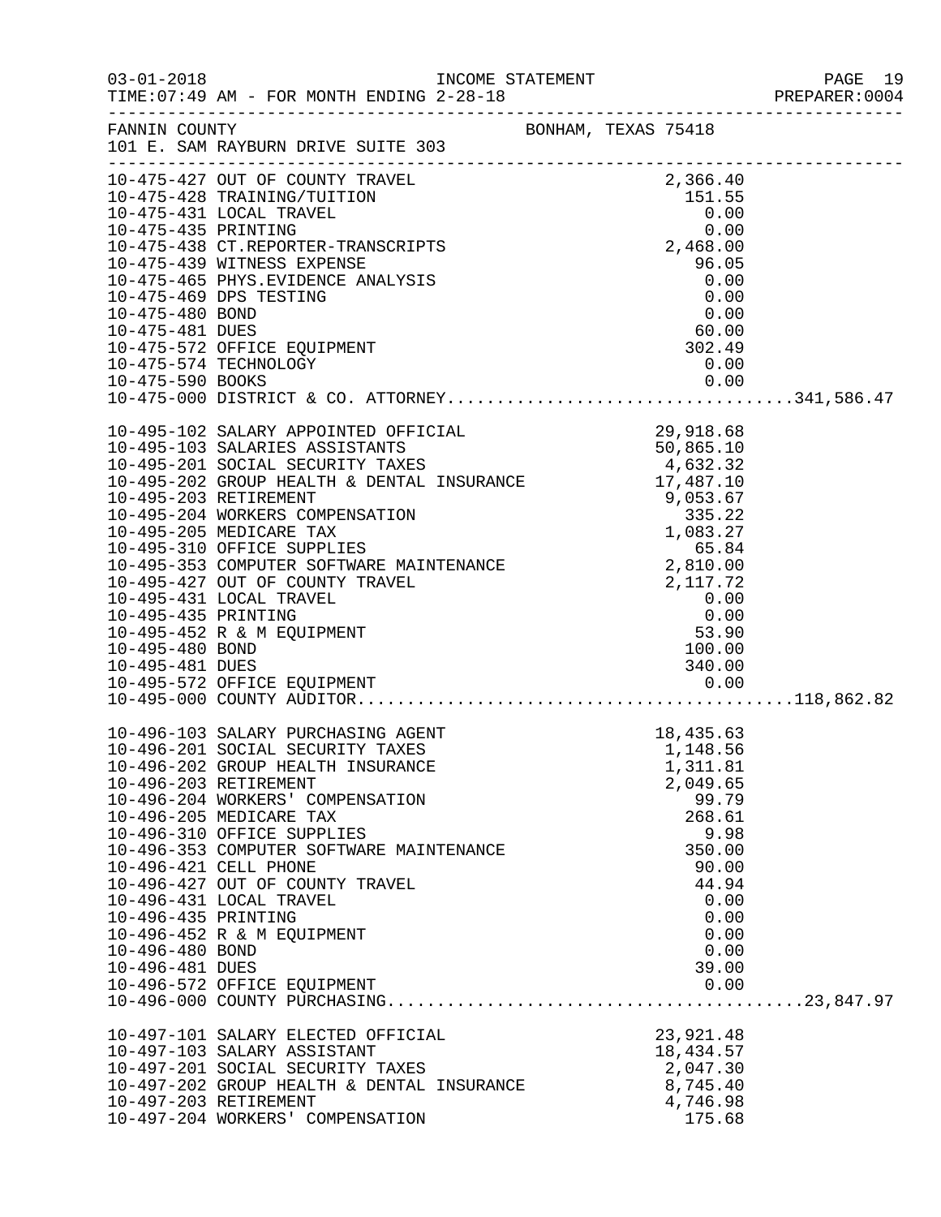FANNIN COUNTY BONHAM, TEXAS 75418
101 E. SAM RAYBURN DRIVE SUITE 303

INCOME STATEMENT — FOR MONTH ENDING 2-28-18

| Account | Description | Amount | Total |
|---|---|---|---|
| 10-475-427 | OUT OF COUNTY TRAVEL | 2,366.40 | |
| 10-475-428 | TRAINING/TUITION | 151.55 | |
| 10-475-431 | LOCAL TRAVEL | 0.00 | |
| 10-475-435 | PRINTING | 0.00 | |
| 10-475-438 | CT.REPORTER-TRANSCRIPTS | 2,468.00 | |
| 10-475-439 | WITNESS EXPENSE | 96.05 | |
| 10-475-465 | PHYS.EVIDENCE ANALYSIS | 0.00 | |
| 10-475-469 | DPS TESTING | 0.00 | |
| 10-475-480 | BOND | 0.00 | |
| 10-475-481 | DUES | 60.00 | |
| 10-475-572 | OFFICE EQUIPMENT | 302.49 | |
| 10-475-574 | TECHNOLOGY | 0.00 | |
| 10-475-590 | BOOKS | 0.00 | |
| 10-475-000 | DISTRICT & CO. ATTORNEY | | 341,586.47 |
| 10-495-102 | SALARY APPOINTED OFFICIAL | 29,918.68 | |
| 10-495-103 | SALARIES ASSISTANTS | 50,865.10 | |
| 10-495-201 | SOCIAL SECURITY TAXES | 4,632.32 | |
| 10-495-202 | GROUP HEALTH & DENTAL INSURANCE | 17,487.10 | |
| 10-495-203 | RETIREMENT | 9,053.67 | |
| 10-495-204 | WORKERS COMPENSATION | 335.22 | |
| 10-495-205 | MEDICARE TAX | 1,083.27 | |
| 10-495-310 | OFFICE SUPPLIES | 65.84 | |
| 10-495-353 | COMPUTER SOFTWARE MAINTENANCE | 2,810.00 | |
| 10-495-427 | OUT OF COUNTY TRAVEL | 2,117.72 | |
| 10-495-431 | LOCAL TRAVEL | 0.00 | |
| 10-495-435 | PRINTING | 0.00 | |
| 10-495-452 | R & M EQUIPMENT | 53.90 | |
| 10-495-480 | BOND | 100.00 | |
| 10-495-481 | DUES | 340.00 | |
| 10-495-572 | OFFICE EQUIPMENT | 0.00 | |
| 10-495-000 | COUNTY AUDITOR | | 118,862.82 |
| 10-496-103 | SALARY PURCHASING AGENT | 18,435.63 | |
| 10-496-201 | SOCIAL SECURITY TAXES | 1,148.56 | |
| 10-496-202 | GROUP HEALTH INSURANCE | 1,311.81 | |
| 10-496-203 | RETIREMENT | 2,049.65 | |
| 10-496-204 | WORKERS' COMPENSATION | 99.79 | |
| 10-496-205 | MEDICARE TAX | 268.61 | |
| 10-496-310 | OFFICE SUPPLIES | 9.98 | |
| 10-496-353 | COMPUTER SOFTWARE MAINTENANCE | 350.00 | |
| 10-496-421 | CELL PHONE | 90.00 | |
| 10-496-427 | OUT OF COUNTY TRAVEL | 44.94 | |
| 10-496-431 | LOCAL TRAVEL | 0.00 | |
| 10-496-435 | PRINTING | 0.00 | |
| 10-496-452 | R & M EQUIPMENT | 0.00 | |
| 10-496-480 | BOND | 0.00 | |
| 10-496-481 | DUES | 39.00 | |
| 10-496-572 | OFFICE EQUIPMENT | 0.00 | |
| 10-496-000 | COUNTY PURCHASING | | 23,847.97 |
| 10-497-101 | SALARY ELECTED OFFICIAL | 23,921.48 | |
| 10-497-103 | SALARY ASSISTANT | 18,434.57 | |
| 10-497-201 | SOCIAL SECURITY TAXES | 2,047.30 | |
| 10-497-202 | GROUP HEALTH & DENTAL INSURANCE | 8,745.40 | |
| 10-497-203 | RETIREMENT | 4,746.98 | |
| 10-497-204 | WORKERS' COMPENSATION | 175.68 | |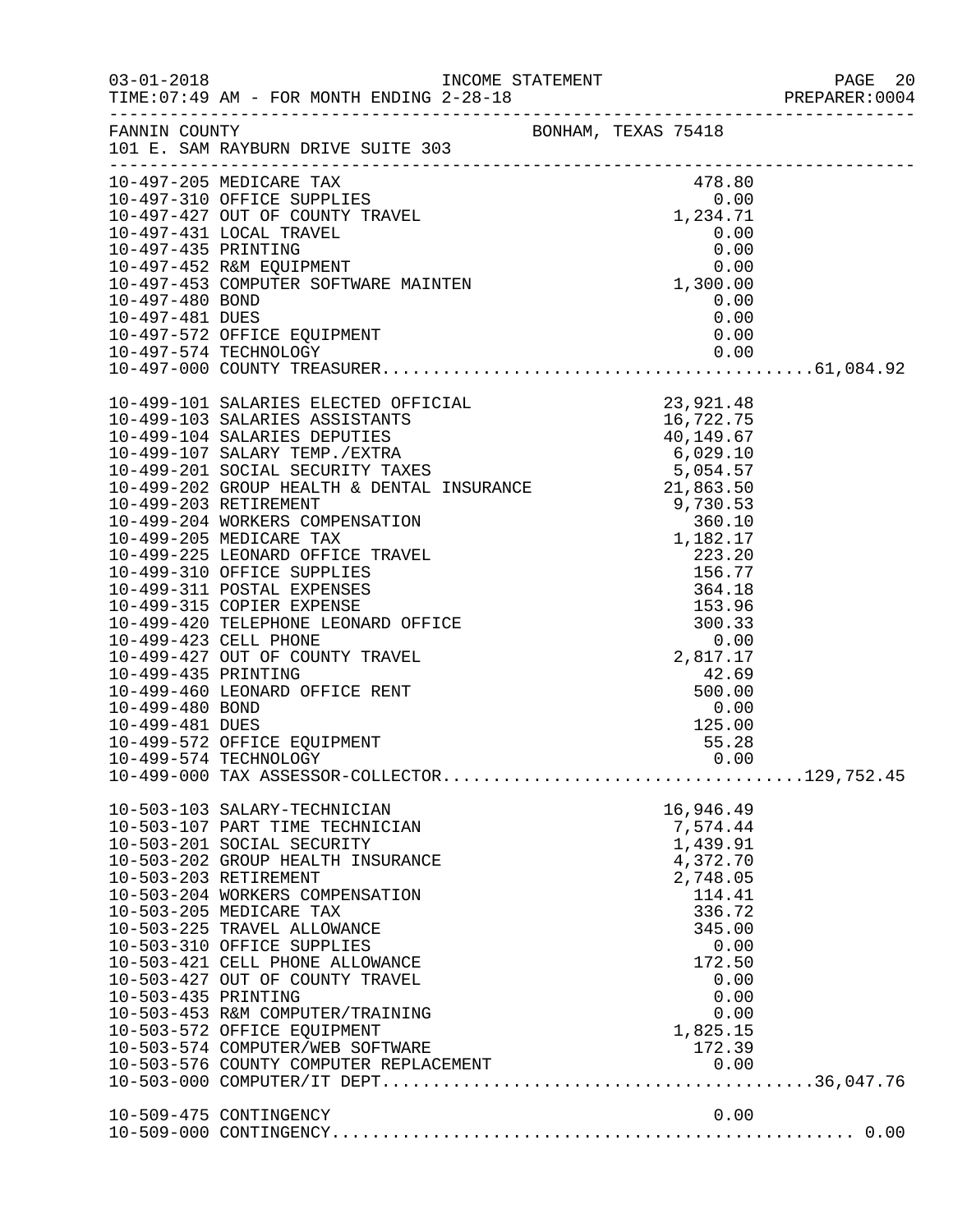FANNIN COUNTY BONHAM, TEXAS 75418
101 E. SAM RAYBURN DRIVE SUITE 303

| Account | Description | Amount | Total |
|---|---|---|---|
| 10-497-205 | MEDICARE TAX | 478.80 | |
| 10-497-310 | OFFICE SUPPLIES | 0.00 | |
| 10-497-427 | OUT OF COUNTY TRAVEL | 1,234.71 | |
| 10-497-431 | LOCAL TRAVEL | 0.00 | |
| 10-497-435 | PRINTING | 0.00 | |
| 10-497-452 | R&M EQUIPMENT | 0.00 | |
| 10-497-453 | COMPUTER SOFTWARE MAINTEN | 1,300.00 | |
| 10-497-480 | BOND | 0.00 | |
| 10-497-481 | DUES | 0.00 | |
| 10-497-572 | OFFICE EQUIPMENT | 0.00 | |
| 10-497-574 | TECHNOLOGY | 0.00 | |
| 10-497-000 | COUNTY TREASURER | | 61,084.92 |
| 10-499-101 | SALARIES ELECTED OFFICIAL | 23,921.48 | |
| 10-499-103 | SALARIES ASSISTANTS | 16,722.75 | |
| 10-499-104 | SALARIES DEPUTIES | 40,149.67 | |
| 10-499-107 | SALARY TEMP./EXTRA | 6,029.10 | |
| 10-499-201 | SOCIAL SECURITY TAXES | 5,054.57 | |
| 10-499-202 | GROUP HEALTH & DENTAL INSURANCE | 21,863.50 | |
| 10-499-203 | RETIREMENT | 9,730.53 | |
| 10-499-204 | WORKERS COMPENSATION | 360.10 | |
| 10-499-205 | MEDICARE TAX | 1,182.17 | |
| 10-499-225 | LEONARD OFFICE TRAVEL | 223.20 | |
| 10-499-310 | OFFICE SUPPLIES | 156.77 | |
| 10-499-311 | POSTAL EXPENSES | 364.18 | |
| 10-499-315 | COPIER EXPENSE | 153.96 | |
| 10-499-420 | TELEPHONE LEONARD OFFICE | 300.33 | |
| 10-499-423 | CELL PHONE | 0.00 | |
| 10-499-427 | OUT OF COUNTY TRAVEL | 2,817.17 | |
| 10-499-435 | PRINTING | 42.69 | |
| 10-499-460 | LEONARD OFFICE RENT | 500.00 | |
| 10-499-480 | BOND | 0.00 | |
| 10-499-481 | DUES | 125.00 | |
| 10-499-572 | OFFICE EQUIPMENT | 55.28 | |
| 10-499-574 | TECHNOLOGY | 0.00 | |
| 10-499-000 | TAX ASSESSOR-COLLECTOR | | 129,752.45 |
| 10-503-103 | SALARY-TECHNICIAN | 16,946.49 | |
| 10-503-107 | PART TIME TECHNICIAN | 7,574.44 | |
| 10-503-201 | SOCIAL SECURITY | 1,439.91 | |
| 10-503-202 | GROUP HEALTH INSURANCE | 4,372.70 | |
| 10-503-203 | RETIREMENT | 2,748.05 | |
| 10-503-204 | WORKERS COMPENSATION | 114.41 | |
| 10-503-205 | MEDICARE TAX | 336.72 | |
| 10-503-225 | TRAVEL ALLOWANCE | 345.00 | |
| 10-503-310 | OFFICE SUPPLIES | 0.00 | |
| 10-503-421 | CELL PHONE ALLOWANCE | 172.50 | |
| 10-503-427 | OUT OF COUNTY TRAVEL | 0.00 | |
| 10-503-435 | PRINTING | 0.00 | |
| 10-503-453 | R&M COMPUTER/TRAINING | 0.00 | |
| 10-503-572 | OFFICE EQUIPMENT | 1,825.15 | |
| 10-503-574 | COMPUTER/WEB SOFTWARE | 172.39 | |
| 10-503-576 | COUNTY COMPUTER REPLACEMENT | 0.00 | |
| 10-503-000 | COMPUTER/IT DEPT | | 36,047.76 |
| 10-509-475 | CONTINGENCY | 0.00 | |
| 10-509-000 | CONTINGENCY | | 0.00 |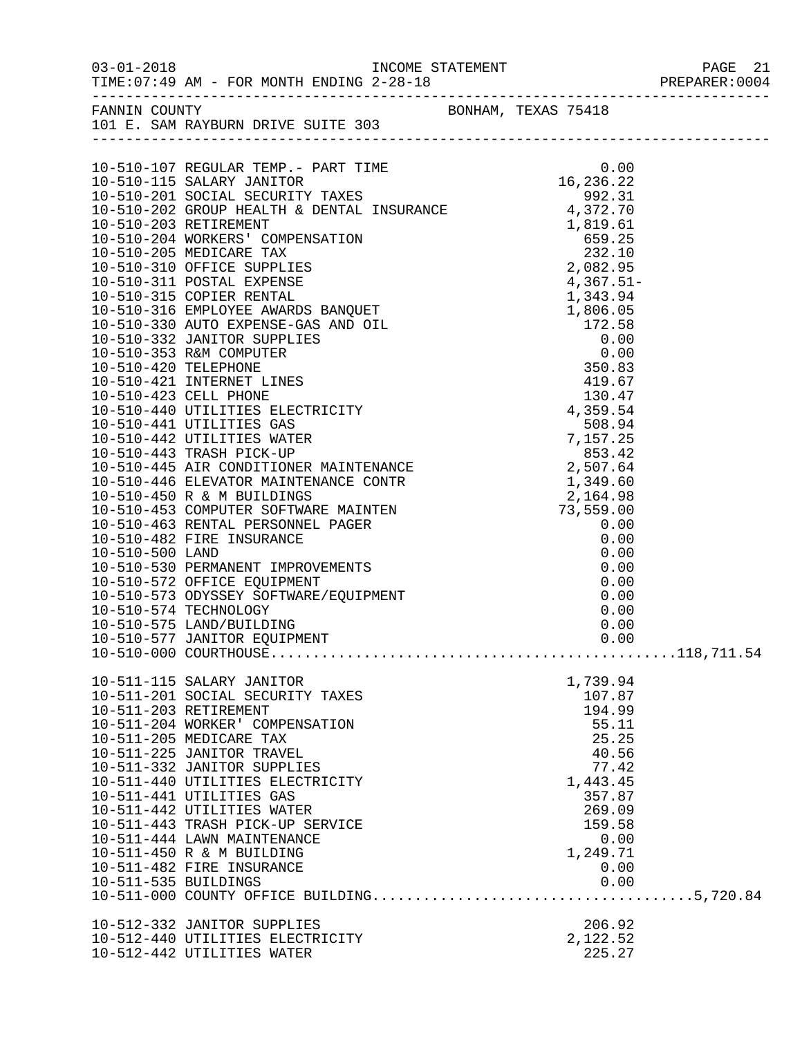FANNIN COUNTY — BONHAM, TEXAS 75418
101 E. SAM RAYBURN DRIVE SUITE 303

INCOME STATEMENT — TIME:07:49 AM - FOR MONTH ENDING 2-28-18

| Account | Description | Amount | Total |
|---|---|---|---|
| 10-510-107 | REGULAR TEMP.- PART TIME | 0.00 | |
| 10-510-115 | SALARY JANITOR | 16,236.22 | |
| 10-510-201 | SOCIAL SECURITY TAXES | 992.31 | |
| 10-510-202 | GROUP HEALTH & DENTAL INSURANCE | 4,372.70 | |
| 10-510-203 | RETIREMENT | 1,819.61 | |
| 10-510-204 | WORKERS' COMPENSATION | 659.25 | |
| 10-510-205 | MEDICARE TAX | 232.10 | |
| 10-510-310 | OFFICE SUPPLIES | 2,082.95 | |
| 10-510-311 | POSTAL EXPENSE | 4,367.51- | |
| 10-510-315 | COPIER RENTAL | 1,343.94 | |
| 10-510-316 | EMPLOYEE AWARDS BANQUET | 1,806.05 | |
| 10-510-330 | AUTO EXPENSE-GAS AND OIL | 172.58 | |
| 10-510-332 | JANITOR SUPPLIES | 0.00 | |
| 10-510-353 | R&M COMPUTER | 0.00 | |
| 10-510-420 | TELEPHONE | 350.83 | |
| 10-510-421 | INTERNET LINES | 419.67 | |
| 10-510-423 | CELL PHONE | 130.47 | |
| 10-510-440 | UTILITIES ELECTRICITY | 4,359.54 | |
| 10-510-441 | UTILITIES GAS | 508.94 | |
| 10-510-442 | UTILITIES WATER | 7,157.25 | |
| 10-510-443 | TRASH PICK-UP | 853.42 | |
| 10-510-445 | AIR CONDITIONER MAINTENANCE | 2,507.64 | |
| 10-510-446 | ELEVATOR MAINTENANCE CONTR | 1,349.60 | |
| 10-510-450 | R & M BUILDINGS | 2,164.98 | |
| 10-510-453 | COMPUTER SOFTWARE MAINTEN | 73,559.00 | |
| 10-510-463 | RENTAL PERSONNEL PAGER | 0.00 | |
| 10-510-482 | FIRE INSURANCE | 0.00 | |
| 10-510-500 | LAND | 0.00 | |
| 10-510-530 | PERMANENT IMPROVEMENTS | 0.00 | |
| 10-510-572 | OFFICE EQUIPMENT | 0.00 | |
| 10-510-573 | ODYSSEY SOFTWARE/EQUIPMENT | 0.00 | |
| 10-510-574 | TECHNOLOGY | 0.00 | |
| 10-510-575 | LAND/BUILDING | 0.00 | |
| 10-510-577 | JANITOR EQUIPMENT | 0.00 | |
| 10-510-000 | COURTHOUSE | | 118,711.54 |
| 10-511-115 | SALARY JANITOR | 1,739.94 | |
| 10-511-201 | SOCIAL SECURITY TAXES | 107.87 | |
| 10-511-203 | RETIREMENT | 194.99 | |
| 10-511-204 | WORKER' COMPENSATION | 55.11 | |
| 10-511-205 | MEDICARE TAX | 25.25 | |
| 10-511-225 | JANITOR TRAVEL | 40.56 | |
| 10-511-332 | JANITOR SUPPLIES | 77.42 | |
| 10-511-440 | UTILITIES ELECTRICITY | 1,443.45 | |
| 10-511-441 | UTILITIES GAS | 357.87 | |
| 10-511-442 | UTILITIES WATER | 269.09 | |
| 10-511-443 | TRASH PICK-UP SERVICE | 159.58 | |
| 10-511-444 | LAWN MAINTENANCE | 0.00 | |
| 10-511-450 | R & M BUILDING | 1,249.71 | |
| 10-511-482 | FIRE INSURANCE | 0.00 | |
| 10-511-535 | BUILDINGS | 0.00 | |
| 10-511-000 | COUNTY OFFICE BUILDING | | 5,720.84 |
| 10-512-332 | JANITOR SUPPLIES | 206.92 | |
| 10-512-440 | UTILITIES ELECTRICITY | 2,122.52 | |
| 10-512-442 | UTILITIES WATER | 225.27 | |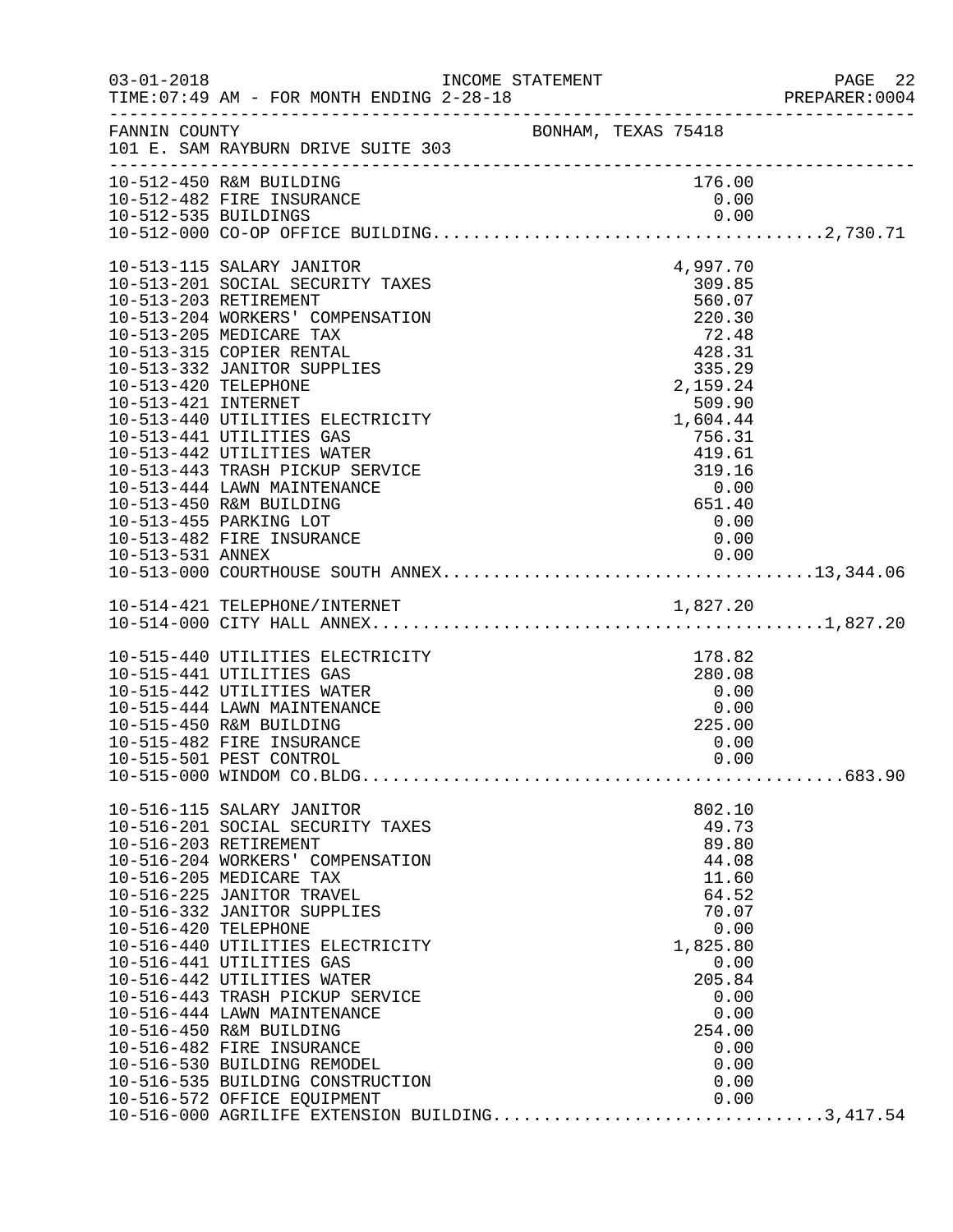FANNIN COUNTY — BONHAM, TEXAS 75418
101 E. SAM RAYBURN DRIVE SUITE 303

INCOME STATEMENT — FOR MONTH ENDING 2-28-18

| Account | Description | Amount | Total |
|---|---|---|---|
| 10-512-450 | R&M BUILDING | 176.00 | |
| 10-512-482 | FIRE INSURANCE | 0.00 | |
| 10-512-535 | BUILDINGS | 0.00 | |
| 10-512-000 | CO-OP OFFICE BUILDING | | 2,730.71 |
| 10-513-115 | SALARY JANITOR | 4,997.70 | |
| 10-513-201 | SOCIAL SECURITY TAXES | 309.85 | |
| 10-513-203 | RETIREMENT | 560.07 | |
| 10-513-204 | WORKERS' COMPENSATION | 220.30 | |
| 10-513-205 | MEDICARE TAX | 72.48 | |
| 10-513-315 | COPIER RENTAL | 428.31 | |
| 10-513-332 | JANITOR SUPPLIES | 335.29 | |
| 10-513-420 | TELEPHONE | 2,159.24 | |
| 10-513-421 | INTERNET | 509.90 | |
| 10-513-440 | UTILITIES ELECTRICITY | 1,604.44 | |
| 10-513-441 | UTILITIES GAS | 756.31 | |
| 10-513-442 | UTILITIES WATER | 419.61 | |
| 10-513-443 | TRASH PICKUP SERVICE | 319.16 | |
| 10-513-444 | LAWN MAINTENANCE | 0.00 | |
| 10-513-450 | R&M BUILDING | 651.40 | |
| 10-513-455 | PARKING LOT | 0.00 | |
| 10-513-482 | FIRE INSURANCE | 0.00 | |
| 10-513-531 | ANNEX | 0.00 | |
| 10-513-000 | COURTHOUSE SOUTH ANNEX | | 13,344.06 |
| 10-514-421 | TELEPHONE/INTERNET | 1,827.20 | |
| 10-514-000 | CITY HALL ANNEX | | 1,827.20 |
| 10-515-440 | UTILITIES ELECTRICITY | 178.82 | |
| 10-515-441 | UTILITIES GAS | 280.08 | |
| 10-515-442 | UTILITIES WATER | 0.00 | |
| 10-515-444 | LAWN MAINTENANCE | 0.00 | |
| 10-515-450 | R&M BUILDING | 225.00 | |
| 10-515-482 | FIRE INSURANCE | 0.00 | |
| 10-515-501 | PEST CONTROL | 0.00 | |
| 10-515-000 | WINDOM CO.BLDG | | 683.90 |
| 10-516-115 | SALARY JANITOR | 802.10 | |
| 10-516-201 | SOCIAL SECURITY TAXES | 49.73 | |
| 10-516-203 | RETIREMENT | 89.80 | |
| 10-516-204 | WORKERS' COMPENSATION | 44.08 | |
| 10-516-205 | MEDICARE TAX | 11.60 | |
| 10-516-225 | JANITOR TRAVEL | 64.52 | |
| 10-516-332 | JANITOR SUPPLIES | 70.07 | |
| 10-516-420 | TELEPHONE | 0.00 | |
| 10-516-440 | UTILITIES ELECTRICITY | 1,825.80 | |
| 10-516-441 | UTILITIES GAS | 0.00 | |
| 10-516-442 | UTILITIES WATER | 205.84 | |
| 10-516-443 | TRASH PICKUP SERVICE | 0.00 | |
| 10-516-444 | LAWN MAINTENANCE | 0.00 | |
| 10-516-450 | R&M BUILDING | 254.00 | |
| 10-516-482 | FIRE INSURANCE | 0.00 | |
| 10-516-530 | BUILDING REMODEL | 0.00 | |
| 10-516-535 | BUILDING CONSTRUCTION | 0.00 | |
| 10-516-572 | OFFICE EQUIPMENT | 0.00 | |
| 10-516-000 | AGRILIFE EXTENSION BUILDING | | 3,417.54 |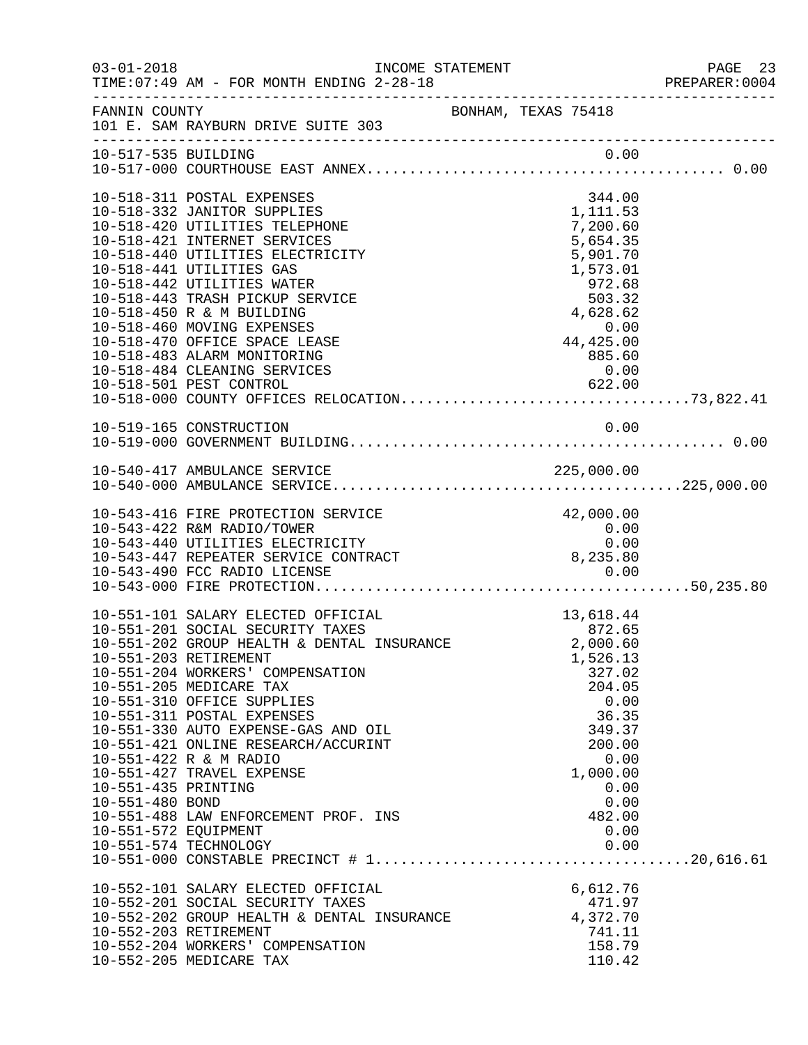03-01-2018 INCOME STATEMENT
TIME:07:49 AM - FOR MONTH ENDING 2-28-18

FANNIN COUNTY BONHAM, TEXAS 75418
101 E. SAM RAYBURN DRIVE SUITE 303

| Account | Description | Amount | Total |
|---|---|---|---|
| 10-517-535 | BUILDING | 0.00 | |
| 10-517-000 | COURTHOUSE EAST ANNEX | | 0.00 |
| 10-518-311 | POSTAL EXPENSES | 344.00 | |
| 10-518-332 | JANITOR SUPPLIES | 1,111.53 | |
| 10-518-420 | UTILITIES TELEPHONE | 7,200.60 | |
| 10-518-421 | INTERNET SERVICES | 5,654.35 | |
| 10-518-440 | UTILITIES ELECTRICITY | 5,901.70 | |
| 10-518-441 | UTILITIES GAS | 1,573.01 | |
| 10-518-442 | UTILITIES WATER | 972.68 | |
| 10-518-443 | TRASH PICKUP SERVICE | 503.32 | |
| 10-518-450 | R & M BUILDING | 4,628.62 | |
| 10-518-460 | MOVING EXPENSES | 0.00 | |
| 10-518-470 | OFFICE SPACE LEASE | 44,425.00 | |
| 10-518-483 | ALARM MONITORING | 885.60 | |
| 10-518-484 | CLEANING SERVICES | 0.00 | |
| 10-518-501 | PEST CONTROL | 622.00 | |
| 10-518-000 | COUNTY OFFICES RELOCATION | | 73,822.41 |
| 10-519-165 | CONSTRUCTION | 0.00 | |
| 10-519-000 | GOVERNMENT BUILDING | | 0.00 |
| 10-540-417 | AMBULANCE SERVICE | 225,000.00 | |
| 10-540-000 | AMBULANCE SERVICE | | 225,000.00 |
| 10-543-416 | FIRE PROTECTION SERVICE | 42,000.00 | |
| 10-543-422 | R&M RADIO/TOWER | 0.00 | |
| 10-543-440 | UTILITIES ELECTRICITY | 0.00 | |
| 10-543-447 | REPEATER SERVICE CONTRACT | 8,235.80 | |
| 10-543-490 | FCC RADIO LICENSE | 0.00 | |
| 10-543-000 | FIRE PROTECTION | | 50,235.80 |
| 10-551-101 | SALARY ELECTED OFFICIAL | 13,618.44 | |
| 10-551-201 | SOCIAL SECURITY TAXES | 872.65 | |
| 10-551-202 | GROUP HEALTH & DENTAL INSURANCE | 2,000.60 | |
| 10-551-203 | RETIREMENT | 1,526.13 | |
| 10-551-204 | WORKERS' COMPENSATION | 327.02 | |
| 10-551-205 | MEDICARE TAX | 204.05 | |
| 10-551-310 | OFFICE SUPPLIES | 0.00 | |
| 10-551-311 | POSTAL EXPENSES | 36.35 | |
| 10-551-330 | AUTO EXPENSE-GAS AND OIL | 349.37 | |
| 10-551-421 | ONLINE RESEARCH/ACCURINT | 200.00 | |
| 10-551-422 | R & M RADIO | 0.00 | |
| 10-551-427 | TRAVEL EXPENSE | 1,000.00 | |
| 10-551-435 | PRINTING | 0.00 | |
| 10-551-480 | BOND | 0.00 | |
| 10-551-488 | LAW ENFORCEMENT PROF. INS | 482.00 | |
| 10-551-572 | EQUIPMENT | 0.00 | |
| 10-551-574 | TECHNOLOGY | 0.00 | |
| 10-551-000 | CONSTABLE PRECINCT # 1 | | 20,616.61 |
| 10-552-101 | SALARY ELECTED OFFICIAL | 6,612.76 | |
| 10-552-201 | SOCIAL SECURITY TAXES | 471.97 | |
| 10-552-202 | GROUP HEALTH & DENTAL INSURANCE | 4,372.70 | |
| 10-552-203 | RETIREMENT | 741.11 | |
| 10-552-204 | WORKERS' COMPENSATION | 158.79 | |
| 10-552-205 | MEDICARE TAX | 110.42 | |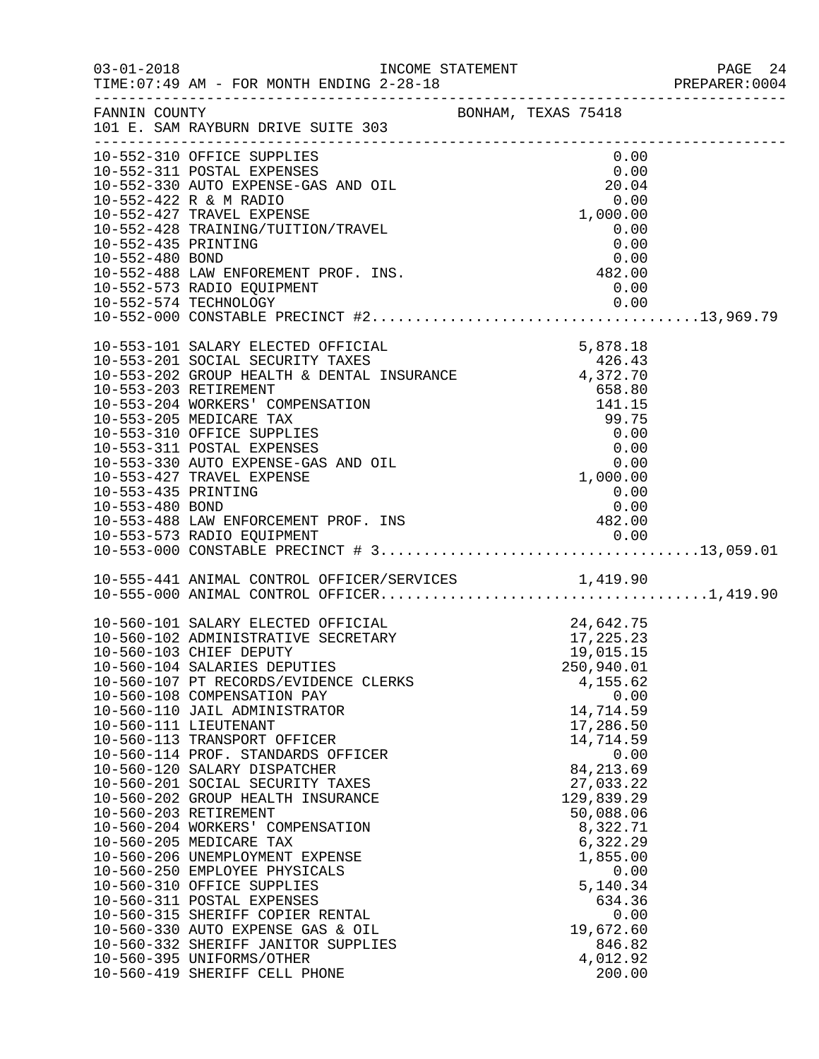FANNIN COUNTY BONHAM, TEXAS 75418
101 E. SAM RAYBURN DRIVE SUITE 303

INCOME STATEMENT - FOR MONTH ENDING 2-28-18

| Account | Description | Amount | Total |
|---|---|---|---|
| 10-552-310 | OFFICE SUPPLIES | 0.00 | |
| 10-552-311 | POSTAL EXPENSES | 0.00 | |
| 10-552-330 | AUTO EXPENSE-GAS AND OIL | 20.04 | |
| 10-552-422 | R & M RADIO | 0.00 | |
| 10-552-427 | TRAVEL EXPENSE | 1,000.00 | |
| 10-552-428 | TRAINING/TUITION/TRAVEL | 0.00 | |
| 10-552-435 | PRINTING | 0.00 | |
| 10-552-480 | BOND | 0.00 | |
| 10-552-488 | LAW ENFOREMENT PROF. INS. | 482.00 | |
| 10-552-573 | RADIO EQUIPMENT | 0.00 | |
| 10-552-574 | TECHNOLOGY | 0.00 | |
| 10-552-000 | CONSTABLE PRECINCT #2 | | 13,969.79 |
| 10-553-101 | SALARY ELECTED OFFICIAL | 5,878.18 | |
| 10-553-201 | SOCIAL SECURITY TAXES | 426.43 | |
| 10-553-202 | GROUP HEALTH & DENTAL INSURANCE | 4,372.70 | |
| 10-553-203 | RETIREMENT | 658.80 | |
| 10-553-204 | WORKERS' COMPENSATION | 141.15 | |
| 10-553-205 | MEDICARE TAX | 99.75 | |
| 10-553-310 | OFFICE SUPPLIES | 0.00 | |
| 10-553-311 | POSTAL EXPENSES | 0.00 | |
| 10-553-330 | AUTO EXPENSE-GAS AND OIL | 0.00 | |
| 10-553-427 | TRAVEL EXPENSE | 1,000.00 | |
| 10-553-435 | PRINTING | 0.00 | |
| 10-553-480 | BOND | 0.00 | |
| 10-553-488 | LAW ENFORCEMENT PROF. INS | 482.00 | |
| 10-553-573 | RADIO EQUIPMENT | 0.00 | |
| 10-553-000 | CONSTABLE PRECINCT # 3 | | 13,059.01 |
| 10-555-441 | ANIMAL CONTROL OFFICER/SERVICES | 1,419.90 | |
| 10-555-000 | ANIMAL CONTROL OFFICER | | 1,419.90 |
| 10-560-101 | SALARY ELECTED OFFICIAL | 24,642.75 | |
| 10-560-102 | ADMINISTRATIVE SECRETARY | 17,225.23 | |
| 10-560-103 | CHIEF DEPUTY | 19,015.15 | |
| 10-560-104 | SALARIES DEPUTIES | 250,940.01 | |
| 10-560-107 | PT RECORDS/EVIDENCE CLERKS | 4,155.62 | |
| 10-560-108 | COMPENSATION PAY | 0.00 | |
| 10-560-110 | JAIL ADMINISTRATOR | 14,714.59 | |
| 10-560-111 | LIEUTENANT | 17,286.50 | |
| 10-560-113 | TRANSPORT OFFICER | 14,714.59 | |
| 10-560-114 | PROF. STANDARDS OFFICER | 0.00 | |
| 10-560-120 | SALARY DISPATCHER | 84,213.69 | |
| 10-560-201 | SOCIAL SECURITY TAXES | 27,033.22 | |
| 10-560-202 | GROUP HEALTH INSURANCE | 129,839.29 | |
| 10-560-203 | RETIREMENT | 50,088.06 | |
| 10-560-204 | WORKERS' COMPENSATION | 8,322.71 | |
| 10-560-205 | MEDICARE TAX | 6,322.29 | |
| 10-560-206 | UNEMPLOYMENT EXPENSE | 1,855.00 | |
| 10-560-250 | EMPLOYEE PHYSICALS | 0.00 | |
| 10-560-310 | OFFICE SUPPLIES | 5,140.34 | |
| 10-560-311 | POSTAL EXPENSES | 634.36 | |
| 10-560-315 | SHERIFF COPIER RENTAL | 0.00 | |
| 10-560-330 | AUTO EXPENSE GAS & OIL | 19,672.60 | |
| 10-560-332 | SHERIFF JANITOR SUPPLIES | 846.82 | |
| 10-560-395 | UNIFORMS/OTHER | 4,012.92 | |
| 10-560-419 | SHERIFF CELL PHONE | 200.00 | |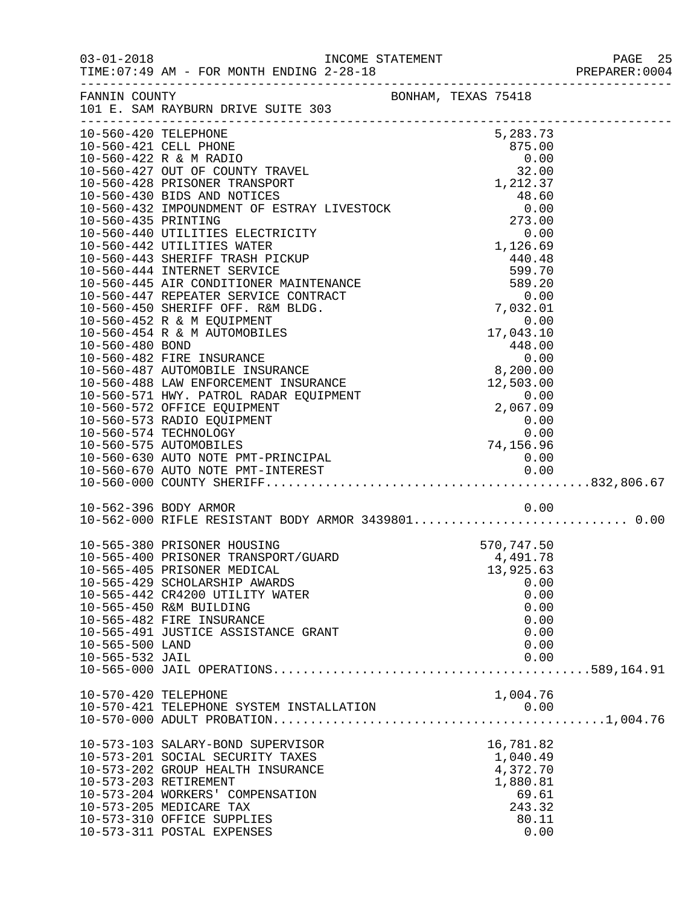FANNIN COUNTY BONHAM, TEXAS 75418
101 E. SAM RAYBURN DRIVE SUITE 303

| Account | Description | Amount | Total |
|---|---|---|---|
| 10-560-420 | TELEPHONE | 5,283.73 | |
| 10-560-421 | CELL PHONE | 875.00 | |
| 10-560-422 | R & M RADIO | 0.00 | |
| 10-560-427 | OUT OF COUNTY TRAVEL | 32.00 | |
| 10-560-428 | PRISONER TRANSPORT | 1,212.37 | |
| 10-560-430 | BIDS AND NOTICES | 48.60 | |
| 10-560-432 | IMPOUNDMENT OF ESTRAY LIVESTOCK | 0.00 | |
| 10-560-435 | PRINTING | 273.00 | |
| 10-560-440 | UTILITIES ELECTRICITY | 0.00 | |
| 10-560-442 | UTILITIES WATER | 1,126.69 | |
| 10-560-443 | SHERIFF TRASH PICKUP | 440.48 | |
| 10-560-444 | INTERNET SERVICE | 599.70 | |
| 10-560-445 | AIR CONDITIONER MAINTENANCE | 589.20 | |
| 10-560-447 | REPEATER SERVICE CONTRACT | 0.00 | |
| 10-560-450 | SHERIFF OFF. R&M BLDG. | 7,032.01 | |
| 10-560-452 | R & M EQUIPMENT | 0.00 | |
| 10-560-454 | R & M AUTOMOBILES | 17,043.10 | |
| 10-560-480 | BOND | 448.00 | |
| 10-560-482 | FIRE INSURANCE | 0.00 | |
| 10-560-487 | AUTOMOBILE INSURANCE | 8,200.00 | |
| 10-560-488 | LAW ENFORCEMENT INSURANCE | 12,503.00 | |
| 10-560-571 | HWY. PATROL RADAR EQUIPMENT | 0.00 | |
| 10-560-572 | OFFICE EQUIPMENT | 2,067.09 | |
| 10-560-573 | RADIO EQUIPMENT | 0.00 | |
| 10-560-574 | TECHNOLOGY | 0.00 | |
| 10-560-575 | AUTOMOBILES | 74,156.96 | |
| 10-560-630 | AUTO NOTE PMT-PRINCIPAL | 0.00 | |
| 10-560-670 | AUTO NOTE PMT-INTEREST | 0.00 | |
| 10-560-000 | COUNTY SHERIFF | | 832,806.67 |
| 10-562-396 | BODY ARMOR | 0.00 | |
| 10-562-000 | RIFLE RESISTANT BODY ARMOR 3439801 | | 0.00 |
| 10-565-380 | PRISONER HOUSING | 570,747.50 | |
| 10-565-400 | PRISONER TRANSPORT/GUARD | 4,491.78 | |
| 10-565-405 | PRISONER MEDICAL | 13,925.63 | |
| 10-565-429 | SCHOLARSHIP AWARDS | 0.00 | |
| 10-565-442 | CR4200 UTILITY WATER | 0.00 | |
| 10-565-450 | R&M BUILDING | 0.00 | |
| 10-565-482 | FIRE INSURANCE | 0.00 | |
| 10-565-491 | JUSTICE ASSISTANCE GRANT | 0.00 | |
| 10-565-500 | LAND | 0.00 | |
| 10-565-532 | JAIL | 0.00 | |
| 10-565-000 | JAIL OPERATIONS | | 589,164.91 |
| 10-570-420 | TELEPHONE | 1,004.76 | |
| 10-570-421 | TELEPHONE SYSTEM INSTALLATION | 0.00 | |
| 10-570-000 | ADULT PROBATION | | 1,004.76 |
| 10-573-103 | SALARY-BOND SUPERVISOR | 16,781.82 | |
| 10-573-201 | SOCIAL SECURITY TAXES | 1,040.49 | |
| 10-573-202 | GROUP HEALTH INSURANCE | 4,372.70 | |
| 10-573-203 | RETIREMENT | 1,880.81 | |
| 10-573-204 | WORKERS' COMPENSATION | 69.61 | |
| 10-573-205 | MEDICARE TAX | 243.32 | |
| 10-573-310 | OFFICE SUPPLIES | 80.11 | |
| 10-573-311 | POSTAL EXPENSES | 0.00 | |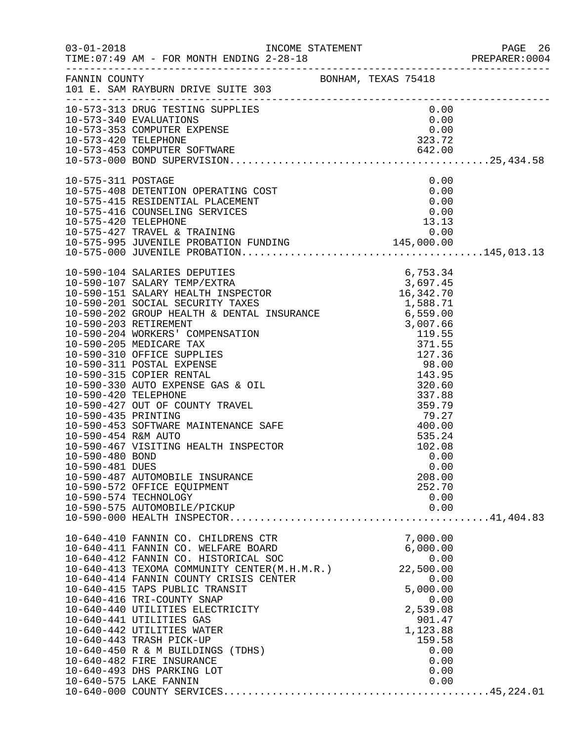INCOME STATEMENT

TIME:07:49 AM - FOR MONTH ENDING 2-28-18

FANNIN COUNTY — BONHAM, TEXAS 75418

101 E. SAM RAYBURN DRIVE SUITE 303

| Account | Description | Amount | Total |
|---|---|---|---|
| 10-573-313 | DRUG TESTING SUPPLIES | 0.00 | |
| 10-573-340 | EVALUATIONS | 0.00 | |
| 10-573-353 | COMPUTER EXPENSE | 0.00 | |
| 10-573-420 | TELEPHONE | 323.72 | |
| 10-573-453 | COMPUTER SOFTWARE | 642.00 | |
| 10-573-000 | BOND SUPERVISION | | 25,434.58 |
| 10-575-311 | POSTAGE | 0.00 | |
| 10-575-408 | DETENTION OPERATING COST | 0.00 | |
| 10-575-415 | RESIDENTIAL PLACEMENT | 0.00 | |
| 10-575-416 | COUNSELING SERVICES | 0.00 | |
| 10-575-420 | TELEPHONE | 13.13 | |
| 10-575-427 | TRAVEL & TRAINING | 0.00 | |
| 10-575-995 | JUVENILE PROBATION FUNDING | 145,000.00 | |
| 10-575-000 | JUVENILE PROBATION | | 145,013.13 |
| 10-590-104 | SALARIES DEPUTIES | 6,753.34 | |
| 10-590-107 | SALARY TEMP/EXTRA | 3,697.45 | |
| 10-590-151 | SALARY HEALTH INSPECTOR | 16,342.70 | |
| 10-590-201 | SOCIAL SECURITY TAXES | 1,588.71 | |
| 10-590-202 | GROUP HEALTH & DENTAL INSURANCE | 6,559.00 | |
| 10-590-203 | RETIREMENT | 3,007.66 | |
| 10-590-204 | WORKERS' COMPENSATION | 119.55 | |
| 10-590-205 | MEDICARE TAX | 371.55 | |
| 10-590-310 | OFFICE SUPPLIES | 127.36 | |
| 10-590-311 | POSTAL EXPENSE | 98.00 | |
| 10-590-315 | COPIER RENTAL | 143.95 | |
| 10-590-330 | AUTO EXPENSE GAS & OIL | 320.60 | |
| 10-590-420 | TELEPHONE | 337.88 | |
| 10-590-427 | OUT OF COUNTY TRAVEL | 359.79 | |
| 10-590-435 | PRINTING | 79.27 | |
| 10-590-453 | SOFTWARE MAINTENANCE SAFE | 400.00 | |
| 10-590-454 | R&M AUTO | 535.24 | |
| 10-590-467 | VISITING HEALTH INSPECTOR | 102.08 | |
| 10-590-480 | BOND | 0.00 | |
| 10-590-481 | DUES | 0.00 | |
| 10-590-487 | AUTOMOBILE INSURANCE | 208.00 | |
| 10-590-572 | OFFICE EQUIPMENT | 252.70 | |
| 10-590-574 | TECHNOLOGY | 0.00 | |
| 10-590-575 | AUTOMOBILE/PICKUP | 0.00 | |
| 10-590-000 | HEALTH INSPECTOR | | 41,404.83 |
| 10-640-410 | FANNIN CO. CHILDRENS CTR | 7,000.00 | |
| 10-640-411 | FANNIN CO. WELFARE BOARD | 6,000.00 | |
| 10-640-412 | FANNIN CO. HISTORICAL SOC | 0.00 | |
| 10-640-413 | TEXOMA COMMUNITY CENTER(M.H.M.R.) | 22,500.00 | |
| 10-640-414 | FANNIN COUNTY CRISIS CENTER | 0.00 | |
| 10-640-415 | TAPS PUBLIC TRANSIT | 5,000.00 | |
| 10-640-416 | TRI-COUNTY SNAP | 0.00 | |
| 10-640-440 | UTILITIES ELECTRICITY | 2,539.08 | |
| 10-640-441 | UTILITIES GAS | 901.47 | |
| 10-640-442 | UTILITIES WATER | 1,123.88 | |
| 10-640-443 | TRASH PICK-UP | 159.58 | |
| 10-640-450 | R & M BUILDINGS (TDHS) | 0.00 | |
| 10-640-482 | FIRE INSURANCE | 0.00 | |
| 10-640-493 | DHS PARKING LOT | 0.00 | |
| 10-640-575 | LAKE FANNIN | 0.00 | |
| 10-640-000 | COUNTY SERVICES | | 45,224.01 |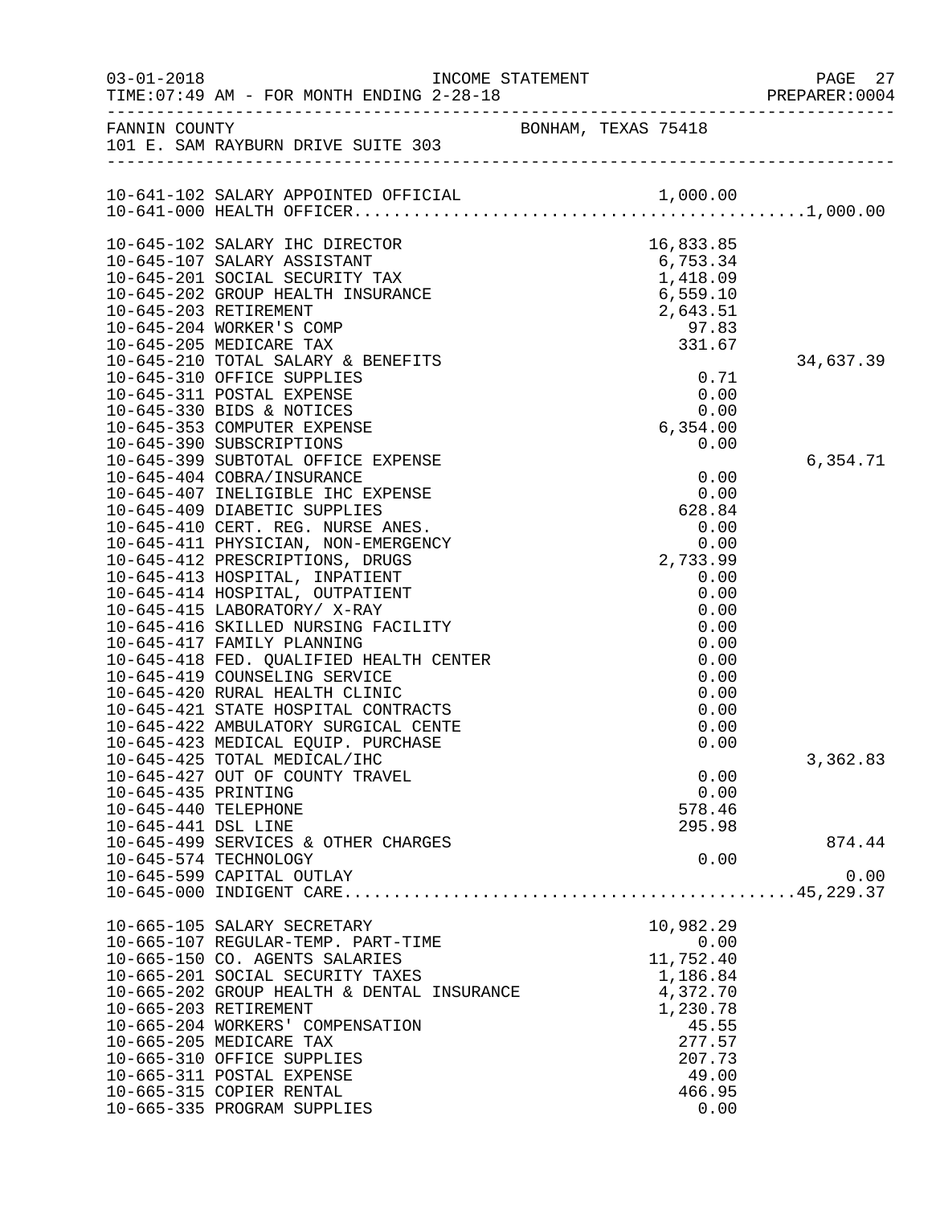FANNIN COUNTY BONHAM, TEXAS 75418
101 E. SAM RAYBURN DRIVE SUITE 303

INCOME STATEMENT
03-01-2018 TIME:07:49 AM - FOR MONTH ENDING 2-28-18

| Account | Description | Amount | Total |
|---|---|---|---|
| 10-641-102 | SALARY APPOINTED OFFICIAL | 1,000.00 | |
| 10-641-000 | HEALTH OFFICER | | 1,000.00 |
| | | | |
| 10-645-102 | SALARY IHC DIRECTOR | 16,833.85 | |
| 10-645-107 | SALARY ASSISTANT | 6,753.34 | |
| 10-645-201 | SOCIAL SECURITY TAX | 1,418.09 | |
| 10-645-202 | GROUP HEALTH INSURANCE | 6,559.10 | |
| 10-645-203 | RETIREMENT | 2,643.51 | |
| 10-645-204 | WORKER'S COMP | 97.83 | |
| 10-645-205 | MEDICARE TAX | 331.67 | |
| 10-645-210 | TOTAL SALARY & BENEFITS | | 34,637.39 |
| 10-645-310 | OFFICE SUPPLIES | 0.71 | |
| 10-645-311 | POSTAL EXPENSE | 0.00 | |
| 10-645-330 | BIDS & NOTICES | 0.00 | |
| 10-645-353 | COMPUTER EXPENSE | 6,354.00 | |
| 10-645-390 | SUBSCRIPTIONS | 0.00 | |
| 10-645-399 | SUBTOTAL OFFICE EXPENSE | | 6,354.71 |
| 10-645-404 | COBRA/INSURANCE | 0.00 | |
| 10-645-407 | INELIGIBLE IHC EXPENSE | 0.00 | |
| 10-645-409 | DIABETIC SUPPLIES | 628.84 | |
| 10-645-410 | CERT. REG. NURSE ANES. | 0.00 | |
| 10-645-411 | PHYSICIAN, NON-EMERGENCY | 0.00 | |
| 10-645-412 | PRESCRIPTIONS, DRUGS | 2,733.99 | |
| 10-645-413 | HOSPITAL, INPATIENT | 0.00 | |
| 10-645-414 | HOSPITAL, OUTPATIENT | 0.00 | |
| 10-645-415 | LABORATORY/ X-RAY | 0.00 | |
| 10-645-416 | SKILLED NURSING FACILITY | 0.00 | |
| 10-645-417 | FAMILY PLANNING | 0.00 | |
| 10-645-418 | FED. QUALIFIED HEALTH CENTER | 0.00 | |
| 10-645-419 | COUNSELING SERVICE | 0.00 | |
| 10-645-420 | RURAL HEALTH CLINIC | 0.00 | |
| 10-645-421 | STATE HOSPITAL CONTRACTS | 0.00 | |
| 10-645-422 | AMBULATORY SURGICAL CENTE | 0.00 | |
| 10-645-423 | MEDICAL EQUIP. PURCHASE | 0.00 | |
| 10-645-425 | TOTAL MEDICAL/IHC | | 3,362.83 |
| 10-645-427 | OUT OF COUNTY TRAVEL | 0.00 | |
| 10-645-435 | PRINTING | 0.00 | |
| 10-645-440 | TELEPHONE | 578.46 | |
| 10-645-441 | DSL LINE | 295.98 | |
| 10-645-499 | SERVICES & OTHER CHARGES | | 874.44 |
| 10-645-574 | TECHNOLOGY | 0.00 | |
| 10-645-599 | CAPITAL OUTLAY | | 0.00 |
| 10-645-000 | INDIGENT CARE | | 45,229.37 |
| | | | |
| 10-665-105 | SALARY SECRETARY | 10,982.29 | |
| 10-665-107 | REGULAR-TEMP. PART-TIME | 0.00 | |
| 10-665-150 | CO. AGENTS SALARIES | 11,752.40 | |
| 10-665-201 | SOCIAL SECURITY TAXES | 1,186.84 | |
| 10-665-202 | GROUP HEALTH & DENTAL INSURANCE | 4,372.70 | |
| 10-665-203 | RETIREMENT | 1,230.78 | |
| 10-665-204 | WORKERS' COMPENSATION | 45.55 | |
| 10-665-205 | MEDICARE TAX | 277.57 | |
| 10-665-310 | OFFICE SUPPLIES | 207.73 | |
| 10-665-311 | POSTAL EXPENSE | 49.00 | |
| 10-665-315 | COPIER RENTAL | 466.95 | |
| 10-665-335 | PROGRAM SUPPLIES | 0.00 | |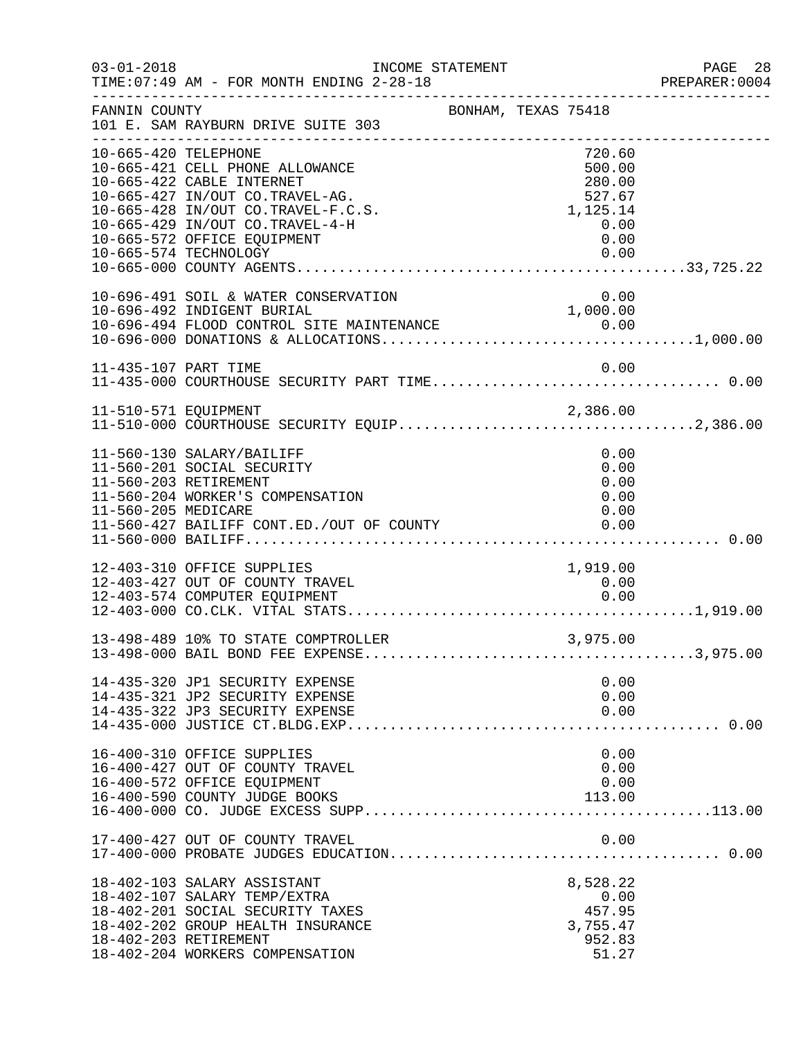FANNIN COUNTY BONHAM, TEXAS 75418
101 E. SAM RAYBURN DRIVE SUITE 303

INCOME STATEMENT — TIME:07:49 AM - FOR MONTH ENDING 2-28-18

| Account | Description | Amount | Total |
|---|---|---|---|
| 10-665-420 | TELEPHONE | 720.60 | |
| 10-665-421 | CELL PHONE ALLOWANCE | 500.00 | |
| 10-665-422 | CABLE INTERNET | 280.00 | |
| 10-665-427 | IN/OUT CO.TRAVEL-AG. | 527.67 | |
| 10-665-428 | IN/OUT CO.TRAVEL-F.C.S. | 1,125.14 | |
| 10-665-429 | IN/OUT CO.TRAVEL-4-H | 0.00 | |
| 10-665-572 | OFFICE EQUIPMENT | 0.00 | |
| 10-665-574 | TECHNOLOGY | 0.00 | |
| 10-665-000 | COUNTY AGENTS | | 33,725.22 |
| 10-696-491 | SOIL & WATER CONSERVATION | 0.00 | |
| 10-696-492 | INDIGENT BURIAL | 1,000.00 | |
| 10-696-494 | FLOOD CONTROL SITE MAINTENANCE | 0.00 | |
| 10-696-000 | DONATIONS & ALLOCATIONS | | 1,000.00 |
| 11-435-107 | PART TIME | 0.00 | |
| 11-435-000 | COURTHOUSE SECURITY PART TIME | | 0.00 |
| 11-510-571 | EQUIPMENT | 2,386.00 | |
| 11-510-000 | COURTHOUSE SECURITY EQUIP | | 2,386.00 |
| 11-560-130 | SALARY/BAILIFF | 0.00 | |
| 11-560-201 | SOCIAL SECURITY | 0.00 | |
| 11-560-203 | RETIREMENT | 0.00 | |
| 11-560-204 | WORKER'S COMPENSATION | 0.00 | |
| 11-560-205 | MEDICARE | 0.00 | |
| 11-560-427 | BAILIFF CONT.ED./OUT OF COUNTY | 0.00 | |
| 11-560-000 | BAILIFF | | 0.00 |
| 12-403-310 | OFFICE SUPPLIES | 1,919.00 | |
| 12-403-427 | OUT OF COUNTY TRAVEL | 0.00 | |
| 12-403-574 | COMPUTER EQUIPMENT | 0.00 | |
| 12-403-000 | CO.CLK. VITAL STATS | | 1,919.00 |
| 13-498-489 | 10% TO STATE COMPTROLLER | 3,975.00 | |
| 13-498-000 | BAIL BOND FEE EXPENSE | | 3,975.00 |
| 14-435-320 | JP1 SECURITY EXPENSE | 0.00 | |
| 14-435-321 | JP2 SECURITY EXPENSE | 0.00 | |
| 14-435-322 | JP3 SECURITY EXPENSE | 0.00 | |
| 14-435-000 | JUSTICE CT.BLDG.EXP | | 0.00 |
| 16-400-310 | OFFICE SUPPLIES | 0.00 | |
| 16-400-427 | OUT OF COUNTY TRAVEL | 0.00 | |
| 16-400-572 | OFFICE EQUIPMENT | 0.00 | |
| 16-400-590 | COUNTY JUDGE BOOKS | 113.00 | |
| 16-400-000 | CO. JUDGE EXCESS SUPP | | 113.00 |
| 17-400-427 | OUT OF COUNTY TRAVEL | 0.00 | |
| 17-400-000 | PROBATE JUDGES EDUCATION | | 0.00 |
| 18-402-103 | SALARY ASSISTANT | 8,528.22 | |
| 18-402-107 | SALARY TEMP/EXTRA | 0.00 | |
| 18-402-201 | SOCIAL SECURITY TAXES | 457.95 | |
| 18-402-202 | GROUP HEALTH INSURANCE | 3,755.47 | |
| 18-402-203 | RETIREMENT | 952.83 | |
| 18-402-204 | WORKERS COMPENSATION | 51.27 | |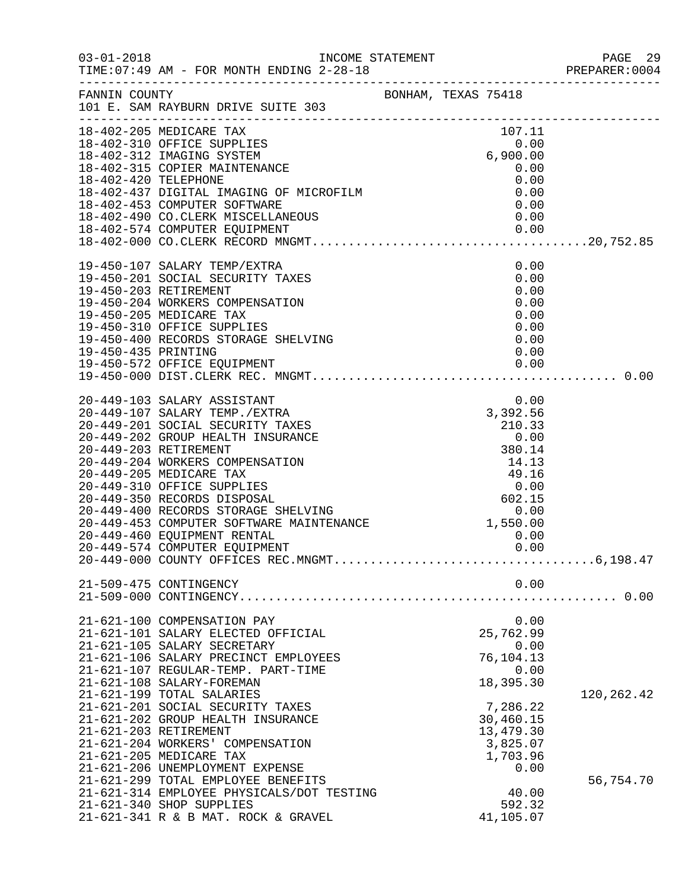FANNIN COUNTY — BONHAM, TEXAS 75418
101 E. SAM RAYBURN DRIVE SUITE 303

INCOME STATEMENT — FOR MONTH ENDING 2-28-18

| Account | Description | Amount | Total |
|---|---|---|---|
| 18-402-205 | MEDICARE TAX | 107.11 | |
| 18-402-310 | OFFICE SUPPLIES | 0.00 | |
| 18-402-312 | IMAGING SYSTEM | 6,900.00 | |
| 18-402-315 | COPIER MAINTENANCE | 0.00 | |
| 18-402-420 | TELEPHONE | 0.00 | |
| 18-402-437 | DIGITAL IMAGING OF MICROFILM | 0.00 | |
| 18-402-453 | COMPUTER SOFTWARE | 0.00 | |
| 18-402-490 | CO.CLERK MISCELLANEOUS | 0.00 | |
| 18-402-574 | COMPUTER EQUIPMENT | 0.00 | |
| 18-402-000 | CO.CLERK RECORD MNGMT. | | 20,752.85 |
| 19-450-107 | SALARY TEMP/EXTRA | 0.00 | |
| 19-450-201 | SOCIAL SECURITY TAXES | 0.00 | |
| 19-450-203 | RETIREMENT | 0.00 | |
| 19-450-204 | WORKERS COMPENSATION | 0.00 | |
| 19-450-205 | MEDICARE TAX | 0.00 | |
| 19-450-310 | OFFICE SUPPLIES | 0.00 | |
| 19-450-400 | RECORDS STORAGE SHELVING | 0.00 | |
| 19-450-435 | PRINTING | 0.00 | |
| 19-450-572 | OFFICE EQUIPMENT | 0.00 | |
| 19-450-000 | DIST.CLERK REC. MNGMT. | | 0.00 |
| 20-449-103 | SALARY ASSISTANT | 0.00 | |
| 20-449-107 | SALARY TEMP./EXTRA | 3,392.56 | |
| 20-449-201 | SOCIAL SECURITY TAXES | 210.33 | |
| 20-449-202 | GROUP HEALTH INSURANCE | 0.00 | |
| 20-449-203 | RETIREMENT | 380.14 | |
| 20-449-204 | WORKERS COMPENSATION | 14.13 | |
| 20-449-205 | MEDICARE TAX | 49.16 | |
| 20-449-310 | OFFICE SUPPLIES | 0.00 | |
| 20-449-350 | RECORDS DISPOSAL | 602.15 | |
| 20-449-400 | RECORDS STORAGE SHELVING | 0.00 | |
| 20-449-453 | COMPUTER SOFTWARE MAINTENANCE | 1,550.00 | |
| 20-449-460 | EQUIPMENT RENTAL | 0.00 | |
| 20-449-574 | COMPUTER EQUIPMENT | 0.00 | |
| 20-449-000 | COUNTY OFFICES REC.MNGMT. | | 6,198.47 |
| 21-509-475 | CONTINGENCY | 0.00 | |
| 21-509-000 | CONTINGENCY | | 0.00 |
| 21-621-100 | COMPENSATION PAY | 0.00 | |
| 21-621-101 | SALARY ELECTED OFFICIAL | 25,762.99 | |
| 21-621-105 | SALARY SECRETARY | 0.00 | |
| 21-621-106 | SALARY PRECINCT EMPLOYEES | 76,104.13 | |
| 21-621-107 | REGULAR-TEMP. PART-TIME | 0.00 | |
| 21-621-108 | SALARY-FOREMAN | 18,395.30 | |
| 21-621-199 | TOTAL SALARIES | | 120,262.42 |
| 21-621-201 | SOCIAL SECURITY TAXES | 7,286.22 | |
| 21-621-202 | GROUP HEALTH INSURANCE | 30,460.15 | |
| 21-621-203 | RETIREMENT | 13,479.30 | |
| 21-621-204 | WORKERS' COMPENSATION | 3,825.07 | |
| 21-621-205 | MEDICARE TAX | 1,703.96 | |
| 21-621-206 | UNEMPLOYMENT EXPENSE | 0.00 | |
| 21-621-299 | TOTAL EMPLOYEE BENEFITS | | 56,754.70 |
| 21-621-314 | EMPLOYEE PHYSICALS/DOT TESTING | 40.00 | |
| 21-621-340 | SHOP SUPPLIES | 592.32 | |
| 21-621-341 | R & B MAT. ROCK & GRAVEL | 41,105.07 | |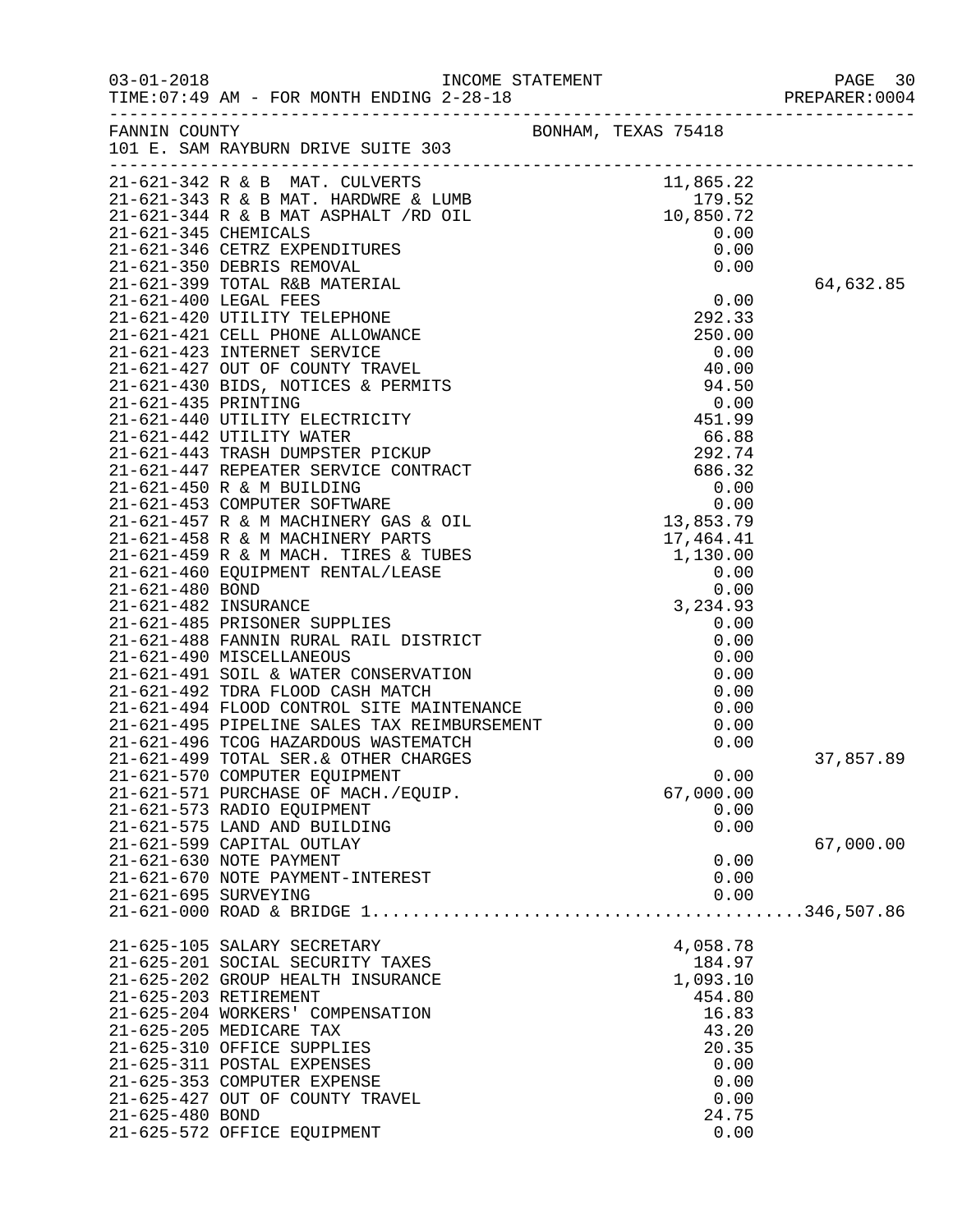FANNIN COUNTY — BONHAM, TEXAS 75418
101 E. SAM RAYBURN DRIVE SUITE 303

INCOME STATEMENT
TIME:07:49 AM - FOR MONTH ENDING 2-28-18

| Account | Amount | Total |
|---|---|---|
| 21-621-342 R & B MAT. CULVERTS | 11,865.22 | |
| 21-621-343 R & B MAT. HARDWRE & LUMB | 179.52 | |
| 21-621-344 R & B MAT ASPHALT /RD OIL | 10,850.72 | |
| 21-621-345 CHEMICALS | 0.00 | |
| 21-621-346 CETRZ EXPENDITURES | 0.00 | |
| 21-621-350 DEBRIS REMOVAL | 0.00 | |
| 21-621-399 TOTAL R&B MATERIAL | | 64,632.85 |
| 21-621-400 LEGAL FEES | 0.00 | |
| 21-621-420 UTILITY TELEPHONE | 292.33 | |
| 21-621-421 CELL PHONE ALLOWANCE | 250.00 | |
| 21-621-423 INTERNET SERVICE | 0.00 | |
| 21-621-427 OUT OF COUNTY TRAVEL | 40.00 | |
| 21-621-430 BIDS, NOTICES & PERMITS | 94.50 | |
| 21-621-435 PRINTING | 0.00 | |
| 21-621-440 UTILITY ELECTRICITY | 451.99 | |
| 21-621-442 UTILITY WATER | 66.88 | |
| 21-621-443 TRASH DUMPSTER PICKUP | 292.74 | |
| 21-621-447 REPEATER SERVICE CONTRACT | 686.32 | |
| 21-621-450 R & M BUILDING | 0.00 | |
| 21-621-453 COMPUTER SOFTWARE | 0.00 | |
| 21-621-457 R & M MACHINERY GAS & OIL | 13,853.79 | |
| 21-621-458 R & M MACHINERY PARTS | 17,464.41 | |
| 21-621-459 R & M MACH. TIRES & TUBES | 1,130.00 | |
| 21-621-460 EQUIPMENT RENTAL/LEASE | 0.00 | |
| 21-621-480 BOND | 0.00 | |
| 21-621-482 INSURANCE | 3,234.93 | |
| 21-621-485 PRISONER SUPPLIES | 0.00 | |
| 21-621-488 FANNIN RURAL RAIL DISTRICT | 0.00 | |
| 21-621-490 MISCELLANEOUS | 0.00 | |
| 21-621-491 SOIL & WATER CONSERVATION | 0.00 | |
| 21-621-492 TDRA FLOOD CASH MATCH | 0.00 | |
| 21-621-494 FLOOD CONTROL SITE MAINTENANCE | 0.00 | |
| 21-621-495 PIPELINE SALES TAX REIMBURSEMENT | 0.00 | |
| 21-621-496 TCOG HAZARDOUS WASTEMATCH | 0.00 | |
| 21-621-499 TOTAL SER.& OTHER CHARGES | | 37,857.89 |
| 21-621-570 COMPUTER EQUIPMENT | 0.00 | |
| 21-621-571 PURCHASE OF MACH./EQUIP. | 67,000.00 | |
| 21-621-573 RADIO EQUIPMENT | 0.00 | |
| 21-621-575 LAND AND BUILDING | 0.00 | |
| 21-621-599 CAPITAL OUTLAY | | 67,000.00 |
| 21-621-630 NOTE PAYMENT | 0.00 | |
| 21-621-670 NOTE PAYMENT-INTEREST | 0.00 | |
| 21-621-695 SURVEYING | 0.00 | |
| 21-621-000 ROAD & BRIDGE 1 | | 346,507.86 |
| | | |
| 21-625-105 SALARY SECRETARY | 4,058.78 | |
| 21-625-201 SOCIAL SECURITY TAXES | 184.97 | |
| 21-625-202 GROUP HEALTH INSURANCE | 1,093.10 | |
| 21-625-203 RETIREMENT | 454.80 | |
| 21-625-204 WORKERS' COMPENSATION | 16.83 | |
| 21-625-205 MEDICARE TAX | 43.20 | |
| 21-625-310 OFFICE SUPPLIES | 20.35 | |
| 21-625-311 POSTAL EXPENSES | 0.00 | |
| 21-625-353 COMPUTER EXPENSE | 0.00 | |
| 21-625-427 OUT OF COUNTY TRAVEL | 0.00 | |
| 21-625-480 BOND | 24.75 | |
| 21-625-572 OFFICE EQUIPMENT | 0.00 | |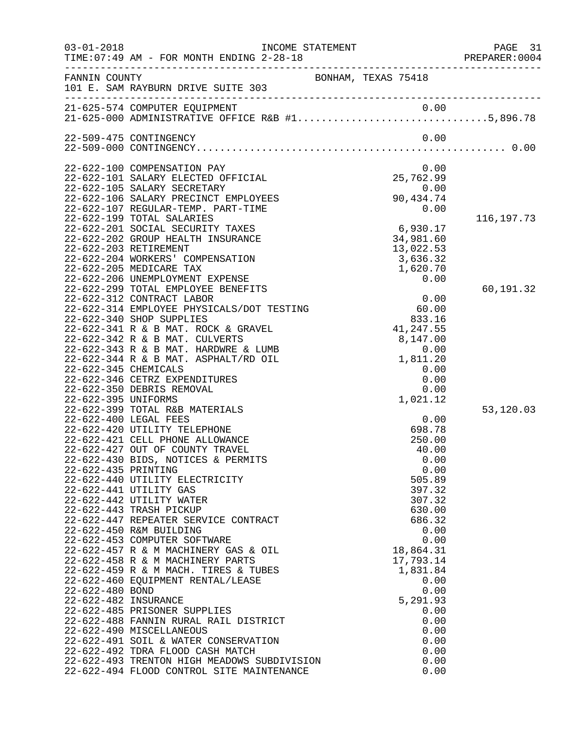03-01-2018 INCOME STATEMENT
TIME:07:49 AM - FOR MONTH ENDING 2-28-18

FANNIN COUNTY BONHAM, TEXAS 75418
101 E. SAM RAYBURN DRIVE SUITE 303

| Account | Description | Amount | Total |
|---|---|---|---|
| 21-625-574 | COMPUTER EQUIPMENT | 0.00 | |
| 21-625-000 | ADMINISTRATIVE OFFICE R&B #1 | | 5,896.78 |
| 22-509-475 | CONTINGENCY | 0.00 | |
| 22-509-000 | CONTINGENCY | | 0.00 |
| 22-622-100 | COMPENSATION PAY | 0.00 | |
| 22-622-101 | SALARY ELECTED OFFICIAL | 25,762.99 | |
| 22-622-105 | SALARY SECRETARY | 0.00 | |
| 22-622-106 | SALARY PRECINCT EMPLOYEES | 90,434.74 | |
| 22-622-107 | REGULAR-TEMP. PART-TIME | 0.00 | |
| 22-622-199 | TOTAL SALARIES | | 116,197.73 |
| 22-622-201 | SOCIAL SECURITY TAXES | 6,930.17 | |
| 22-622-202 | GROUP HEALTH INSURANCE | 34,981.60 | |
| 22-622-203 | RETIREMENT | 13,022.53 | |
| 22-622-204 | WORKERS' COMPENSATION | 3,636.32 | |
| 22-622-205 | MEDICARE TAX | 1,620.70 | |
| 22-622-206 | UNEMPLOYMENT EXPENSE | 0.00 | |
| 22-622-299 | TOTAL EMPLOYEE BENEFITS | | 60,191.32 |
| 22-622-312 | CONTRACT LABOR | 0.00 | |
| 22-622-314 | EMPLOYEE PHYSICALS/DOT TESTING | 60.00 | |
| 22-622-340 | SHOP SUPPLIES | 833.16 | |
| 22-622-341 | R & B MAT. ROCK & GRAVEL | 41,247.55 | |
| 22-622-342 | R & B MAT. CULVERTS | 8,147.00 | |
| 22-622-343 | R & B MAT. HARDWRE & LUMB | 0.00 | |
| 22-622-344 | R & B MAT. ASPHALT/RD OIL | 1,811.20 | |
| 22-622-345 | CHEMICALS | 0.00 | |
| 22-622-346 | CETRZ EXPENDITURES | 0.00 | |
| 22-622-350 | DEBRIS REMOVAL | 0.00 | |
| 22-622-395 | UNIFORMS | 1,021.12 | |
| 22-622-399 | TOTAL R&B MATERIALS | | 53,120.03 |
| 22-622-400 | LEGAL FEES | 0.00 | |
| 22-622-420 | UTILITY TELEPHONE | 698.78 | |
| 22-622-421 | CELL PHONE ALLOWANCE | 250.00 | |
| 22-622-427 | OUT OF COUNTY TRAVEL | 40.00 | |
| 22-622-430 | BIDS, NOTICES & PERMITS | 0.00 | |
| 22-622-435 | PRINTING | 0.00 | |
| 22-622-440 | UTILITY ELECTRICITY | 505.89 | |
| 22-622-441 | UTILITY GAS | 397.32 | |
| 22-622-442 | UTILITY WATER | 307.32 | |
| 22-622-443 | TRASH PICKUP | 630.00 | |
| 22-622-447 | REPEATER SERVICE CONTRACT | 686.32 | |
| 22-622-450 | R&M BUILDING | 0.00 | |
| 22-622-453 | COMPUTER SOFTWARE | 0.00 | |
| 22-622-457 | R & M MACHINERY GAS & OIL | 18,864.31 | |
| 22-622-458 | R & M MACHINERY PARTS | 17,793.14 | |
| 22-622-459 | R & M MACH. TIRES & TUBES | 1,831.84 | |
| 22-622-460 | EQUIPMENT RENTAL/LEASE | 0.00 | |
| 22-622-480 | BOND | 0.00 | |
| 22-622-482 | INSURANCE | 5,291.93 | |
| 22-622-485 | PRISONER SUPPLIES | 0.00 | |
| 22-622-488 | FANNIN RURAL RAIL DISTRICT | 0.00 | |
| 22-622-490 | MISCELLANEOUS | 0.00 | |
| 22-622-491 | SOIL & WATER CONSERVATION | 0.00 | |
| 22-622-492 | TDRA FLOOD CASH MATCH | 0.00 | |
| 22-622-493 | TRENTON HIGH MEADOWS SUBDIVISION | 0.00 | |
| 22-622-494 | FLOOD CONTROL SITE MAINTENANCE | 0.00 | |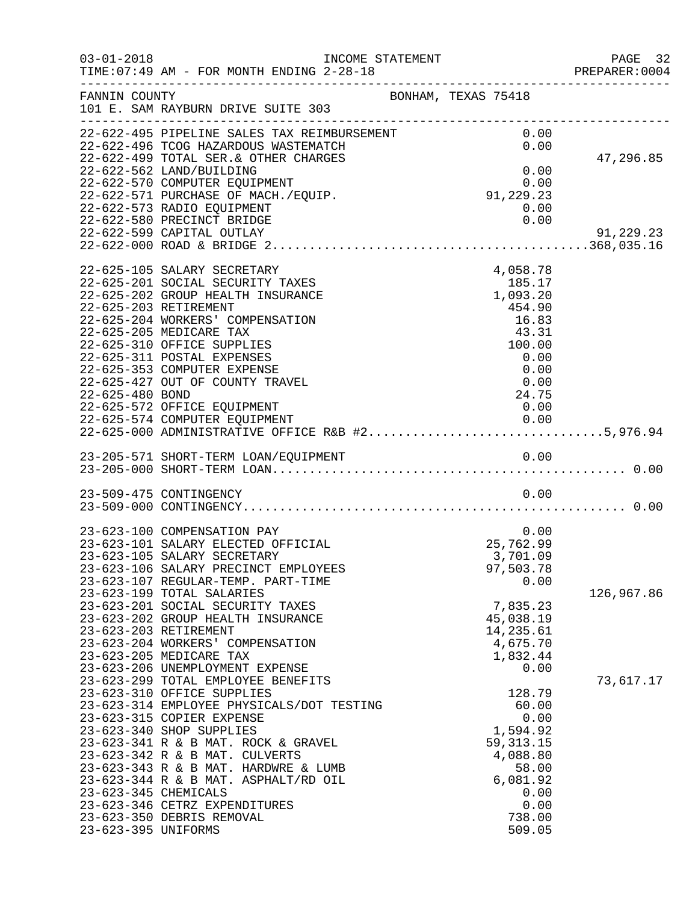FANNIN COUNTY — BONHAM, TEXAS 75418
101 E. SAM RAYBURN DRIVE SUITE 303

INCOME STATEMENT — TIME:07:49 AM - FOR MONTH ENDING 2-28-18 — 03-01-2018 — PREPARER:0004

| Account | Description | Amount | Total |
|---|---|---|---|
| 22-622-495 | PIPELINE SALES TAX REIMBURSEMENT | 0.00 | |
| 22-622-496 | TCOG HAZARDOUS WASTEMATCH | 0.00 | |
| 22-622-499 | TOTAL SER.& OTHER CHARGES | | 47,296.85 |
| 22-622-562 | LAND/BUILDING | 0.00 | |
| 22-622-570 | COMPUTER EQUIPMENT | 0.00 | |
| 22-622-571 | PURCHASE OF MACH./EQUIP. | 91,229.23 | |
| 22-622-573 | RADIO EQUIPMENT | 0.00 | |
| 22-622-580 | PRECINCT BRIDGE | 0.00 | |
| 22-622-599 | CAPITAL OUTLAY | | 91,229.23 |
| 22-622-000 | ROAD & BRIDGE 2 | | 368,035.16 |
| 22-625-105 | SALARY SECRETARY | 4,058.78 | |
| 22-625-201 | SOCIAL SECURITY TAXES | 185.17 | |
| 22-625-202 | GROUP HEALTH INSURANCE | 1,093.20 | |
| 22-625-203 | RETIREMENT | 454.90 | |
| 22-625-204 | WORKERS' COMPENSATION | 16.83 | |
| 22-625-205 | MEDICARE TAX | 43.31 | |
| 22-625-310 | OFFICE SUPPLIES | 100.00 | |
| 22-625-311 | POSTAL EXPENSES | 0.00 | |
| 22-625-353 | COMPUTER EXPENSE | 0.00 | |
| 22-625-427 | OUT OF COUNTY TRAVEL | 0.00 | |
| 22-625-480 | BOND | 24.75 | |
| 22-625-572 | OFFICE EQUIPMENT | 0.00 | |
| 22-625-574 | COMPUTER EQUIPMENT | 0.00 | |
| 22-625-000 | ADMINISTRATIVE OFFICE R&B #2 | | 5,976.94 |
| 23-205-571 | SHORT-TERM LOAN/EQUIPMENT | 0.00 | |
| 23-205-000 | SHORT-TERM LOAN | | 0.00 |
| 23-509-475 | CONTINGENCY | 0.00 | |
| 23-509-000 | CONTINGENCY | | 0.00 |
| 23-623-100 | COMPENSATION PAY | 0.00 | |
| 23-623-101 | SALARY ELECTED OFFICIAL | 25,762.99 | |
| 23-623-105 | SALARY SECRETARY | 3,701.09 | |
| 23-623-106 | SALARY PRECINCT EMPLOYEES | 97,503.78 | |
| 23-623-107 | REGULAR-TEMP. PART-TIME | 0.00 | |
| 23-623-199 | TOTAL SALARIES | | 126,967.86 |
| 23-623-201 | SOCIAL SECURITY TAXES | 7,835.23 | |
| 23-623-202 | GROUP HEALTH INSURANCE | 45,038.19 | |
| 23-623-203 | RETIREMENT | 14,235.61 | |
| 23-623-204 | WORKERS' COMPENSATION | 4,675.70 | |
| 23-623-205 | MEDICARE TAX | 1,832.44 | |
| 23-623-206 | UNEMPLOYMENT EXPENSE | 0.00 | |
| 23-623-299 | TOTAL EMPLOYEE BENEFITS | | 73,617.17 |
| 23-623-310 | OFFICE SUPPLIES | 128.79 | |
| 23-623-314 | EMPLOYEE PHYSICALS/DOT TESTING | 60.00 | |
| 23-623-315 | COPIER EXPENSE | 0.00 | |
| 23-623-340 | SHOP SUPPLIES | 1,594.92 | |
| 23-623-341 | R & B MAT. ROCK & GRAVEL | 59,313.15 | |
| 23-623-342 | R & B MAT. CULVERTS | 4,088.80 | |
| 23-623-343 | R & B MAT. HARDWRE & LUMB | 58.00 | |
| 23-623-344 | R & B MAT. ASPHALT/RD OIL | 6,081.92 | |
| 23-623-345 | CHEMICALS | 0.00 | |
| 23-623-346 | CETRZ EXPENDITURES | 0.00 | |
| 23-623-350 | DEBRIS REMOVAL | 738.00 | |
| 23-623-395 | UNIFORMS | 509.05 | |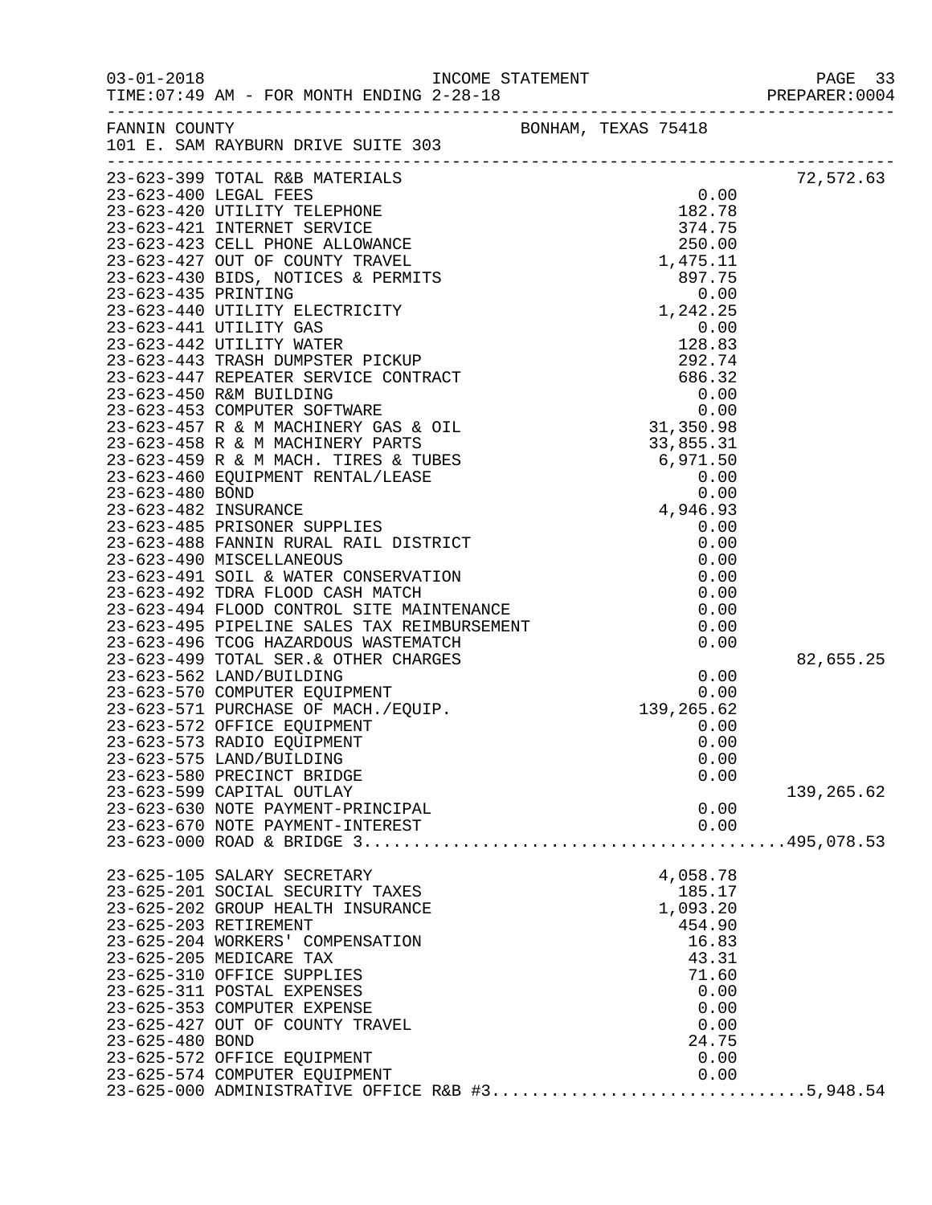FANNIN COUNTY BONHAM, TEXAS 75418
101 E. SAM RAYBURN DRIVE SUITE 303

| Account | Description | Amount | Total |
|---|---|---|---|
| 23-623-399 | TOTAL R&B MATERIALS | | 72,572.63 |
| 23-623-400 | LEGAL FEES | 0.00 | |
| 23-623-420 | UTILITY TELEPHONE | 182.78 | |
| 23-623-421 | INTERNET SERVICE | 374.75 | |
| 23-623-423 | CELL PHONE ALLOWANCE | 250.00 | |
| 23-623-427 | OUT OF COUNTY TRAVEL | 1,475.11 | |
| 23-623-430 | BIDS, NOTICES & PERMITS | 897.75 | |
| 23-623-435 | PRINTING | 0.00 | |
| 23-623-440 | UTILITY ELECTRICITY | 1,242.25 | |
| 23-623-441 | UTILITY GAS | 0.00 | |
| 23-623-442 | UTILITY WATER | 128.83 | |
| 23-623-443 | TRASH DUMPSTER PICKUP | 292.74 | |
| 23-623-447 | REPEATER SERVICE CONTRACT | 686.32 | |
| 23-623-450 | R&M BUILDING | 0.00 | |
| 23-623-453 | COMPUTER SOFTWARE | 0.00 | |
| 23-623-457 | R & M MACHINERY GAS & OIL | 31,350.98 | |
| 23-623-458 | R & M MACHINERY PARTS | 33,855.31 | |
| 23-623-459 | R & M MACH. TIRES & TUBES | 6,971.50 | |
| 23-623-460 | EQUIPMENT RENTAL/LEASE | 0.00 | |
| 23-623-480 | BOND | 0.00 | |
| 23-623-482 | INSURANCE | 4,946.93 | |
| 23-623-485 | PRISONER SUPPLIES | 0.00 | |
| 23-623-488 | FANNIN RURAL RAIL DISTRICT | 0.00 | |
| 23-623-490 | MISCELLANEOUS | 0.00 | |
| 23-623-491 | SOIL & WATER CONSERVATION | 0.00 | |
| 23-623-492 | TDRA FLOOD CASH MATCH | 0.00 | |
| 23-623-494 | FLOOD CONTROL SITE MAINTENANCE | 0.00 | |
| 23-623-495 | PIPELINE SALES TAX REIMBURSEMENT | 0.00 | |
| 23-623-496 | TCOG HAZARDOUS WASTEMATCH | 0.00 | |
| 23-623-499 | TOTAL SER.& OTHER CHARGES | | 82,655.25 |
| 23-623-562 | LAND/BUILDING | 0.00 | |
| 23-623-570 | COMPUTER EQUIPMENT | 0.00 | |
| 23-623-571 | PURCHASE OF MACH./EQUIP. | 139,265.62 | |
| 23-623-572 | OFFICE EQUIPMENT | 0.00 | |
| 23-623-573 | RADIO EQUIPMENT | 0.00 | |
| 23-623-575 | LAND/BUILDING | 0.00 | |
| 23-623-580 | PRECINCT BRIDGE | 0.00 | |
| 23-623-599 | CAPITAL OUTLAY | | 139,265.62 |
| 23-623-630 | NOTE PAYMENT-PRINCIPAL | 0.00 | |
| 23-623-670 | NOTE PAYMENT-INTEREST | 0.00 | |
| 23-623-000 | ROAD & BRIDGE 3 | | 495,078.53 |

| Account | Description | Amount | Total |
|---|---|---|---|
| 23-625-105 | SALARY SECRETARY | 4,058.78 | |
| 23-625-201 | SOCIAL SECURITY TAXES | 185.17 | |
| 23-625-202 | GROUP HEALTH INSURANCE | 1,093.20 | |
| 23-625-203 | RETIREMENT | 454.90 | |
| 23-625-204 | WORKERS' COMPENSATION | 16.83 | |
| 23-625-205 | MEDICARE TAX | 43.31 | |
| 23-625-310 | OFFICE SUPPLIES | 71.60 | |
| 23-625-311 | POSTAL EXPENSES | 0.00 | |
| 23-625-353 | COMPUTER EXPENSE | 0.00 | |
| 23-625-427 | OUT OF COUNTY TRAVEL | 0.00 | |
| 23-625-480 | BOND | 24.75 | |
| 23-625-572 | OFFICE EQUIPMENT | 0.00 | |
| 23-625-574 | COMPUTER EQUIPMENT | 0.00 | |
| 23-625-000 | ADMINISTRATIVE OFFICE R&B #3 | | 5,948.54 |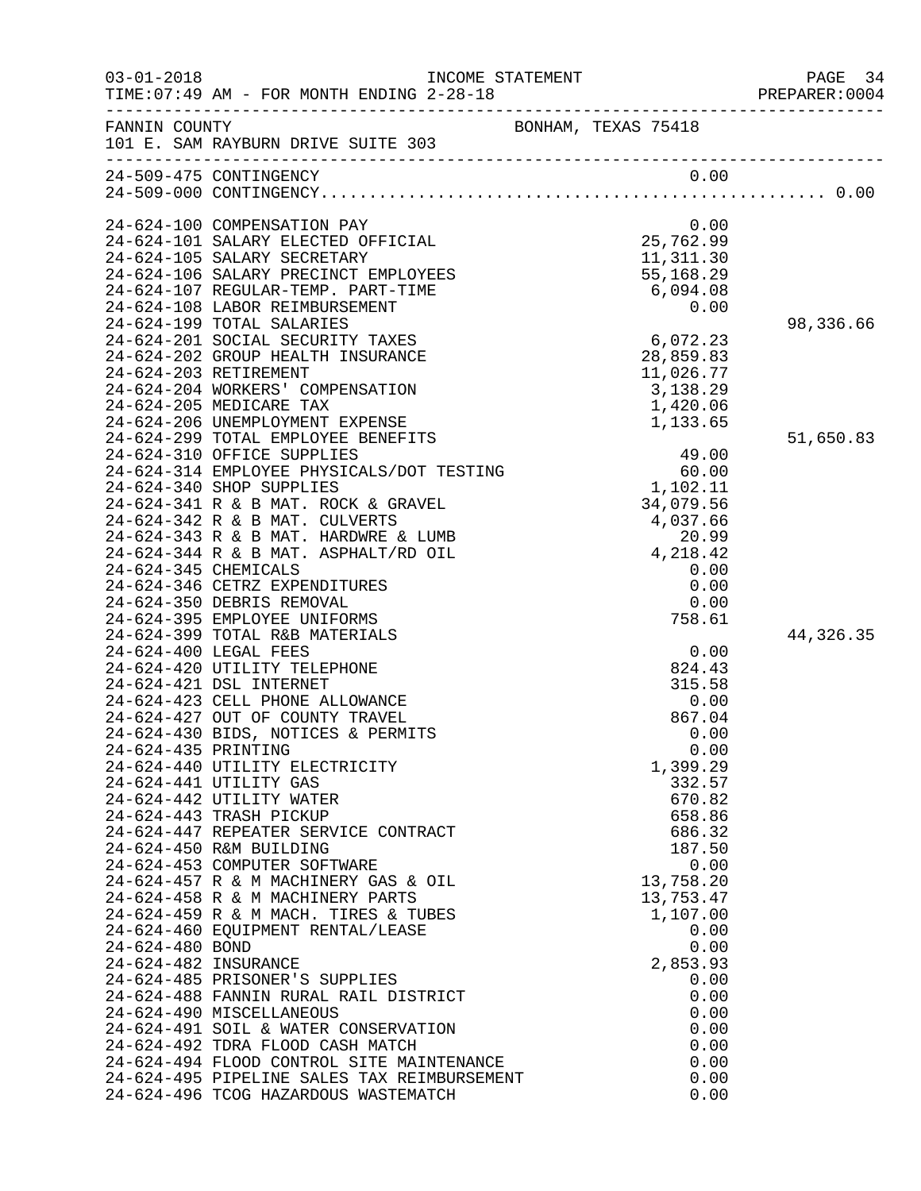INCOME STATEMENT

03-01-2018
TIME:07:49 AM - FOR MONTH ENDING 2-28-18

PREPARER:0004

FANNIN COUNTY — BONHAM, TEXAS 75418
101 E. SAM RAYBURN DRIVE SUITE 303

| Account | Description | Amount | Total |
|---|---|---|---|
| 24-509-475 | CONTINGENCY | 0.00 | |
| 24-509-000 | CONTINGENCY.................................................... | | 0.00 |
| 24-624-100 | COMPENSATION PAY | 0.00 | |
| 24-624-101 | SALARY ELECTED OFFICIAL | 25,762.99 | |
| 24-624-105 | SALARY SECRETARY | 11,311.30 | |
| 24-624-106 | SALARY PRECINCT EMPLOYEES | 55,168.29 | |
| 24-624-107 | REGULAR-TEMP. PART-TIME | 6,094.08 | |
| 24-624-108 | LABOR REIMBURSEMENT | 0.00 | |
| 24-624-199 | TOTAL SALARIES | | 98,336.66 |
| 24-624-201 | SOCIAL SECURITY TAXES | 6,072.23 | |
| 24-624-202 | GROUP HEALTH INSURANCE | 28,859.83 | |
| 24-624-203 | RETIREMENT | 11,026.77 | |
| 24-624-204 | WORKERS' COMPENSATION | 3,138.29 | |
| 24-624-205 | MEDICARE TAX | 1,420.06 | |
| 24-624-206 | UNEMPLOYMENT EXPENSE | 1,133.65 | |
| 24-624-299 | TOTAL EMPLOYEE BENEFITS | | 51,650.83 |
| 24-624-310 | OFFICE SUPPLIES | 49.00 | |
| 24-624-314 | EMPLOYEE PHYSICALS/DOT TESTING | 60.00 | |
| 24-624-340 | SHOP SUPPLIES | 1,102.11 | |
| 24-624-341 | R & B MAT. ROCK & GRAVEL | 34,079.56 | |
| 24-624-342 | R & B MAT. CULVERTS | 4,037.66 | |
| 24-624-343 | R & B MAT. HARDWRE & LUMB | 20.99 | |
| 24-624-344 | R & B MAT. ASPHALT/RD OIL | 4,218.42 | |
| 24-624-345 | CHEMICALS | 0.00 | |
| 24-624-346 | CETRZ EXPENDITURES | 0.00 | |
| 24-624-350 | DEBRIS REMOVAL | 0.00 | |
| 24-624-395 | EMPLOYEE UNIFORMS | 758.61 | |
| 24-624-399 | TOTAL R&B MATERIALS | | 44,326.35 |
| 24-624-400 | LEGAL FEES | 0.00 | |
| 24-624-420 | UTILITY TELEPHONE | 824.43 | |
| 24-624-421 | DSL INTERNET | 315.58 | |
| 24-624-423 | CELL PHONE ALLOWANCE | 0.00 | |
| 24-624-427 | OUT OF COUNTY TRAVEL | 867.04 | |
| 24-624-430 | BIDS, NOTICES & PERMITS | 0.00 | |
| 24-624-435 | PRINTING | 0.00 | |
| 24-624-440 | UTILITY ELECTRICITY | 1,399.29 | |
| 24-624-441 | UTILITY GAS | 332.57 | |
| 24-624-442 | UTILITY WATER | 670.82 | |
| 24-624-443 | TRASH PICKUP | 658.86 | |
| 24-624-447 | REPEATER SERVICE CONTRACT | 686.32 | |
| 24-624-450 | R&M BUILDING | 187.50 | |
| 24-624-453 | COMPUTER SOFTWARE | 0.00 | |
| 24-624-457 | R & M MACHINERY GAS & OIL | 13,758.20 | |
| 24-624-458 | R & M MACHINERY PARTS | 13,753.47 | |
| 24-624-459 | R & M MACH. TIRES & TUBES | 1,107.00 | |
| 24-624-460 | EQUIPMENT RENTAL/LEASE | 0.00 | |
| 24-624-480 | BOND | 0.00 | |
| 24-624-482 | INSURANCE | 2,853.93 | |
| 24-624-485 | PRISONER'S SUPPLIES | 0.00 | |
| 24-624-488 | FANNIN RURAL RAIL DISTRICT | 0.00 | |
| 24-624-490 | MISCELLANEOUS | 0.00 | |
| 24-624-491 | SOIL & WATER CONSERVATION | 0.00 | |
| 24-624-492 | TDRA FLOOD CASH MATCH | 0.00 | |
| 24-624-494 | FLOOD CONTROL SITE MAINTENANCE | 0.00 | |
| 24-624-495 | PIPELINE SALES TAX REIMBURSEMENT | 0.00 | |
| 24-624-496 | TCOG HAZARDOUS WASTEMATCH | 0.00 | |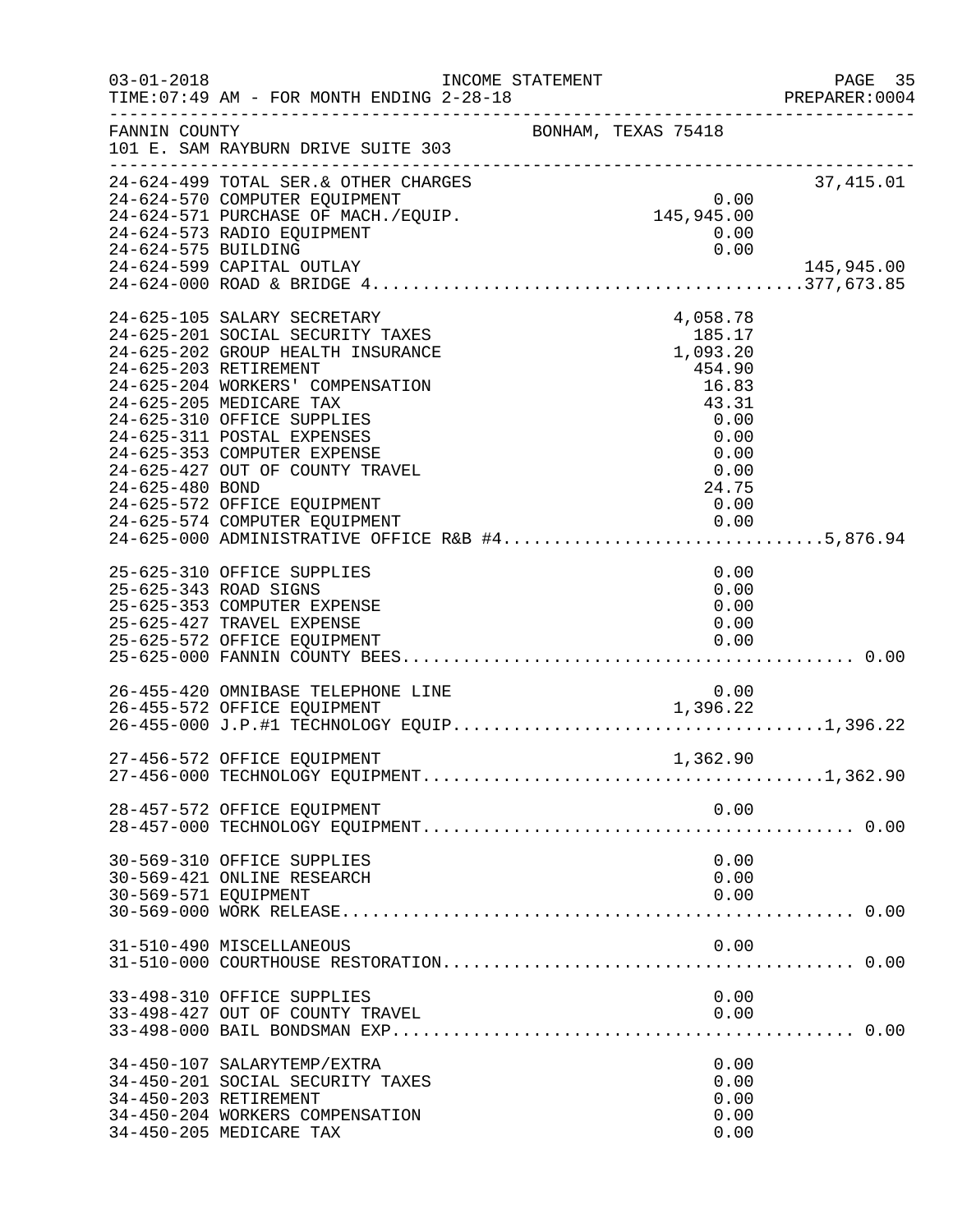FANNIN COUNTY BONHAM, TEXAS 75418
101 E. SAM RAYBURN DRIVE SUITE 303

INCOME STATEMENT
TIME:07:49 AM - FOR MONTH ENDING 2-28-18

| Account | Description | Amount | Total |
|---|---|---|---|
| 24-624-499 | TOTAL SER.& OTHER CHARGES | | 37,415.01 |
| 24-624-570 | COMPUTER EQUIPMENT | 0.00 | |
| 24-624-571 | PURCHASE OF MACH./EQUIP. | 145,945.00 | |
| 24-624-573 | RADIO EQUIPMENT | 0.00 | |
| 24-624-575 | BUILDING | 0.00 | |
| 24-624-599 | CAPITAL OUTLAY | | 145,945.00 |
| 24-624-000 | ROAD & BRIDGE 4 | | 377,673.85 |
| 24-625-105 | SALARY SECRETARY | 4,058.78 | |
| 24-625-201 | SOCIAL SECURITY TAXES | 185.17 | |
| 24-625-202 | GROUP HEALTH INSURANCE | 1,093.20 | |
| 24-625-203 | RETIREMENT | 454.90 | |
| 24-625-204 | WORKERS' COMPENSATION | 16.83 | |
| 24-625-205 | MEDICARE TAX | 43.31 | |
| 24-625-310 | OFFICE SUPPLIES | 0.00 | |
| 24-625-311 | POSTAL EXPENSES | 0.00 | |
| 24-625-353 | COMPUTER EXPENSE | 0.00 | |
| 24-625-427 | OUT OF COUNTY TRAVEL | 0.00 | |
| 24-625-480 | BOND | 24.75 | |
| 24-625-572 | OFFICE EQUIPMENT | 0.00 | |
| 24-625-574 | COMPUTER EQUIPMENT | 0.00 | |
| 24-625-000 | ADMINISTRATIVE OFFICE R&B #4 | | 5,876.94 |
| 25-625-310 | OFFICE SUPPLIES | 0.00 | |
| 25-625-343 | ROAD SIGNS | 0.00 | |
| 25-625-353 | COMPUTER EXPENSE | 0.00 | |
| 25-625-427 | TRAVEL EXPENSE | 0.00 | |
| 25-625-572 | OFFICE EQUIPMENT | 0.00 | |
| 25-625-000 | FANNIN COUNTY BEES | | 0.00 |
| 26-455-420 | OMNIBASE TELEPHONE LINE | 0.00 | |
| 26-455-572 | OFFICE EQUIPMENT | 1,396.22 | |
| 26-455-000 | J.P.#1 TECHNOLOGY EQUIP. | | 1,396.22 |
| 27-456-572 | OFFICE EQUIPMENT | 1,362.90 | |
| 27-456-000 | TECHNOLOGY EQUIPMENT | | 1,362.90 |
| 28-457-572 | OFFICE EQUIPMENT | 0.00 | |
| 28-457-000 | TECHNOLOGY EQUIPMENT | | 0.00 |
| 30-569-310 | OFFICE SUPPLIES | 0.00 | |
| 30-569-421 | ONLINE RESEARCH | 0.00 | |
| 30-569-571 | EQUIPMENT | 0.00 | |
| 30-569-000 | WORK RELEASE | | 0.00 |
| 31-510-490 | MISCELLANEOUS | 0.00 | |
| 31-510-000 | COURTHOUSE RESTORATION | | 0.00 |
| 33-498-310 | OFFICE SUPPLIES | 0.00 | |
| 33-498-427 | OUT OF COUNTY TRAVEL | 0.00 | |
| 33-498-000 | BAIL BONDSMAN EXP. | | 0.00 |
| 34-450-107 | SALARYTEMP/EXTRA | 0.00 | |
| 34-450-201 | SOCIAL SECURITY TAXES | 0.00 | |
| 34-450-203 | RETIREMENT | 0.00 | |
| 34-450-204 | WORKERS COMPENSATION | 0.00 | |
| 34-450-205 | MEDICARE TAX | 0.00 | |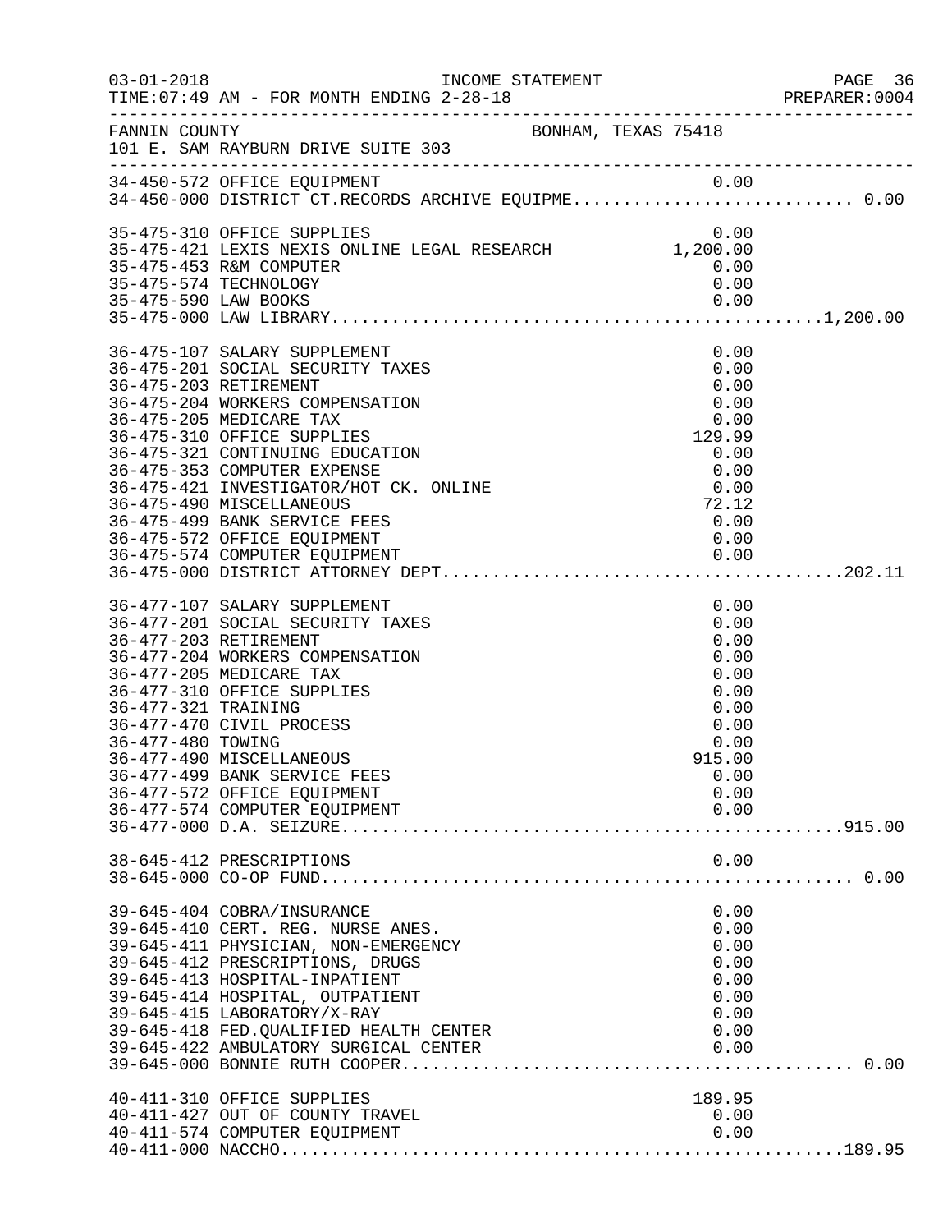FANNIN COUNTY BONHAM, TEXAS 75418
101 E. SAM RAYBURN DRIVE SUITE 303

INCOME STATEMENT
TIME:07:49 AM - FOR MONTH ENDING 2-28-18

| Account | Description | Amount | Total |
|---|---|---|---|
| 34-450-572 | OFFICE EQUIPMENT | 0.00 | |
| 34-450-000 | DISTRICT CT.RECORDS ARCHIVE EQUIPME | | 0.00 |
| 35-475-310 | OFFICE SUPPLIES | 0.00 | |
| 35-475-421 | LEXIS NEXIS ONLINE LEGAL RESEARCH | 1,200.00 | |
| 35-475-453 | R&M COMPUTER | 0.00 | |
| 35-475-574 | TECHNOLOGY | 0.00 | |
| 35-475-590 | LAW BOOKS | 0.00 | |
| 35-475-000 | LAW LIBRARY | | 1,200.00 |
| 36-475-107 | SALARY SUPPLEMENT | 0.00 | |
| 36-475-201 | SOCIAL SECURITY TAXES | 0.00 | |
| 36-475-203 | RETIREMENT | 0.00 | |
| 36-475-204 | WORKERS COMPENSATION | 0.00 | |
| 36-475-205 | MEDICARE TAX | 0.00 | |
| 36-475-310 | OFFICE SUPPLIES | 129.99 | |
| 36-475-321 | CONTINUING EDUCATION | 0.00 | |
| 36-475-353 | COMPUTER EXPENSE | 0.00 | |
| 36-475-421 | INVESTIGATOR/HOT CK. ONLINE | 0.00 | |
| 36-475-490 | MISCELLANEOUS | 72.12 | |
| 36-475-499 | BANK SERVICE FEES | 0.00 | |
| 36-475-572 | OFFICE EQUIPMENT | 0.00 | |
| 36-475-574 | COMPUTER EQUIPMENT | 0.00 | |
| 36-475-000 | DISTRICT ATTORNEY DEPT | | 202.11 |
| 36-477-107 | SALARY SUPPLEMENT | 0.00 | |
| 36-477-201 | SOCIAL SECURITY TAXES | 0.00 | |
| 36-477-203 | RETIREMENT | 0.00 | |
| 36-477-204 | WORKERS COMPENSATION | 0.00 | |
| 36-477-205 | MEDICARE TAX | 0.00 | |
| 36-477-310 | OFFICE SUPPLIES | 0.00 | |
| 36-477-321 | TRAINING | 0.00 | |
| 36-477-470 | CIVIL PROCESS | 0.00 | |
| 36-477-480 | TOWING | 0.00 | |
| 36-477-490 | MISCELLANEOUS | 915.00 | |
| 36-477-499 | BANK SERVICE FEES | 0.00 | |
| 36-477-572 | OFFICE EQUIPMENT | 0.00 | |
| 36-477-574 | COMPUTER EQUIPMENT | 0.00 | |
| 36-477-000 | D.A. SEIZURE | | 915.00 |
| 38-645-412 | PRESCRIPTIONS | 0.00 | |
| 38-645-000 | CO-OP FUND | | 0.00 |
| 39-645-404 | COBRA/INSURANCE | 0.00 | |
| 39-645-410 | CERT. REG. NURSE ANES. | 0.00 | |
| 39-645-411 | PHYSICIAN, NON-EMERGENCY | 0.00 | |
| 39-645-412 | PRESCRIPTIONS, DRUGS | 0.00 | |
| 39-645-413 | HOSPITAL-INPATIENT | 0.00 | |
| 39-645-414 | HOSPITAL, OUTPATIENT | 0.00 | |
| 39-645-415 | LABORATORY/X-RAY | 0.00 | |
| 39-645-418 | FED.QUALIFIED HEALTH CENTER | 0.00 | |
| 39-645-422 | AMBULATORY SURGICAL CENTER | 0.00 | |
| 39-645-000 | BONNIE RUTH COOPER | | 0.00 |
| 40-411-310 | OFFICE SUPPLIES | 189.95 | |
| 40-411-427 | OUT OF COUNTY TRAVEL | 0.00 | |
| 40-411-574 | COMPUTER EQUIPMENT | 0.00 | |
| 40-411-000 | NACCHO | | 189.95 |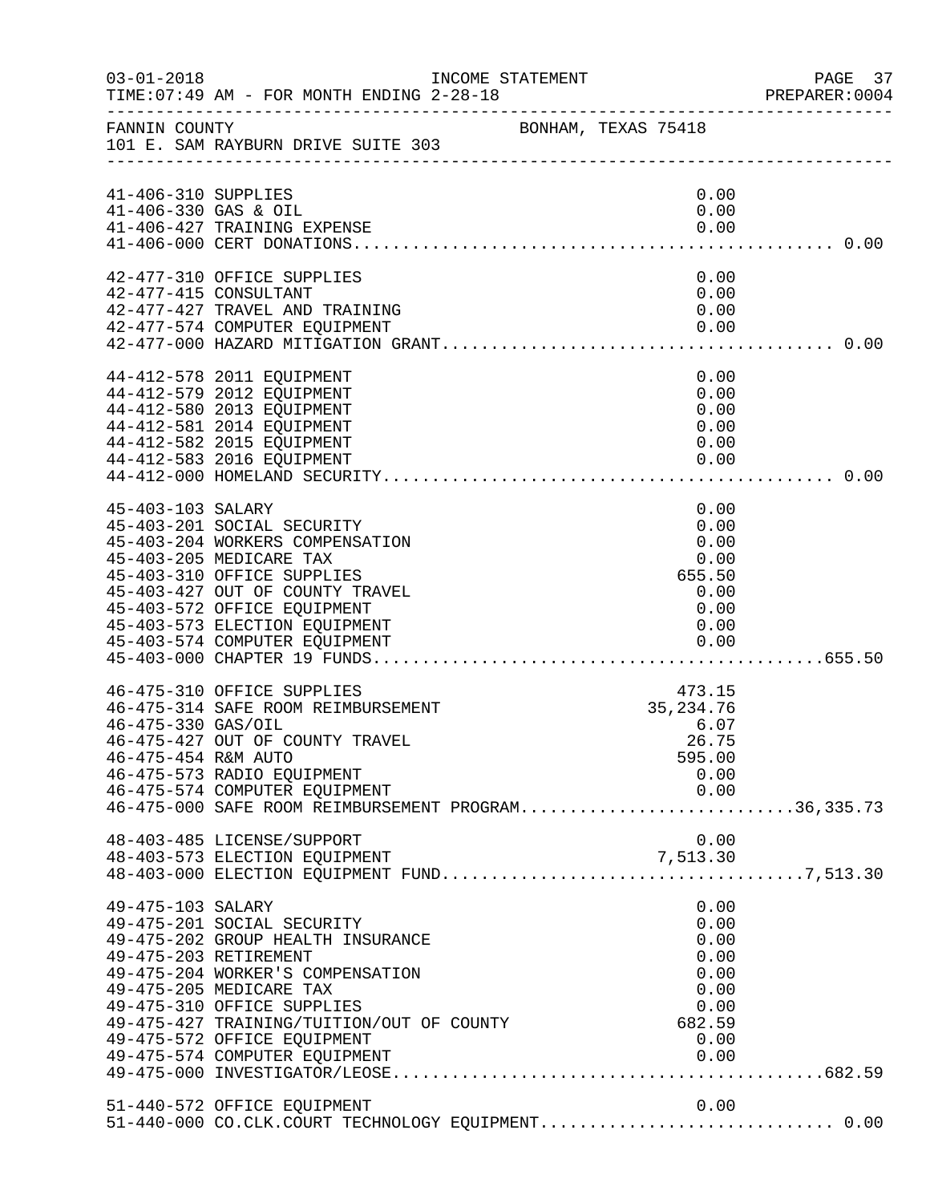FANNIN COUNTY BONHAM, TEXAS 75418
101 E. SAM RAYBURN DRIVE SUITE 303

INCOME STATEMENT
TIME:07:49 AM - FOR MONTH ENDING 2-28-18

| Account | Description | Amount | Total |
|---|---|---|---|
| 41-406-310 | SUPPLIES | 0.00 | |
| 41-406-330 | GAS & OIL | 0.00 | |
| 41-406-427 | TRAINING EXPENSE | 0.00 | |
| 41-406-000 | CERT DONATIONS | | 0.00 |
| 42-477-310 | OFFICE SUPPLIES | 0.00 | |
| 42-477-415 | CONSULTANT | 0.00 | |
| 42-477-427 | TRAVEL AND TRAINING | 0.00 | |
| 42-477-574 | COMPUTER EQUIPMENT | 0.00 | |
| 42-477-000 | HAZARD MITIGATION GRANT | | 0.00 |
| 44-412-578 | 2011 EQUIPMENT | 0.00 | |
| 44-412-579 | 2012 EQUIPMENT | 0.00 | |
| 44-412-580 | 2013 EQUIPMENT | 0.00 | |
| 44-412-581 | 2014 EQUIPMENT | 0.00 | |
| 44-412-582 | 2015 EQUIPMENT | 0.00 | |
| 44-412-583 | 2016 EQUIPMENT | 0.00 | |
| 44-412-000 | HOMELAND SECURITY | | 0.00 |
| 45-403-103 | SALARY | 0.00 | |
| 45-403-201 | SOCIAL SECURITY | 0.00 | |
| 45-403-204 | WORKERS COMPENSATION | 0.00 | |
| 45-403-205 | MEDICARE TAX | 0.00 | |
| 45-403-310 | OFFICE SUPPLIES | 655.50 | |
| 45-403-427 | OUT OF COUNTY TRAVEL | 0.00 | |
| 45-403-572 | OFFICE EQUIPMENT | 0.00 | |
| 45-403-573 | ELECTION EQUIPMENT | 0.00 | |
| 45-403-574 | COMPUTER EQUIPMENT | 0.00 | |
| 45-403-000 | CHAPTER 19 FUNDS | | 655.50 |
| 46-475-310 | OFFICE SUPPLIES | 473.15 | |
| 46-475-314 | SAFE ROOM REIMBURSEMENT | 35,234.76 | |
| 46-475-330 | GAS/OIL | 6.07 | |
| 46-475-427 | OUT OF COUNTY TRAVEL | 26.75 | |
| 46-475-454 | R&M AUTO | 595.00 | |
| 46-475-573 | RADIO EQUIPMENT | 0.00 | |
| 46-475-574 | COMPUTER EQUIPMENT | 0.00 | |
| 46-475-000 | SAFE ROOM REIMBURSEMENT PROGRAM | | 36,335.73 |
| 48-403-485 | LICENSE/SUPPORT | 0.00 | |
| 48-403-573 | ELECTION EQUIPMENT | 7,513.30 | |
| 48-403-000 | ELECTION EQUIPMENT FUND | | 7,513.30 |
| 49-475-103 | SALARY | 0.00 | |
| 49-475-201 | SOCIAL SECURITY | 0.00 | |
| 49-475-202 | GROUP HEALTH INSURANCE | 0.00 | |
| 49-475-203 | RETIREMENT | 0.00 | |
| 49-475-204 | WORKER'S COMPENSATION | 0.00 | |
| 49-475-205 | MEDICARE TAX | 0.00 | |
| 49-475-310 | OFFICE SUPPLIES | 0.00 | |
| 49-475-427 | TRAINING/TUITION/OUT OF COUNTY | 682.59 | |
| 49-475-572 | OFFICE EQUIPMENT | 0.00 | |
| 49-475-574 | COMPUTER EQUIPMENT | 0.00 | |
| 49-475-000 | INVESTIGATOR/LEOSE | | 682.59 |
| 51-440-572 | OFFICE EQUIPMENT | 0.00 | |
| 51-440-000 | CO.CLK.COURT TECHNOLOGY EQUIPMENT | | 0.00 |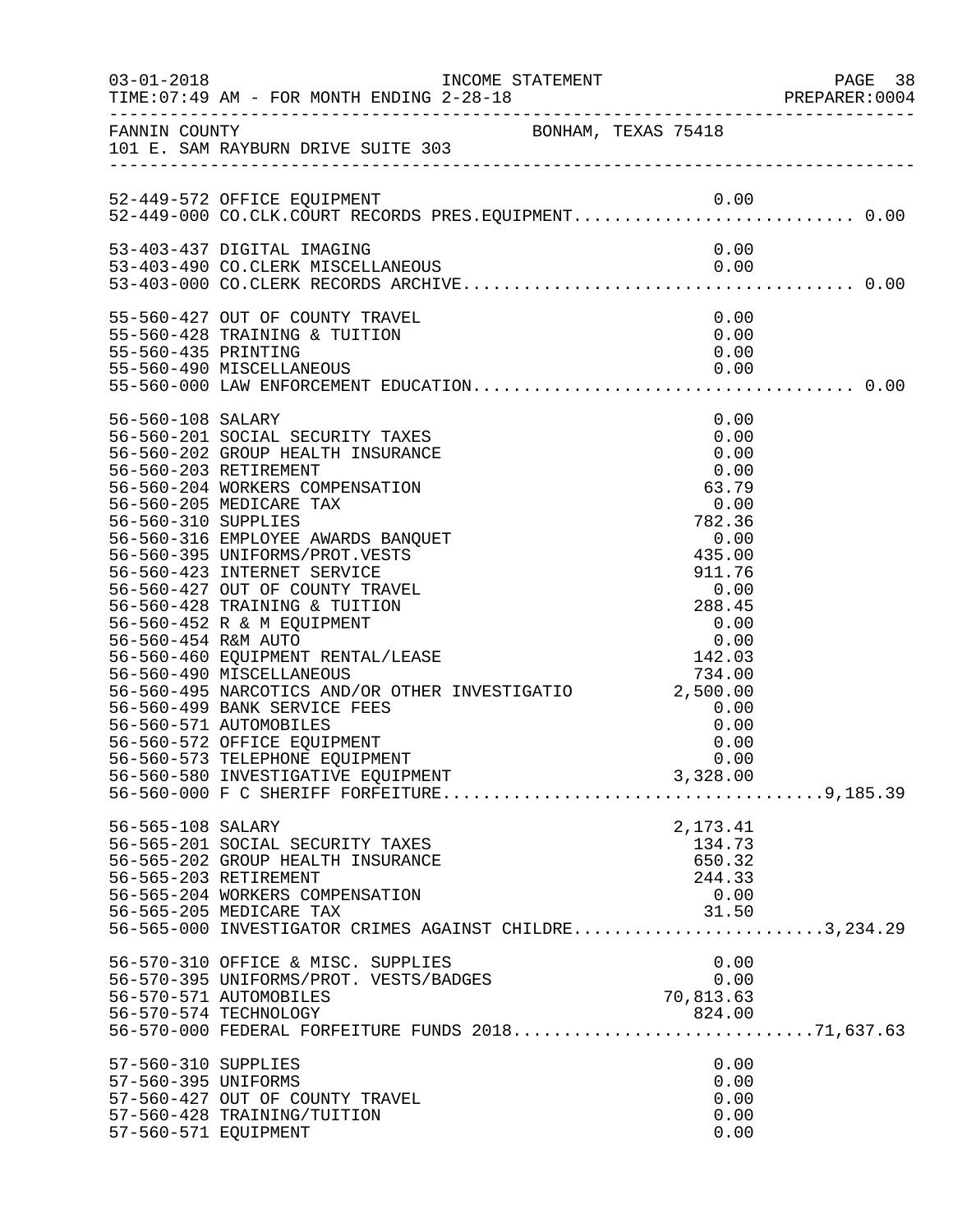FANNIN COUNTY — BONHAM, TEXAS 75418
101 E. SAM RAYBURN DRIVE SUITE 303

INCOME STATEMENT
TIME:07:49 AM - FOR MONTH ENDING 2-28-18

| Account | Description | Amount | Total |
|---|---|---|---|
| 52-449-572 | OFFICE EQUIPMENT | 0.00 | |
| 52-449-000 | CO.CLK.COURT RECORDS PRES.EQUIPMENT | | 0.00 |
| 53-403-437 | DIGITAL IMAGING | 0.00 | |
| 53-403-490 | CO.CLERK MISCELLANEOUS | 0.00 | |
| 53-403-000 | CO.CLERK RECORDS ARCHIVE | | 0.00 |
| 55-560-427 | OUT OF COUNTY TRAVEL | 0.00 | |
| 55-560-428 | TRAINING & TUITION | 0.00 | |
| 55-560-435 | PRINTING | 0.00 | |
| 55-560-490 | MISCELLANEOUS | 0.00 | |
| 55-560-000 | LAW ENFORCEMENT EDUCATION | | 0.00 |
| 56-560-108 | SALARY | 0.00 | |
| 56-560-201 | SOCIAL SECURITY TAXES | 0.00 | |
| 56-560-202 | GROUP HEALTH INSURANCE | 0.00 | |
| 56-560-203 | RETIREMENT | 0.00 | |
| 56-560-204 | WORKERS COMPENSATION | 63.79 | |
| 56-560-205 | MEDICARE TAX | 0.00 | |
| 56-560-310 | SUPPLIES | 782.36 | |
| 56-560-316 | EMPLOYEE AWARDS BANQUET | 0.00 | |
| 56-560-395 | UNIFORMS/PROT.VESTS | 435.00 | |
| 56-560-423 | INTERNET SERVICE | 911.76 | |
| 56-560-427 | OUT OF COUNTY TRAVEL | 0.00 | |
| 56-560-428 | TRAINING & TUITION | 288.45 | |
| 56-560-452 | R & M EQUIPMENT | 0.00 | |
| 56-560-454 | R&M AUTO | 0.00 | |
| 56-560-460 | EQUIPMENT RENTAL/LEASE | 142.03 | |
| 56-560-490 | MISCELLANEOUS | 734.00 | |
| 56-560-495 | NARCOTICS AND/OR OTHER INVESTIGATIO | 2,500.00 | |
| 56-560-499 | BANK SERVICE FEES | 0.00 | |
| 56-560-571 | AUTOMOBILES | 0.00 | |
| 56-560-572 | OFFICE EQUIPMENT | 0.00 | |
| 56-560-573 | TELEPHONE EQUIPMENT | 0.00 | |
| 56-560-580 | INVESTIGATIVE EQUIPMENT | 3,328.00 | |
| 56-560-000 | F C SHERIFF FORFEITURE | | 9,185.39 |
| 56-565-108 | SALARY | 2,173.41 | |
| 56-565-201 | SOCIAL SECURITY TAXES | 134.73 | |
| 56-565-202 | GROUP HEALTH INSURANCE | 650.32 | |
| 56-565-203 | RETIREMENT | 244.33 | |
| 56-565-204 | WORKERS COMPENSATION | 0.00 | |
| 56-565-205 | MEDICARE TAX | 31.50 | |
| 56-565-000 | INVESTIGATOR CRIMES AGAINST CHILDRE | | 3,234.29 |
| 56-570-310 | OFFICE & MISC. SUPPLIES | 0.00 | |
| 56-570-395 | UNIFORMS/PROT. VESTS/BADGES | 0.00 | |
| 56-570-571 | AUTOMOBILES | 70,813.63 | |
| 56-570-574 | TECHNOLOGY | 824.00 | |
| 56-570-000 | FEDERAL FORFEITURE FUNDS 2018 | | 71,637.63 |
| 57-560-310 | SUPPLIES | 0.00 | |
| 57-560-395 | UNIFORMS | 0.00 | |
| 57-560-427 | OUT OF COUNTY TRAVEL | 0.00 | |
| 57-560-428 | TRAINING/TUITION | 0.00 | |
| 57-560-571 | EQUIPMENT | 0.00 | |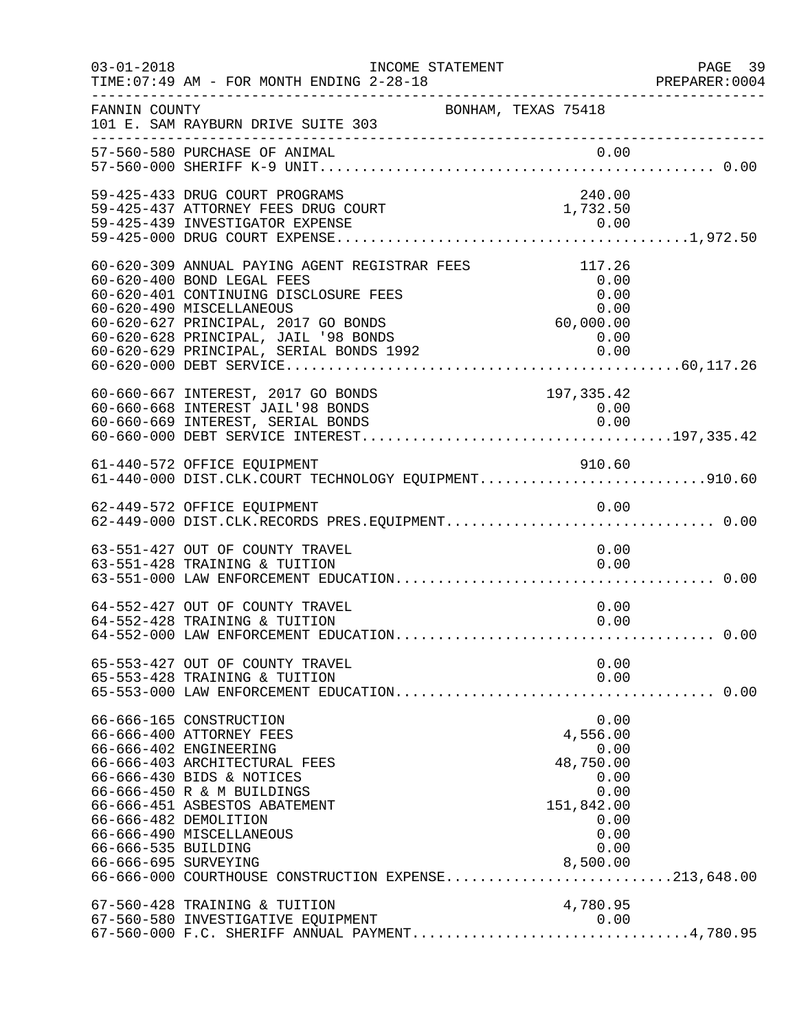FANNIN COUNTY BONHAM, TEXAS 75418
101 E. SAM RAYBURN DRIVE SUITE 303

INCOME STATEMENT
TIME:07:49 AM - FOR MONTH ENDING 2-28-18

| Account | Description | Amount | Total |
|---|---|---|---|
| 57-560-580 | PURCHASE OF ANIMAL | 0.00 | |
| 57-560-000 | SHERIFF K-9 UNIT | | 0.00 |
| 59-425-433 | DRUG COURT PROGRAMS | 240.00 | |
| 59-425-437 | ATTORNEY FEES DRUG COURT | 1,732.50 | |
| 59-425-439 | INVESTIGATOR EXPENSE | 0.00 | |
| 59-425-000 | DRUG COURT EXPENSE | | 1,972.50 |
| 60-620-309 | ANNUAL PAYING AGENT REGISTRAR FEES | 117.26 | |
| 60-620-400 | BOND LEGAL FEES | 0.00 | |
| 60-620-401 | CONTINUING DISCLOSURE FEES | 0.00 | |
| 60-620-490 | MISCELLANEOUS | 0.00 | |
| 60-620-627 | PRINCIPAL, 2017 GO BONDS | 60,000.00 | |
| 60-620-628 | PRINCIPAL, JAIL '98 BONDS | 0.00 | |
| 60-620-629 | PRINCIPAL, SERIAL BONDS 1992 | 0.00 | |
| 60-620-000 | DEBT SERVICE | | 60,117.26 |
| 60-660-667 | INTEREST, 2017 GO BONDS | 197,335.42 | |
| 60-660-668 | INTEREST JAIL'98 BONDS | 0.00 | |
| 60-660-669 | INTEREST, SERIAL BONDS | 0.00 | |
| 60-660-000 | DEBT SERVICE INTEREST | | 197,335.42 |
| 61-440-572 | OFFICE EQUIPMENT | 910.60 | |
| 61-440-000 | DIST.CLK.COURT TECHNOLOGY EQUIPMENT | | 910.60 |
| 62-449-572 | OFFICE EQUIPMENT | 0.00 | |
| 62-449-000 | DIST.CLK.RECORDS PRES.EQUIPMENT | | 0.00 |
| 63-551-427 | OUT OF COUNTY TRAVEL | 0.00 | |
| 63-551-428 | TRAINING & TUITION | 0.00 | |
| 63-551-000 | LAW ENFORCEMENT EDUCATION | | 0.00 |
| 64-552-427 | OUT OF COUNTY TRAVEL | 0.00 | |
| 64-552-428 | TRAINING & TUITION | 0.00 | |
| 64-552-000 | LAW ENFORCEMENT EDUCATION | | 0.00 |
| 65-553-427 | OUT OF COUNTY TRAVEL | 0.00 | |
| 65-553-428 | TRAINING & TUITION | 0.00 | |
| 65-553-000 | LAW ENFORCEMENT EDUCATION | | 0.00 |
| 66-666-165 | CONSTRUCTION | 0.00 | |
| 66-666-400 | ATTORNEY FEES | 4,556.00 | |
| 66-666-402 | ENGINEERING | 0.00 | |
| 66-666-403 | ARCHITECTURAL FEES | 48,750.00 | |
| 66-666-430 | BIDS & NOTICES | 0.00 | |
| 66-666-450 | R & M BUILDINGS | 0.00 | |
| 66-666-451 | ASBESTOS ABATEMENT | 151,842.00 | |
| 66-666-482 | DEMOLITION | 0.00 | |
| 66-666-490 | MISCELLANEOUS | 0.00 | |
| 66-666-535 | BUILDING | 0.00 | |
| 66-666-695 | SURVEYING | 8,500.00 | |
| 66-666-000 | COURTHOUSE CONSTRUCTION EXPENSE | | 213,648.00 |
| 67-560-428 | TRAINING & TUITION | 4,780.95 | |
| 67-560-580 | INVESTIGATIVE EQUIPMENT | 0.00 | |
| 67-560-000 | F.C. SHERIFF ANNUAL PAYMENT | | 4,780.95 |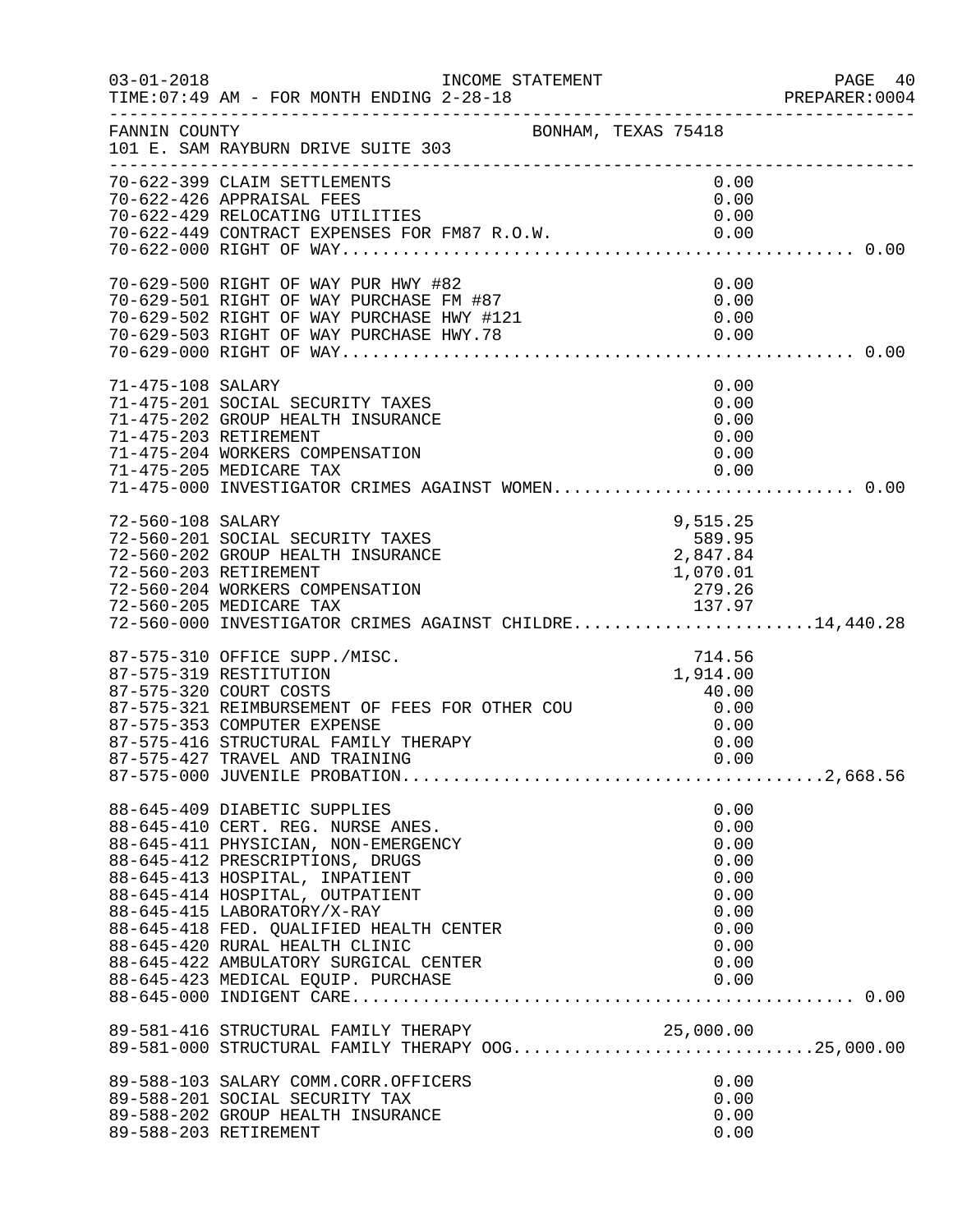FANNIN COUNTY　　　　　　　　　　　　　　BONHAM, TEXAS 75418
101 E. SAM RAYBURN DRIVE SUITE 303

INCOME STATEMENT
03-01-2018
TIME:07:49 AM - FOR MONTH ENDING 2-28-18
PREPARER:0004

| Account | Description | Amount | Total |
|---|---|---|---|
| 70-622-399 | CLAIM SETTLEMENTS | 0.00 | |
| 70-622-426 | APPRAISAL FEES | 0.00 | |
| 70-622-429 | RELOCATING UTILITIES | 0.00 | |
| 70-622-449 | CONTRACT EXPENSES FOR FM87 R.O.W. | 0.00 | |
| 70-622-000 | RIGHT OF WAY | | 0.00 |
| 70-629-500 | RIGHT OF WAY PUR HWY #82 | 0.00 | |
| 70-629-501 | RIGHT OF WAY PURCHASE FM #87 | 0.00 | |
| 70-629-502 | RIGHT OF WAY PURCHASE HWY #121 | 0.00 | |
| 70-629-503 | RIGHT OF WAY PURCHASE HWY.78 | 0.00 | |
| 70-629-000 | RIGHT OF WAY | | 0.00 |
| 71-475-108 | SALARY | 0.00 | |
| 71-475-201 | SOCIAL SECURITY TAXES | 0.00 | |
| 71-475-202 | GROUP HEALTH INSURANCE | 0.00 | |
| 71-475-203 | RETIREMENT | 0.00 | |
| 71-475-204 | WORKERS COMPENSATION | 0.00 | |
| 71-475-205 | MEDICARE TAX | 0.00 | |
| 71-475-000 | INVESTIGATOR CRIMES AGAINST WOMEN | | 0.00 |
| 72-560-108 | SALARY | 9,515.25 | |
| 72-560-201 | SOCIAL SECURITY TAXES | 589.95 | |
| 72-560-202 | GROUP HEALTH INSURANCE | 2,847.84 | |
| 72-560-203 | RETIREMENT | 1,070.01 | |
| 72-560-204 | WORKERS COMPENSATION | 279.26 | |
| 72-560-205 | MEDICARE TAX | 137.97 | |
| 72-560-000 | INVESTIGATOR CRIMES AGAINST CHILDRE | | 14,440.28 |
| 87-575-310 | OFFICE SUPP./MISC. | 714.56 | |
| 87-575-319 | RESTITUTION | 1,914.00 | |
| 87-575-320 | COURT COSTS | 40.00 | |
| 87-575-321 | REIMBURSEMENT OF FEES FOR OTHER COU | 0.00 | |
| 87-575-353 | COMPUTER EXPENSE | 0.00 | |
| 87-575-416 | STRUCTURAL FAMILY THERAPY | 0.00 | |
| 87-575-427 | TRAVEL AND TRAINING | 0.00 | |
| 87-575-000 | JUVENILE PROBATION | | 2,668.56 |
| 88-645-409 | DIABETIC SUPPLIES | 0.00 | |
| 88-645-410 | CERT. REG. NURSE ANES. | 0.00 | |
| 88-645-411 | PHYSICIAN, NON-EMERGENCY | 0.00 | |
| 88-645-412 | PRESCRIPTIONS, DRUGS | 0.00 | |
| 88-645-413 | HOSPITAL, INPATIENT | 0.00 | |
| 88-645-414 | HOSPITAL, OUTPATIENT | 0.00 | |
| 88-645-415 | LABORATORY/X-RAY | 0.00 | |
| 88-645-418 | FED. QUALIFIED HEALTH CENTER | 0.00 | |
| 88-645-420 | RURAL HEALTH CLINIC | 0.00 | |
| 88-645-422 | AMBULATORY SURGICAL CENTER | 0.00 | |
| 88-645-423 | MEDICAL EQUIP. PURCHASE | 0.00 | |
| 88-645-000 | INDIGENT CARE | | 0.00 |
| 89-581-416 | STRUCTURAL FAMILY THERAPY | 25,000.00 | |
| 89-581-000 | STRUCTURAL FAMILY THERAPY OOG | | 25,000.00 |
| 89-588-103 | SALARY COMM.CORR.OFFICERS | 0.00 | |
| 89-588-201 | SOCIAL SECURITY TAX | 0.00 | |
| 89-588-202 | GROUP HEALTH INSURANCE | 0.00 | |
| 89-588-203 | RETIREMENT | 0.00 | |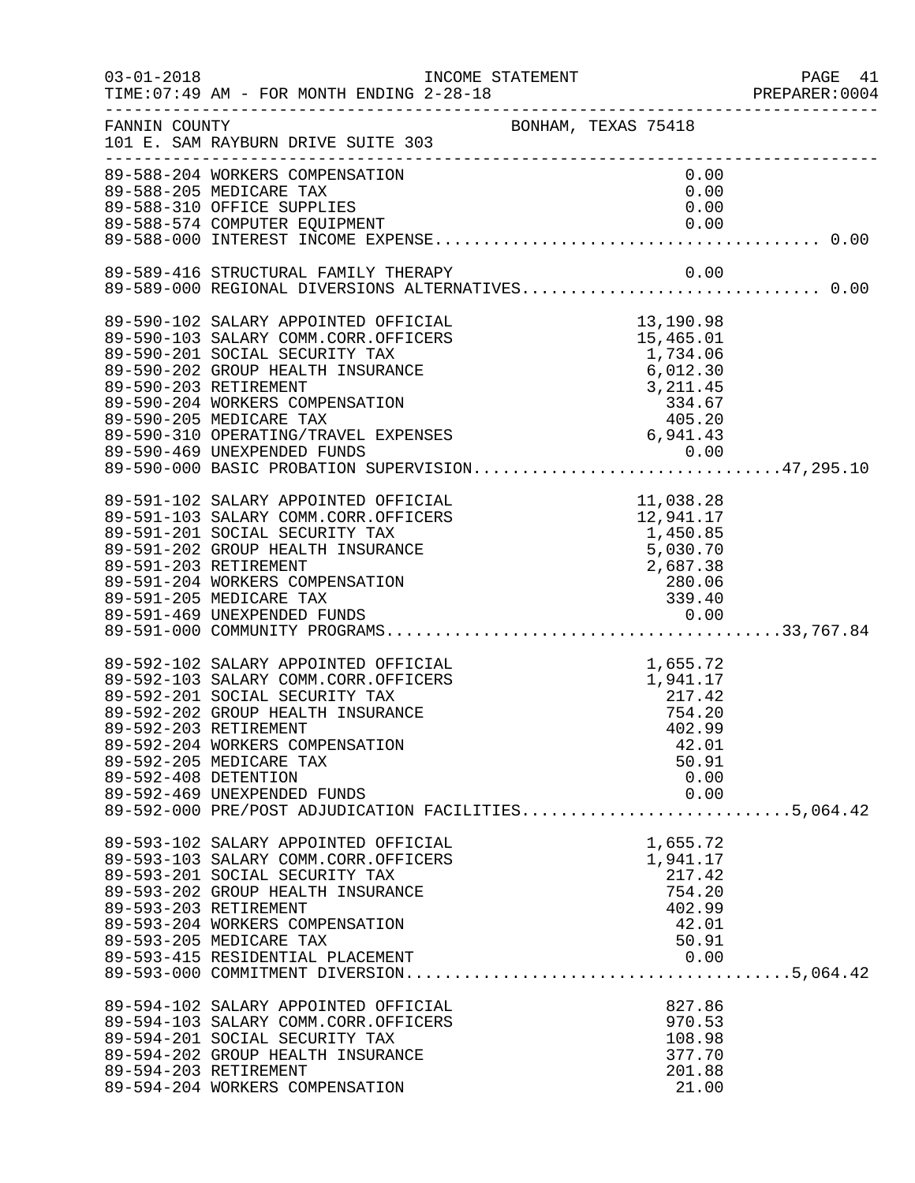FANNIN COUNTY BONHAM, TEXAS 75418
101 E. SAM RAYBURN DRIVE SUITE 303

INCOME STATEMENT
TIME:07:49 AM - FOR MONTH ENDING 2-28-18

| Account | Description | Amount | Total |
|---|---|---|---|
| 89-588-204 | WORKERS COMPENSATION | 0.00 | |
| 89-588-205 | MEDICARE TAX | 0.00 | |
| 89-588-310 | OFFICE SUPPLIES | 0.00 | |
| 89-588-574 | COMPUTER EQUIPMENT | 0.00 | |
| 89-588-000 | INTEREST INCOME EXPENSE | | 0.00 |
| 89-589-416 | STRUCTURAL FAMILY THERAPY | 0.00 | |
| 89-589-000 | REGIONAL DIVERSIONS ALTERNATIVES | | 0.00 |
| 89-590-102 | SALARY APPOINTED OFFICIAL | 13,190.98 | |
| 89-590-103 | SALARY COMM.CORR.OFFICERS | 15,465.01 | |
| 89-590-201 | SOCIAL SECURITY TAX | 1,734.06 | |
| 89-590-202 | GROUP HEALTH INSURANCE | 6,012.30 | |
| 89-590-203 | RETIREMENT | 3,211.45 | |
| 89-590-204 | WORKERS COMPENSATION | 334.67 | |
| 89-590-205 | MEDICARE TAX | 405.20 | |
| 89-590-310 | OPERATING/TRAVEL EXPENSES | 6,941.43 | |
| 89-590-469 | UNEXPENDED FUNDS | 0.00 | |
| 89-590-000 | BASIC PROBATION SUPERVISION | | 47,295.10 |
| 89-591-102 | SALARY APPOINTED OFFICIAL | 11,038.28 | |
| 89-591-103 | SALARY COMM.CORR.OFFICERS | 12,941.17 | |
| 89-591-201 | SOCIAL SECURITY TAX | 1,450.85 | |
| 89-591-202 | GROUP HEALTH INSURANCE | 5,030.70 | |
| 89-591-203 | RETIREMENT | 2,687.38 | |
| 89-591-204 | WORKERS COMPENSATION | 280.06 | |
| 89-591-205 | MEDICARE TAX | 339.40 | |
| 89-591-469 | UNEXPENDED FUNDS | 0.00 | |
| 89-591-000 | COMMUNITY PROGRAMS | | 33,767.84 |
| 89-592-102 | SALARY APPOINTED OFFICIAL | 1,655.72 | |
| 89-592-103 | SALARY COMM.CORR.OFFICERS | 1,941.17 | |
| 89-592-201 | SOCIAL SECURITY TAX | 217.42 | |
| 89-592-202 | GROUP HEALTH INSURANCE | 754.20 | |
| 89-592-203 | RETIREMENT | 402.99 | |
| 89-592-204 | WORKERS COMPENSATION | 42.01 | |
| 89-592-205 | MEDICARE TAX | 50.91 | |
| 89-592-408 | DETENTION | 0.00 | |
| 89-592-469 | UNEXPENDED FUNDS | 0.00 | |
| 89-592-000 | PRE/POST ADJUDICATION FACILITIES | | 5,064.42 |
| 89-593-102 | SALARY APPOINTED OFFICIAL | 1,655.72 | |
| 89-593-103 | SALARY COMM.CORR.OFFICERS | 1,941.17 | |
| 89-593-201 | SOCIAL SECURITY TAX | 217.42 | |
| 89-593-202 | GROUP HEALTH INSURANCE | 754.20 | |
| 89-593-203 | RETIREMENT | 402.99 | |
| 89-593-204 | WORKERS COMPENSATION | 42.01 | |
| 89-593-205 | MEDICARE TAX | 50.91 | |
| 89-593-415 | RESIDENTIAL PLACEMENT | 0.00 | |
| 89-593-000 | COMMITMENT DIVERSION | | 5,064.42 |
| 89-594-102 | SALARY APPOINTED OFFICIAL | 827.86 | |
| 89-594-103 | SALARY COMM.CORR.OFFICERS | 970.53 | |
| 89-594-201 | SOCIAL SECURITY TAX | 108.98 | |
| 89-594-202 | GROUP HEALTH INSURANCE | 377.70 | |
| 89-594-203 | RETIREMENT | 201.88 | |
| 89-594-204 | WORKERS COMPENSATION | 21.00 | |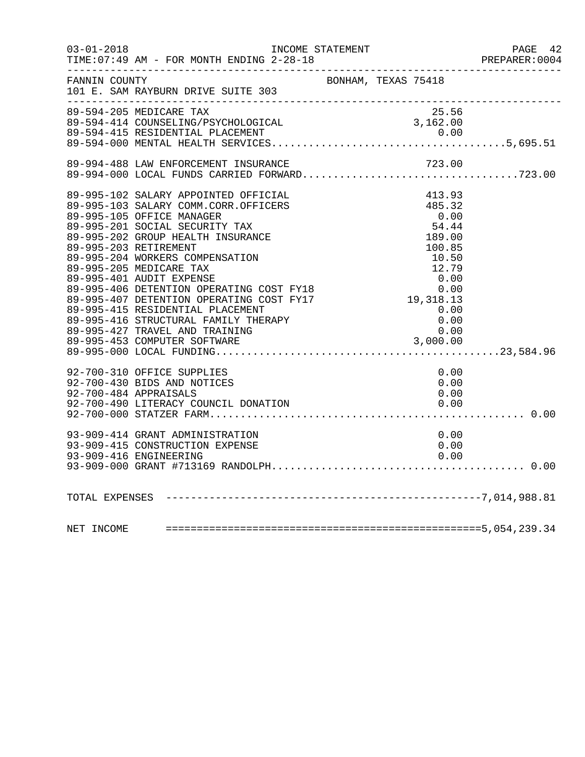FANNIN COUNTY BONHAM, TEXAS 75418
101 E. SAM RAYBURN DRIVE SUITE 303

INCOME STATEMENT
TIME:07:49 AM - FOR MONTH ENDING 2-28-18

| Account | Description | Amount | Total |
|---|---|---|---|
| 89-594-205 | MEDICARE TAX | 25.56 | |
| 89-594-414 | COUNSELING/PSYCHOLOGICAL | 3,162.00 | |
| 89-594-415 | RESIDENTIAL PLACEMENT | 0.00 | |
| 89-594-000 | MENTAL HEALTH SERVICES | | 5,695.51 |
| 89-994-488 | LAW ENFORCEMENT INSURANCE | 723.00 | |
| 89-994-000 | LOCAL FUNDS CARRIED FORWARD | | 723.00 |
| 89-995-102 | SALARY APPOINTED OFFICIAL | 413.93 | |
| 89-995-103 | SALARY COMM.CORR.OFFICERS | 485.32 | |
| 89-995-105 | OFFICE MANAGER | 0.00 | |
| 89-995-201 | SOCIAL SECURITY TAX | 54.44 | |
| 89-995-202 | GROUP HEALTH INSURANCE | 189.00 | |
| 89-995-203 | RETIREMENT | 100.85 | |
| 89-995-204 | WORKERS COMPENSATION | 10.50 | |
| 89-995-205 | MEDICARE TAX | 12.79 | |
| 89-995-401 | AUDIT EXPENSE | 0.00 | |
| 89-995-406 | DETENTION OPERATING COST FY18 | 0.00 | |
| 89-995-407 | DETENTION OPERATING COST FY17 | 19,318.13 | |
| 89-995-415 | RESIDENTIAL PLACEMENT | 0.00 | |
| 89-995-416 | STRUCTURAL FAMILY THERAPY | 0.00 | |
| 89-995-427 | TRAVEL AND TRAINING | 0.00 | |
| 89-995-453 | COMPUTER SOFTWARE | 3,000.00 | |
| 89-995-000 | LOCAL FUNDING | | 23,584.96 |
| 92-700-310 | OFFICE SUPPLIES | 0.00 | |
| 92-700-430 | BIDS AND NOTICES | 0.00 | |
| 92-700-484 | APPRAISALS | 0.00 | |
| 92-700-490 | LITERACY COUNCIL DONATION | 0.00 | |
| 92-700-000 | STATZER FARM | | 0.00 |
| 93-909-414 | GRANT ADMINISTRATION | 0.00 | |
| 93-909-415 | CONSTRUCTION EXPENSE | 0.00 | |
| 93-909-416 | ENGINEERING | 0.00 | |
| 93-909-000 | GRANT #713169 RANDOLPH | | 0.00 |

| | |
|---|---|
| TOTAL EXPENSES | 7,014,988.81 |
| NET INCOME | 5,054,239.34 |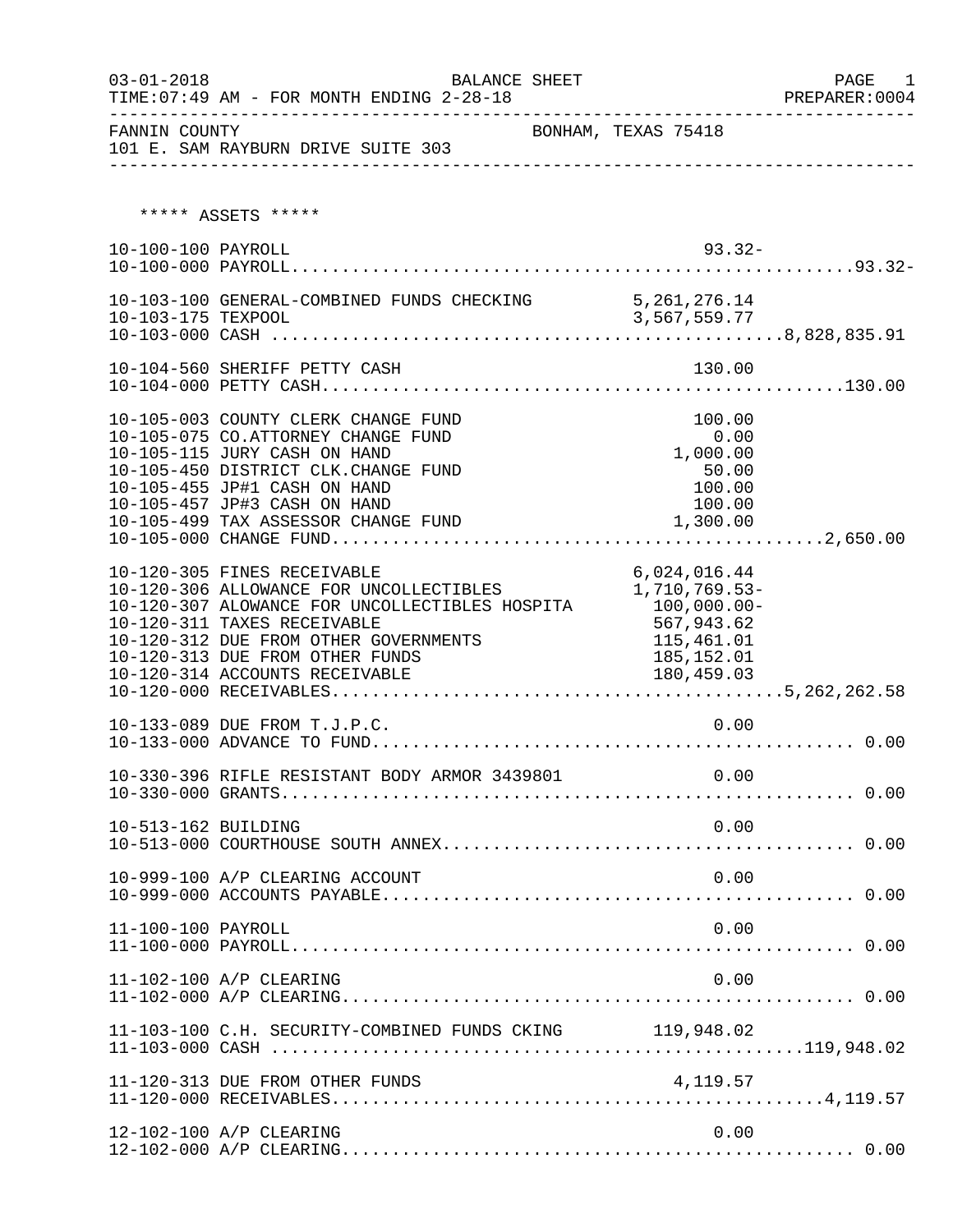03-01-2018 BALANCE SHEET PAGE 1
TIME:07:49 AM - FOR MONTH ENDING 2-28-18 PREPARER:0004

FANNIN COUNTY BONHAM, TEXAS 75418
101 E. SAM RAYBURN DRIVE SUITE 303

***** ASSETS *****

| Account | Description | Amount | Total |
|---|---|---|---|
| 10-100-100 | PAYROLL | 93.32- | |
| 10-100-000 | PAYROLL | | 93.32- |
| 10-103-100 | GENERAL-COMBINED FUNDS CHECKING | 5,261,276.14 | |
| 10-103-175 | TEXPOOL | 3,567,559.77 | |
| 10-103-000 | CASH | | 8,828,835.91 |
| 10-104-560 | SHERIFF PETTY CASH | 130.00 | |
| 10-104-000 | PETTY CASH | | 130.00 |
| 10-105-003 | COUNTY CLERK CHANGE FUND | 100.00 | |
| 10-105-075 | CO.ATTORNEY CHANGE FUND | 0.00 | |
| 10-105-115 | JURY CASH ON HAND | 1,000.00 | |
| 10-105-450 | DISTRICT CLK.CHANGE FUND | 50.00 | |
| 10-105-455 | JP#1 CASH ON HAND | 100.00 | |
| 10-105-457 | JP#3 CASH ON HAND | 100.00 | |
| 10-105-499 | TAX ASSESSOR CHANGE FUND | 1,300.00 | |
| 10-105-000 | CHANGE FUND | | 2,650.00 |
| 10-120-305 | FINES RECEIVABLE | 6,024,016.44 | |
| 10-120-306 | ALLOWANCE FOR UNCOLLECTIBLES | 1,710,769.53- | |
| 10-120-307 | ALOWANCE FOR UNCOLLECTIBLES HOSPITA | 100,000.00- | |
| 10-120-311 | TAXES RECEIVABLE | 567,943.62 | |
| 10-120-312 | DUE FROM OTHER GOVERNMENTS | 115,461.01 | |
| 10-120-313 | DUE FROM OTHER FUNDS | 185,152.01 | |
| 10-120-314 | ACCOUNTS RECEIVABLE | 180,459.03 | |
| 10-120-000 | RECEIVABLES | | 5,262,262.58 |
| 10-133-089 | DUE FROM T.J.P.C. | 0.00 | |
| 10-133-000 | ADVANCE TO FUND | | 0.00 |
| 10-330-396 | RIFLE RESISTANT BODY ARMOR 3439801 | 0.00 | |
| 10-330-000 | GRANTS | | 0.00 |
| 10-513-162 | BUILDING | 0.00 | |
| 10-513-000 | COURTHOUSE SOUTH ANNEX | | 0.00 |
| 10-999-100 | A/P CLEARING ACCOUNT | 0.00 | |
| 10-999-000 | ACCOUNTS PAYABLE | | 0.00 |
| 11-100-100 | PAYROLL | 0.00 | |
| 11-100-000 | PAYROLL | | 0.00 |
| 11-102-100 | A/P CLEARING | 0.00 | |
| 11-102-000 | A/P CLEARING | | 0.00 |
| 11-103-100 | C.H. SECURITY-COMBINED FUNDS CKING | 119,948.02 | |
| 11-103-000 | CASH | | 119,948.02 |
| 11-120-313 | DUE FROM OTHER FUNDS | 4,119.57 | |
| 11-120-000 | RECEIVABLES | | 4,119.57 |
| 12-102-100 | A/P CLEARING | 0.00 | |
| 12-102-000 | A/P CLEARING | | 0.00 |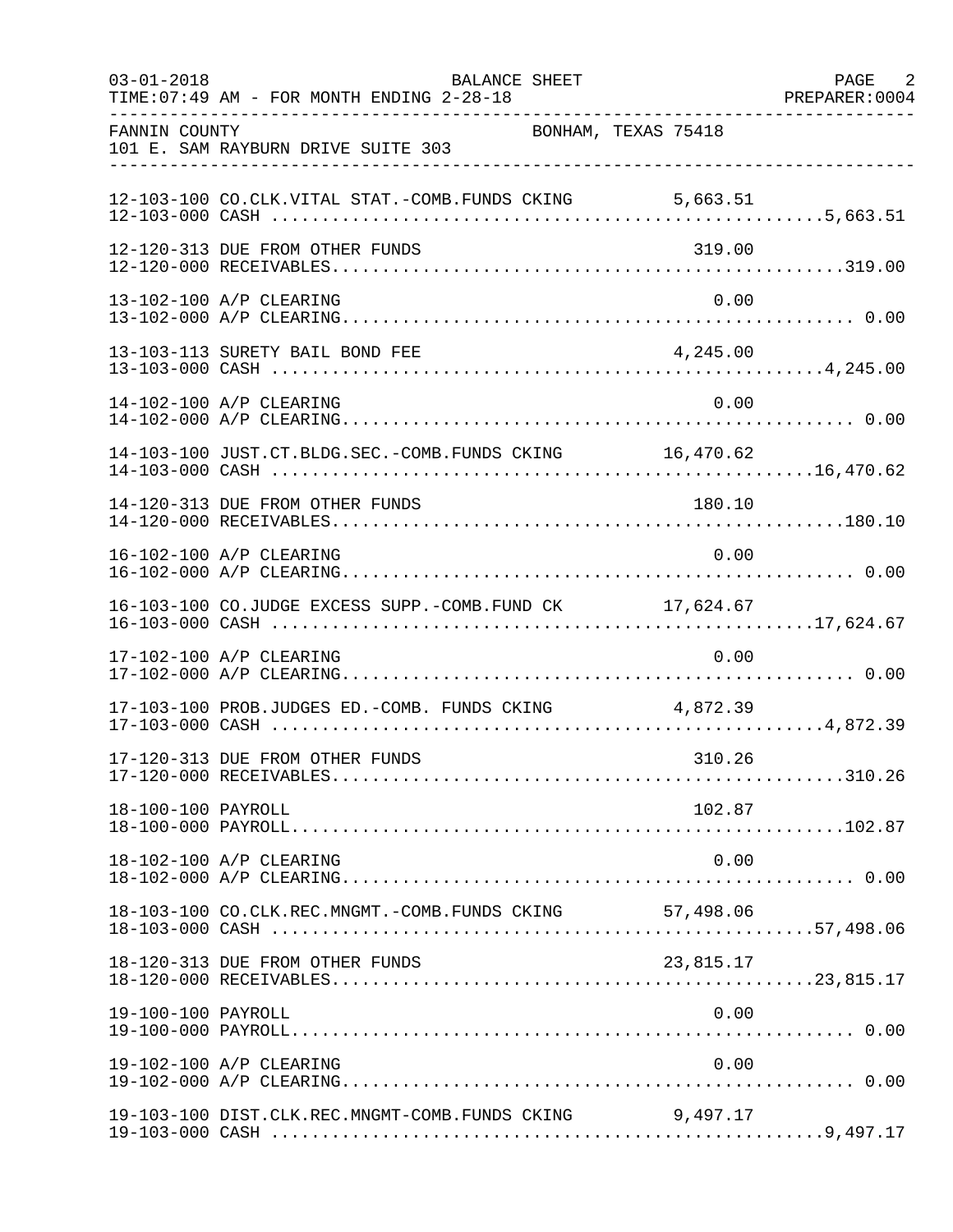BALANCE SHEET

TIME:07:49 AM - FOR MONTH ENDING 2-28-18

03-01-2018

PREPARER:0004

FANNIN COUNTY BONHAM, TEXAS 75418

101 E. SAM RAYBURN DRIVE SUITE 303

| Account | Description | Amount | Total |
|---|---|---|---|
| 12-103-100 | CO.CLK.VITAL STAT.-COMB.FUNDS CKING | 5,663.51 | |
| 12-103-000 | CASH | | 5,663.51 |
| 12-120-313 | DUE FROM OTHER FUNDS | 319.00 | |
| 12-120-000 | RECEIVABLES | | 319.00 |
| 13-102-100 | A/P CLEARING | 0.00 | |
| 13-102-000 | A/P CLEARING | | 0.00 |
| 13-103-113 | SURETY BAIL BOND FEE | 4,245.00 | |
| 13-103-000 | CASH | | 4,245.00 |
| 14-102-100 | A/P CLEARING | 0.00 | |
| 14-102-000 | A/P CLEARING | | 0.00 |
| 14-103-100 | JUST.CT.BLDG.SEC.-COMB.FUNDS CKING | 16,470.62 | |
| 14-103-000 | CASH | | 16,470.62 |
| 14-120-313 | DUE FROM OTHER FUNDS | 180.10 | |
| 14-120-000 | RECEIVABLES | | 180.10 |
| 16-102-100 | A/P CLEARING | 0.00 | |
| 16-102-000 | A/P CLEARING | | 0.00 |
| 16-103-100 | CO.JUDGE EXCESS SUPP.-COMB.FUND CK | 17,624.67 | |
| 16-103-000 | CASH | | 17,624.67 |
| 17-102-100 | A/P CLEARING | 0.00 | |
| 17-102-000 | A/P CLEARING | | 0.00 |
| 17-103-100 | PROB.JUDGES ED.-COMB. FUNDS CKING | 4,872.39 | |
| 17-103-000 | CASH | | 4,872.39 |
| 17-120-313 | DUE FROM OTHER FUNDS | 310.26 | |
| 17-120-000 | RECEIVABLES | | 310.26 |
| 18-100-100 | PAYROLL | 102.87 | |
| 18-100-000 | PAYROLL | | 102.87 |
| 18-102-100 | A/P CLEARING | 0.00 | |
| 18-102-000 | A/P CLEARING | | 0.00 |
| 18-103-100 | CO.CLK.REC.MNGMT.-COMB.FUNDS CKING | 57,498.06 | |
| 18-103-000 | CASH | | 57,498.06 |
| 18-120-313 | DUE FROM OTHER FUNDS | 23,815.17 | |
| 18-120-000 | RECEIVABLES | | 23,815.17 |
| 19-100-100 | PAYROLL | 0.00 | |
| 19-100-000 | PAYROLL | | 0.00 |
| 19-102-100 | A/P CLEARING | 0.00 | |
| 19-102-000 | A/P CLEARING | | 0.00 |
| 19-103-100 | DIST.CLK.REC.MNGMT-COMB.FUNDS CKING | 9,497.17 | |
| 19-103-000 | CASH | | 9,497.17 |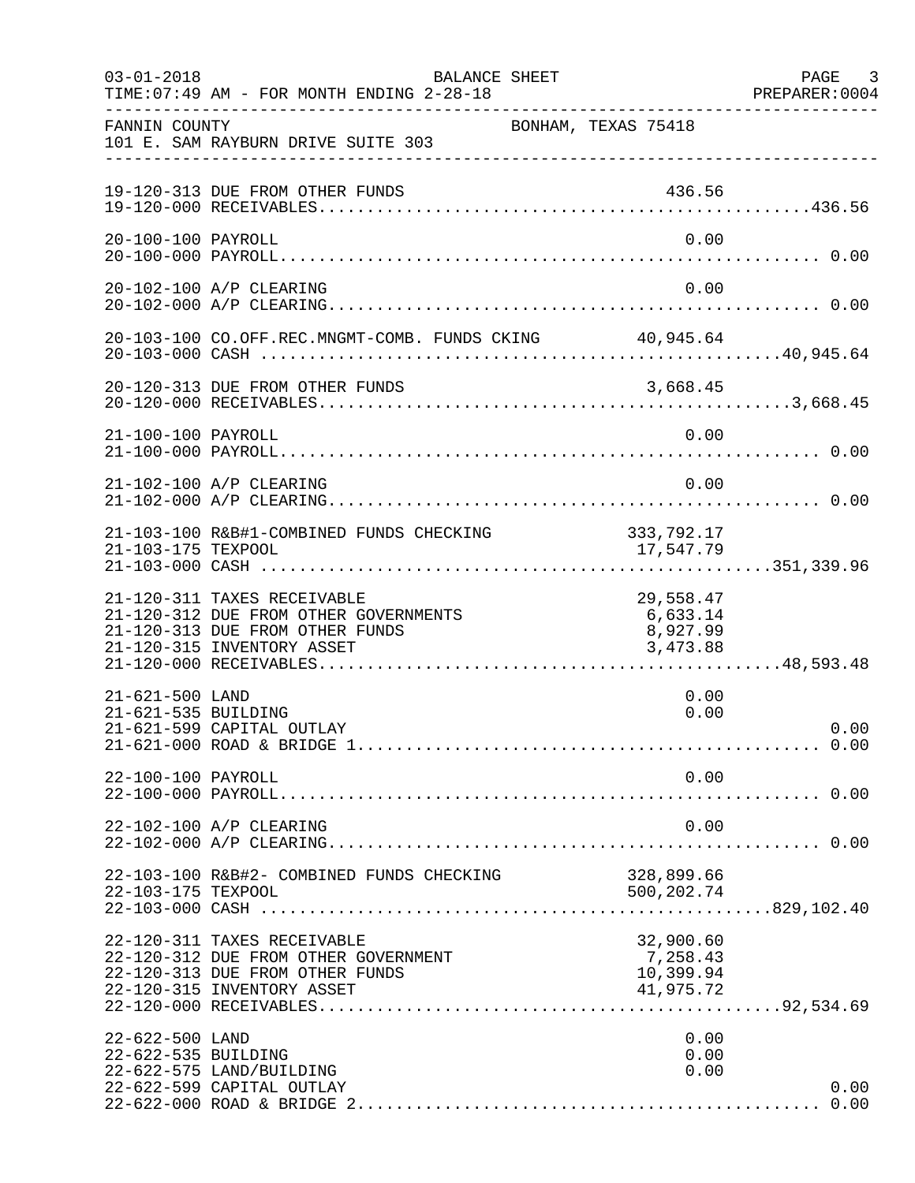FANNIN COUNTY — BONHAM, TEXAS 75418
101 E. SAM RAYBURN DRIVE SUITE 303

BALANCE SHEET — FOR MONTH ENDING 2-28-18

| Account | Description | Amount | Total |
|---|---|---|---|
| 19-120-313 | DUE FROM OTHER FUNDS | 436.56 | |
| 19-120-000 | RECEIVABLES | | 436.56 |
| 20-100-100 | PAYROLL | 0.00 | |
| 20-100-000 | PAYROLL | | 0.00 |
| 20-102-100 | A/P CLEARING | 0.00 | |
| 20-102-000 | A/P CLEARING | | 0.00 |
| 20-103-100 | CO.OFF.REC.MNGMT-COMB. FUNDS CKING | 40,945.64 | |
| 20-103-000 | CASH | | 40,945.64 |
| 20-120-313 | DUE FROM OTHER FUNDS | 3,668.45 | |
| 20-120-000 | RECEIVABLES | | 3,668.45 |
| 21-100-100 | PAYROLL | 0.00 | |
| 21-100-000 | PAYROLL | | 0.00 |
| 21-102-100 | A/P CLEARING | 0.00 | |
| 21-102-000 | A/P CLEARING | | 0.00 |
| 21-103-100 | R&B#1-COMBINED FUNDS CHECKING | 333,792.17 | |
| 21-103-175 | TEXPOOL | 17,547.79 | |
| 21-103-000 | CASH | | 351,339.96 |
| 21-120-311 | TAXES RECEIVABLE | 29,558.47 | |
| 21-120-312 | DUE FROM OTHER GOVERNMENTS | 6,633.14 | |
| 21-120-313 | DUE FROM OTHER FUNDS | 8,927.99 | |
| 21-120-315 | INVENTORY ASSET | 3,473.88 | |
| 21-120-000 | RECEIVABLES | | 48,593.48 |
| 21-621-500 | LAND | 0.00 | |
| 21-621-535 | BUILDING | 0.00 | |
| 21-621-599 | CAPITAL OUTLAY | | 0.00 |
| 21-621-000 | ROAD & BRIDGE 1 | | 0.00 |
| 22-100-100 | PAYROLL | 0.00 | |
| 22-100-000 | PAYROLL | | 0.00 |
| 22-102-100 | A/P CLEARING | 0.00 | |
| 22-102-000 | A/P CLEARING | | 0.00 |
| 22-103-100 | R&B#2- COMBINED FUNDS CHECKING | 328,899.66 | |
| 22-103-175 | TEXPOOL | 500,202.74 | |
| 22-103-000 | CASH | | 829,102.40 |
| 22-120-311 | TAXES RECEIVABLE | 32,900.60 | |
| 22-120-312 | DUE FROM OTHER GOVERNMENT | 7,258.43 | |
| 22-120-313 | DUE FROM OTHER FUNDS | 10,399.94 | |
| 22-120-315 | INVENTORY ASSET | 41,975.72 | |
| 22-120-000 | RECEIVABLES | | 92,534.69 |
| 22-622-500 | LAND | 0.00 | |
| 22-622-535 | BUILDING | 0.00 | |
| 22-622-575 | LAND/BUILDING | 0.00 | |
| 22-622-599 | CAPITAL OUTLAY | | 0.00 |
| 22-622-000 | ROAD & BRIDGE 2 | | 0.00 |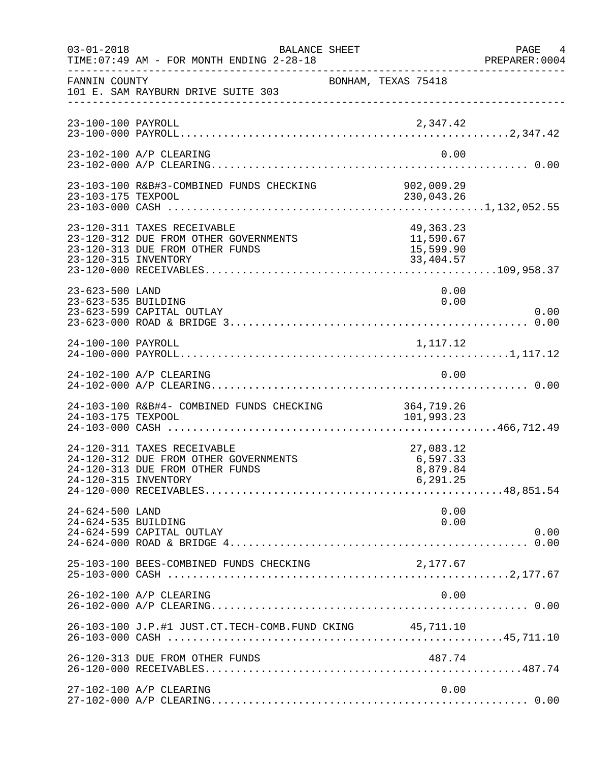FANNIN COUNTY  BONHAM, TEXAS 75418
101 E. SAM RAYBURN DRIVE SUITE 303

BALANCE SHEET — FOR MONTH ENDING 2-28-18

| Account | Description | Amount | Total |
|---|---|---|---|
| 23-100-100 | PAYROLL | 2,347.42 | |
| 23-100-000 | PAYROLL | | 2,347.42 |
| 23-102-100 | A/P CLEARING | 0.00 | |
| 23-102-000 | A/P CLEARING | | 0.00 |
| 23-103-100 | R&B#3-COMBINED FUNDS CHECKING | 902,009.29 | |
| 23-103-175 | TEXPOOL | 230,043.26 | |
| 23-103-000 | CASH | | 1,132,052.55 |
| 23-120-311 | TAXES RECEIVABLE | 49,363.23 | |
| 23-120-312 | DUE FROM OTHER GOVERNMENTS | 11,590.67 | |
| 23-120-313 | DUE FROM OTHER FUNDS | 15,599.90 | |
| 23-120-315 | INVENTORY | 33,404.57 | |
| 23-120-000 | RECEIVABLES | | 109,958.37 |
| 23-623-500 | LAND | 0.00 | |
| 23-623-535 | BUILDING | 0.00 | |
| 23-623-599 | CAPITAL OUTLAY | | 0.00 |
| 23-623-000 | ROAD & BRIDGE 3 | | 0.00 |
| 24-100-100 | PAYROLL | 1,117.12 | |
| 24-100-000 | PAYROLL | | 1,117.12 |
| 24-102-100 | A/P CLEARING | 0.00 | |
| 24-102-000 | A/P CLEARING | | 0.00 |
| 24-103-100 | R&B#4- COMBINED FUNDS CHECKING | 364,719.26 | |
| 24-103-175 | TEXPOOL | 101,993.23 | |
| 24-103-000 | CASH | | 466,712.49 |
| 24-120-311 | TAXES RECEIVABLE | 27,083.12 | |
| 24-120-312 | DUE FROM OTHER GOVERNMENTS | 6,597.33 | |
| 24-120-313 | DUE FROM OTHER FUNDS | 8,879.84 | |
| 24-120-315 | INVENTORY | 6,291.25 | |
| 24-120-000 | RECEIVABLES | | 48,851.54 |
| 24-624-500 | LAND | 0.00 | |
| 24-624-535 | BUILDING | 0.00 | |
| 24-624-599 | CAPITAL OUTLAY | | 0.00 |
| 24-624-000 | ROAD & BRIDGE 4 | | 0.00 |
| 25-103-100 | BEES-COMBINED FUNDS CHECKING | 2,177.67 | |
| 25-103-000 | CASH | | 2,177.67 |
| 26-102-100 | A/P CLEARING | 0.00 | |
| 26-102-000 | A/P CLEARING | | 0.00 |
| 26-103-100 | J.P.#1 JUST.CT.TECH-COMB.FUND CKING | 45,711.10 | |
| 26-103-000 | CASH | | 45,711.10 |
| 26-120-313 | DUE FROM OTHER FUNDS | 487.74 | |
| 26-120-000 | RECEIVABLES | | 487.74 |
| 27-102-100 | A/P CLEARING | 0.00 | |
| 27-102-000 | A/P CLEARING | | 0.00 |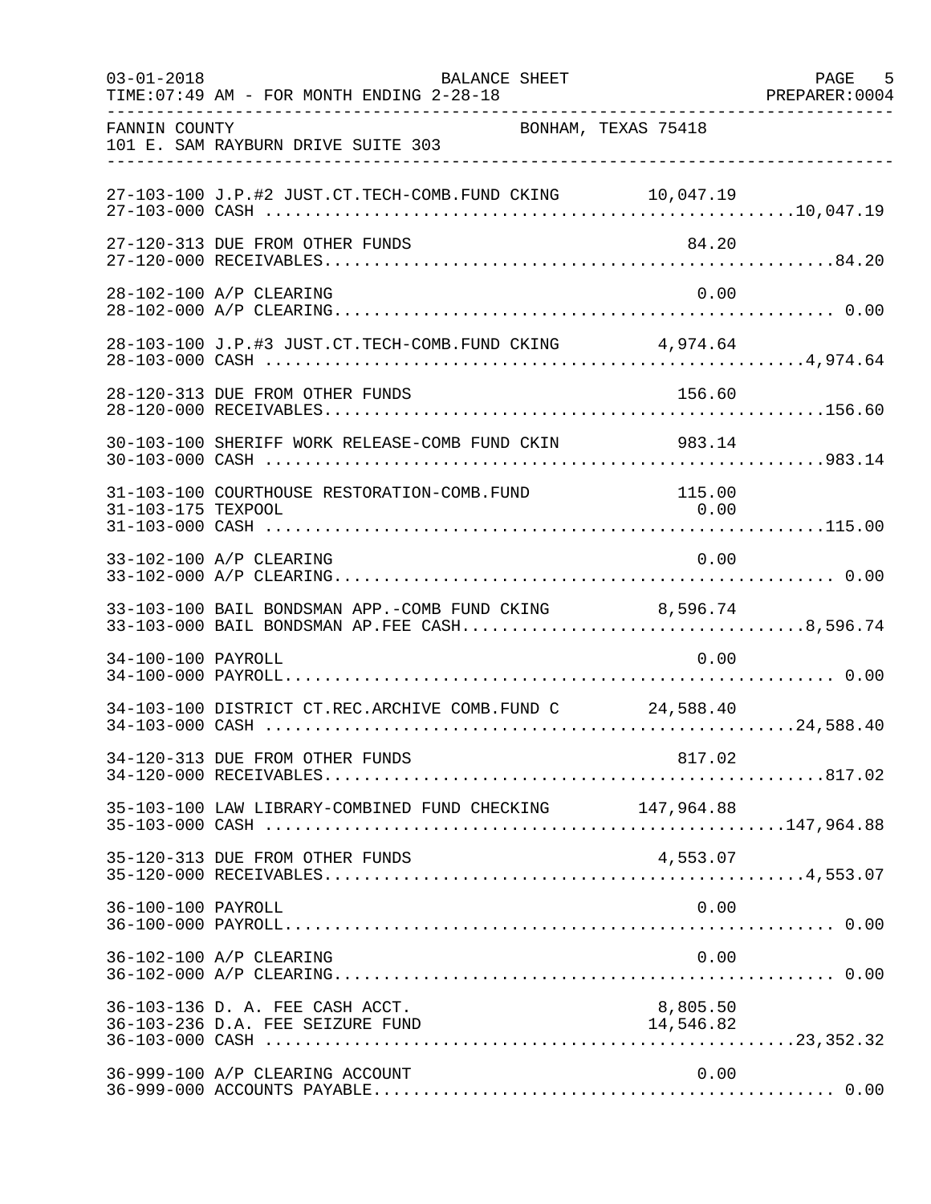BALANCE SHEET

TIME:07:49 AM - FOR MONTH ENDING 2-28-18

FANNIN COUNTY BONHAM, TEXAS 75418
101 E. SAM RAYBURN DRIVE SUITE 303

| Account | Description | Detail | Total |
|---|---|---|---|
| 27-103-100 | J.P.#2 JUST.CT.TECH-COMB.FUND CKING | 10,047.19 | |
| 27-103-000 | CASH | | 10,047.19 |
| 27-120-313 | DUE FROM OTHER FUNDS | 84.20 | |
| 27-120-000 | RECEIVABLES | | 84.20 |
| 28-102-100 | A/P CLEARING | 0.00 | |
| 28-102-000 | A/P CLEARING | | 0.00 |
| 28-103-100 | J.P.#3 JUST.CT.TECH-COMB.FUND CKING | 4,974.64 | |
| 28-103-000 | CASH | | 4,974.64 |
| 28-120-313 | DUE FROM OTHER FUNDS | 156.60 | |
| 28-120-000 | RECEIVABLES | | 156.60 |
| 30-103-100 | SHERIFF WORK RELEASE-COMB FUND CKIN | 983.14 | |
| 30-103-000 | CASH | | 983.14 |
| 31-103-100 | COURTHOUSE RESTORATION-COMB.FUND | 115.00 | |
| 31-103-175 | TEXPOOL | 0.00 | |
| 31-103-000 | CASH | | 115.00 |
| 33-102-100 | A/P CLEARING | 0.00 | |
| 33-102-000 | A/P CLEARING | | 0.00 |
| 33-103-100 | BAIL BONDSMAN APP.-COMB FUND CKING | 8,596.74 | |
| 33-103-000 | BAIL BONDSMAN AP.FEE CASH | | 8,596.74 |
| 34-100-100 | PAYROLL | 0.00 | |
| 34-100-000 | PAYROLL | | 0.00 |
| 34-103-100 | DISTRICT CT.REC.ARCHIVE COMB.FUND C | 24,588.40 | |
| 34-103-000 | CASH | | 24,588.40 |
| 34-120-313 | DUE FROM OTHER FUNDS | 817.02 | |
| 34-120-000 | RECEIVABLES | | 817.02 |
| 35-103-100 | LAW LIBRARY-COMBINED FUND CHECKING | 147,964.88 | |
| 35-103-000 | CASH | | 147,964.88 |
| 35-120-313 | DUE FROM OTHER FUNDS | 4,553.07 | |
| 35-120-000 | RECEIVABLES | | 4,553.07 |
| 36-100-100 | PAYROLL | 0.00 | |
| 36-100-000 | PAYROLL | | 0.00 |
| 36-102-100 | A/P CLEARING | 0.00 | |
| 36-102-000 | A/P CLEARING | | 0.00 |
| 36-103-136 | D. A. FEE CASH ACCT. | 8,805.50 | |
| 36-103-236 | D.A. FEE SEIZURE FUND | 14,546.82 | |
| 36-103-000 | CASH | | 23,352.32 |
| 36-999-100 | A/P CLEARING ACCOUNT | 0.00 | |
| 36-999-000 | ACCOUNTS PAYABLE | | 0.00 |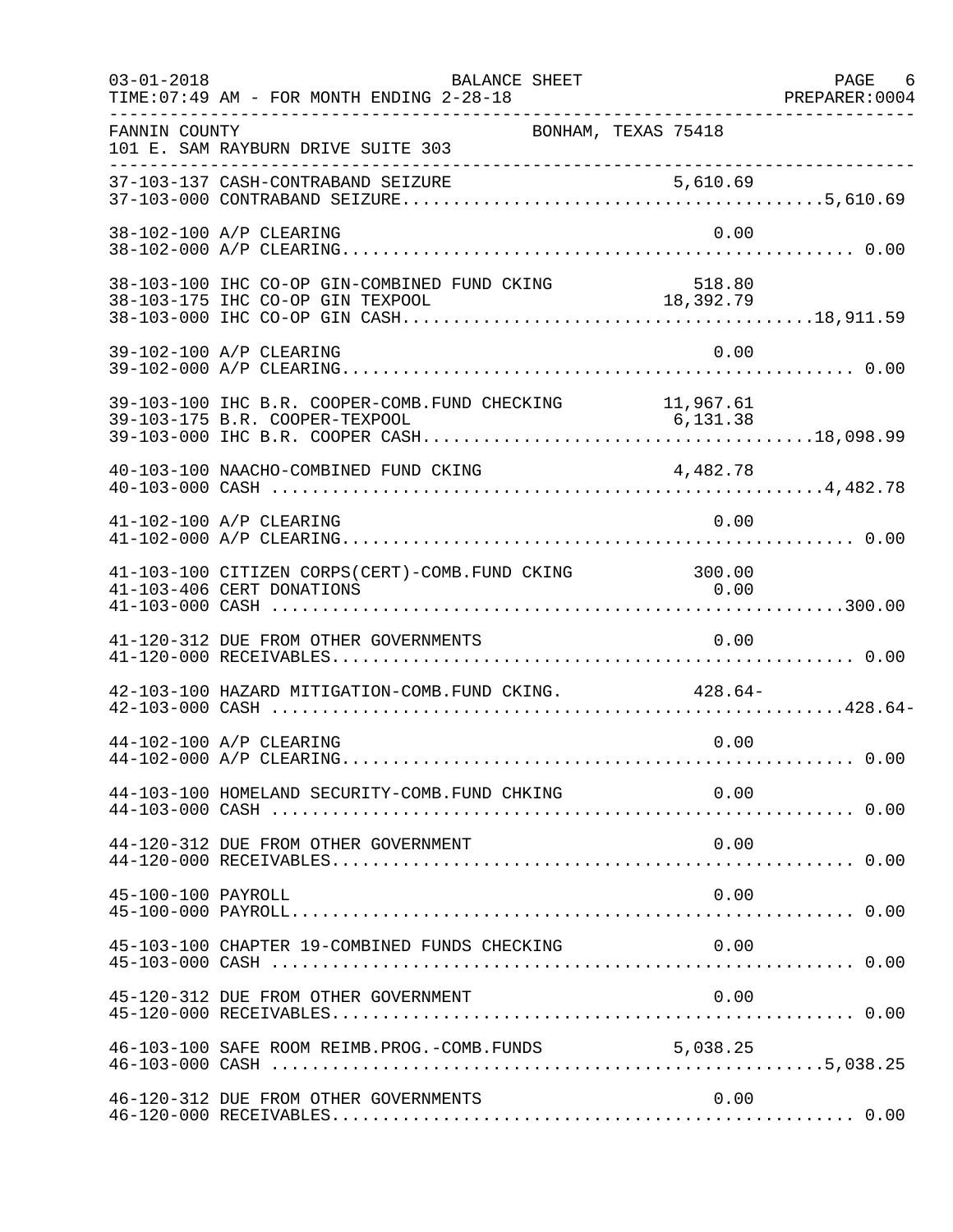FANNIN COUNTY — BONHAM, TEXAS 75418
101 E. SAM RAYBURN DRIVE SUITE 303

BALANCE SHEET
03-01-2018 TIME:07:49 AM - FOR MONTH ENDING 2-28-18
PREPARER:0004

| Account | Description | Amount | Total |
|---|---|---|---|
| 37-103-137 | CASH-CONTRABAND SEIZURE | 5,610.69 | |
| 37-103-000 | CONTRABAND SEIZURE | | 5,610.69 |
| 38-102-100 | A/P CLEARING | 0.00 | |
| 38-102-000 | A/P CLEARING | | 0.00 |
| 38-103-100 | IHC CO-OP GIN-COMBINED FUND CKING | 518.80 | |
| 38-103-175 | IHC CO-OP GIN TEXPOOL | 18,392.79 | |
| 38-103-000 | IHC CO-OP GIN CASH | | 18,911.59 |
| 39-102-100 | A/P CLEARING | 0.00 | |
| 39-102-000 | A/P CLEARING | | 0.00 |
| 39-103-100 | IHC B.R. COOPER-COMB.FUND CHECKING | 11,967.61 | |
| 39-103-175 | B.R. COOPER-TEXPOOL | 6,131.38 | |
| 39-103-000 | IHC B.R. COOPER CASH | | 18,098.99 |
| 40-103-100 | NAACHO-COMBINED FUND CKING | 4,482.78 | |
| 40-103-000 | CASH | | 4,482.78 |
| 41-102-100 | A/P CLEARING | 0.00 | |
| 41-102-000 | A/P CLEARING | | 0.00 |
| 41-103-100 | CITIZEN CORPS(CERT)-COMB.FUND CKING | 300.00 | |
| 41-103-406 | CERT DONATIONS | 0.00 | |
| 41-103-000 | CASH | | 300.00 |
| 41-120-312 | DUE FROM OTHER GOVERNMENTS | 0.00 | |
| 41-120-000 | RECEIVABLES | | 0.00 |
| 42-103-100 | HAZARD MITIGATION-COMB.FUND CKING. | 428.64- | |
| 42-103-000 | CASH | | 428.64- |
| 44-102-100 | A/P CLEARING | 0.00 | |
| 44-102-000 | A/P CLEARING | | 0.00 |
| 44-103-100 | HOMELAND SECURITY-COMB.FUND CHKING | 0.00 | |
| 44-103-000 | CASH | | 0.00 |
| 44-120-312 | DUE FROM OTHER GOVERNMENT | 0.00 | |
| 44-120-000 | RECEIVABLES | | 0.00 |
| 45-100-100 | PAYROLL | 0.00 | |
| 45-100-000 | PAYROLL | | 0.00 |
| 45-103-100 | CHAPTER 19-COMBINED FUNDS CHECKING | 0.00 | |
| 45-103-000 | CASH | | 0.00 |
| 45-120-312 | DUE FROM OTHER GOVERNMENT | 0.00 | |
| 45-120-000 | RECEIVABLES | | 0.00 |
| 46-103-100 | SAFE ROOM REIMB.PROG.-COMB.FUNDS | 5,038.25 | |
| 46-103-000 | CASH | | 5,038.25 |
| 46-120-312 | DUE FROM OTHER GOVERNMENTS | 0.00 | |
| 46-120-000 | RECEIVABLES | | 0.00 |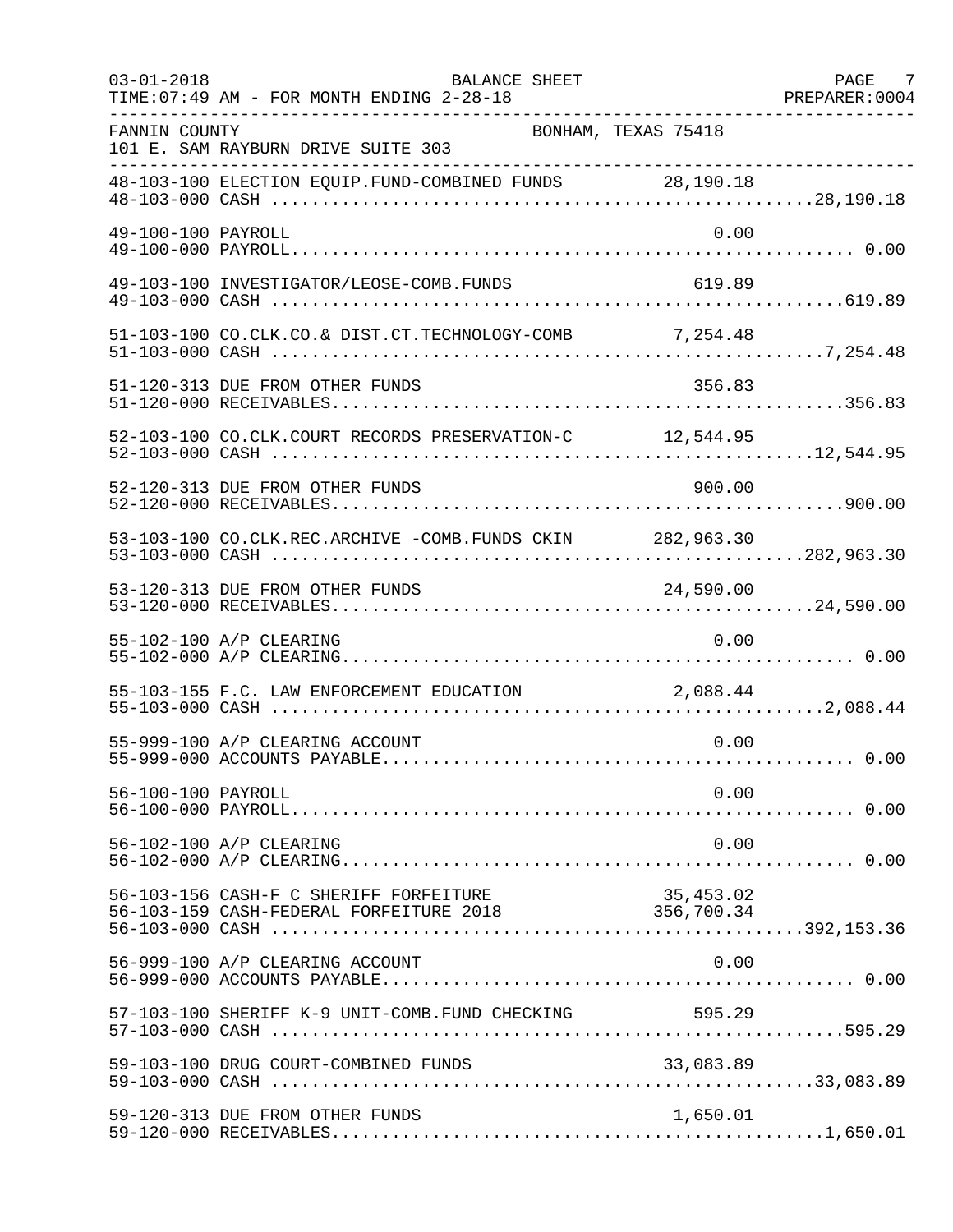03-01-2018 BALANCE SHEET
TIME:07:49 AM - FOR MONTH ENDING 2-28-18 PREPARER:0004

FANNIN COUNTY BONHAM, TEXAS 75418
101 E. SAM RAYBURN DRIVE SUITE 303

| Account | Description | Detail | Total |
|---|---|---|---|
| 48-103-100 | ELECTION EQUIP.FUND-COMBINED FUNDS | 28,190.18 | |
| 48-103-000 | CASH | | 28,190.18 |
| 49-100-100 | PAYROLL | 0.00 | |
| 49-100-000 | PAYROLL | | 0.00 |
| 49-103-100 | INVESTIGATOR/LEOSE-COMB.FUNDS | 619.89 | |
| 49-103-000 | CASH | | 619.89 |
| 51-103-100 | CO.CLK.CO.& DIST.CT.TECHNOLOGY-COMB | 7,254.48 | |
| 51-103-000 | CASH | | 7,254.48 |
| 51-120-313 | DUE FROM OTHER FUNDS | 356.83 | |
| 51-120-000 | RECEIVABLES | | 356.83 |
| 52-103-100 | CO.CLK.COURT RECORDS PRESERVATION-C | 12,544.95 | |
| 52-103-000 | CASH | | 12,544.95 |
| 52-120-313 | DUE FROM OTHER FUNDS | 900.00 | |
| 52-120-000 | RECEIVABLES | | 900.00 |
| 53-103-100 | CO.CLK.REC.ARCHIVE -COMB.FUNDS CKIN | 282,963.30 | |
| 53-103-000 | CASH | | 282,963.30 |
| 53-120-313 | DUE FROM OTHER FUNDS | 24,590.00 | |
| 53-120-000 | RECEIVABLES | | 24,590.00 |
| 55-102-100 | A/P CLEARING | 0.00 | |
| 55-102-000 | A/P CLEARING | | 0.00 |
| 55-103-155 | F.C. LAW ENFORCEMENT EDUCATION | 2,088.44 | |
| 55-103-000 | CASH | | 2,088.44 |
| 55-999-100 | A/P CLEARING ACCOUNT | 0.00 | |
| 55-999-000 | ACCOUNTS PAYABLE | | 0.00 |
| 56-100-100 | PAYROLL | 0.00 | |
| 56-100-000 | PAYROLL | | 0.00 |
| 56-102-100 | A/P CLEARING | 0.00 | |
| 56-102-000 | A/P CLEARING | | 0.00 |
| 56-103-156 | CASH-F C SHERIFF FORFEITURE | 35,453.02 | |
| 56-103-159 | CASH-FEDERAL FORFEITURE 2018 | 356,700.34 | |
| 56-103-000 | CASH | | 392,153.36 |
| 56-999-100 | A/P CLEARING ACCOUNT | 0.00 | |
| 56-999-000 | ACCOUNTS PAYABLE | | 0.00 |
| 57-103-100 | SHERIFF K-9 UNIT-COMB.FUND CHECKING | 595.29 | |
| 57-103-000 | CASH | | 595.29 |
| 59-103-100 | DRUG COURT-COMBINED FUNDS | 33,083.89 | |
| 59-103-000 | CASH | | 33,083.89 |
| 59-120-313 | DUE FROM OTHER FUNDS | 1,650.01 | |
| 59-120-000 | RECEIVABLES | | 1,650.01 |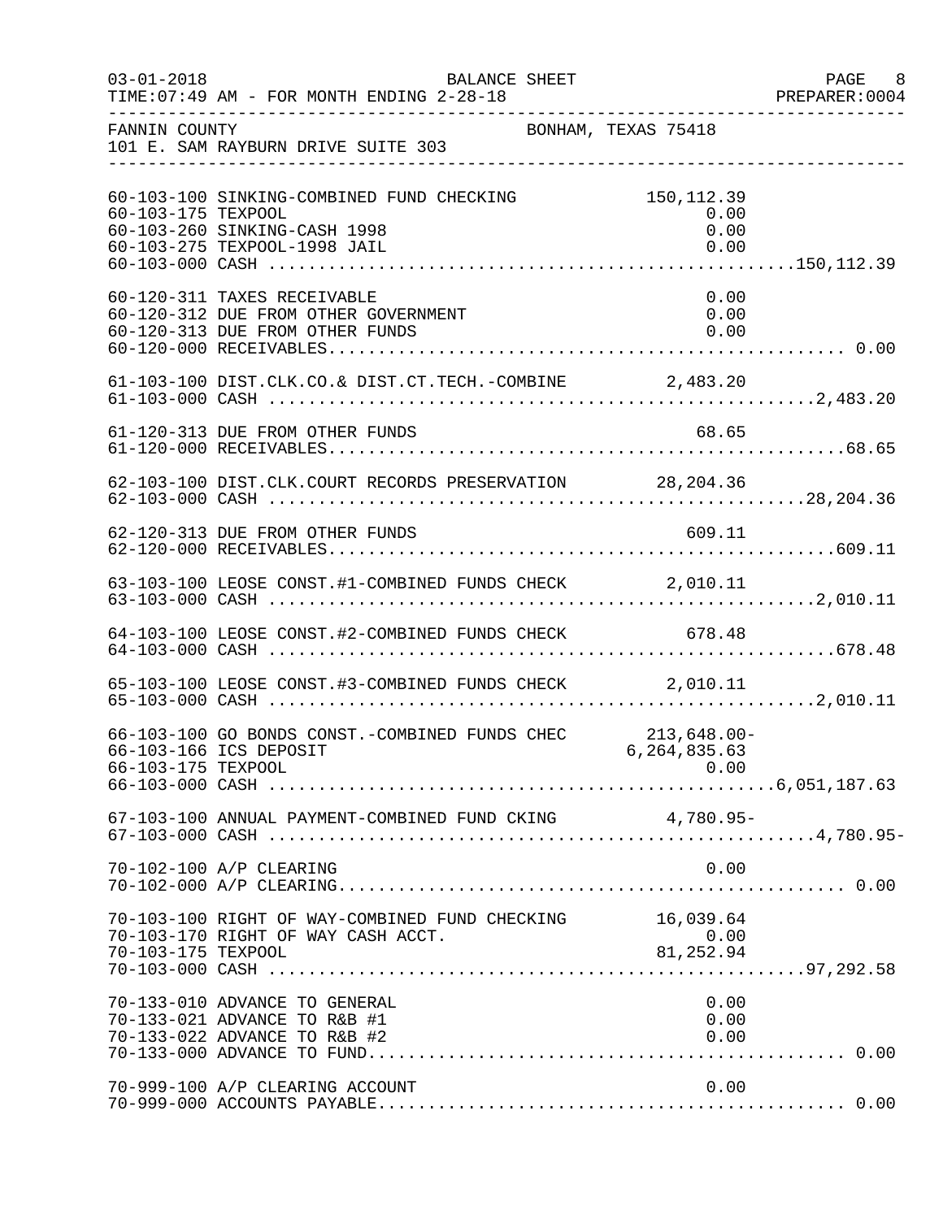FANNIN COUNTY — BONHAM, TEXAS 75418
101 E. SAM RAYBURN DRIVE SUITE 303

BALANCE SHEET
FOR MONTH ENDING 2-28-18

| Account | Description | Detail | Total |
|---|---|---|---|
| 60-103-100 | SINKING-COMBINED FUND CHECKING | 150,112.39 | |
| 60-103-175 | TEXPOOL | 0.00 | |
| 60-103-260 | SINKING-CASH 1998 | 0.00 | |
| 60-103-275 | TEXPOOL-1998 JAIL | 0.00 | |
| 60-103-000 | CASH | | 150,112.39 |
| 60-120-311 | TAXES RECEIVABLE | 0.00 | |
| 60-120-312 | DUE FROM OTHER GOVERNMENT | 0.00 | |
| 60-120-313 | DUE FROM OTHER FUNDS | 0.00 | |
| 60-120-000 | RECEIVABLES | | 0.00 |
| 61-103-100 | DIST.CLK.CO.& DIST.CT.TECH.-COMBINE | 2,483.20 | |
| 61-103-000 | CASH | | 2,483.20 |
| 61-120-313 | DUE FROM OTHER FUNDS | 68.65 | |
| 61-120-000 | RECEIVABLES | | 68.65 |
| 62-103-100 | DIST.CLK.COURT RECORDS PRESERVATION | 28,204.36 | |
| 62-103-000 | CASH | | 28,204.36 |
| 62-120-313 | DUE FROM OTHER FUNDS | 609.11 | |
| 62-120-000 | RECEIVABLES | | 609.11 |
| 63-103-100 | LEOSE CONST.#1-COMBINED FUNDS CHECK | 2,010.11 | |
| 63-103-000 | CASH | | 2,010.11 |
| 64-103-100 | LEOSE CONST.#2-COMBINED FUNDS CHECK | 678.48 | |
| 64-103-000 | CASH | | 678.48 |
| 65-103-100 | LEOSE CONST.#3-COMBINED FUNDS CHECK | 2,010.11 | |
| 65-103-000 | CASH | | 2,010.11 |
| 66-103-100 | GO BONDS CONST.-COMBINED FUNDS CHEC | 213,648.00- | |
| 66-103-166 | ICS DEPOSIT | 6,264,835.63 | |
| 66-103-175 | TEXPOOL | 0.00 | |
| 66-103-000 | CASH | | 6,051,187.63 |
| 67-103-100 | ANNUAL PAYMENT-COMBINED FUND CKING | 4,780.95- | |
| 67-103-000 | CASH | | 4,780.95- |
| 70-102-100 | A/P CLEARING | 0.00 | |
| 70-102-000 | A/P CLEARING | | 0.00 |
| 70-103-100 | RIGHT OF WAY-COMBINED FUND CHECKING | 16,039.64 | |
| 70-103-170 | RIGHT OF WAY CASH ACCT. | 0.00 | |
| 70-103-175 | TEXPOOL | 81,252.94 | |
| 70-103-000 | CASH | | 97,292.58 |
| 70-133-010 | ADVANCE TO GENERAL | 0.00 | |
| 70-133-021 | ADVANCE TO R&B #1 | 0.00 | |
| 70-133-022 | ADVANCE TO R&B #2 | 0.00 | |
| 70-133-000 | ADVANCE TO FUND | | 0.00 |
| 70-999-100 | A/P CLEARING ACCOUNT | 0.00 | |
| 70-999-000 | ACCOUNTS PAYABLE | | 0.00 |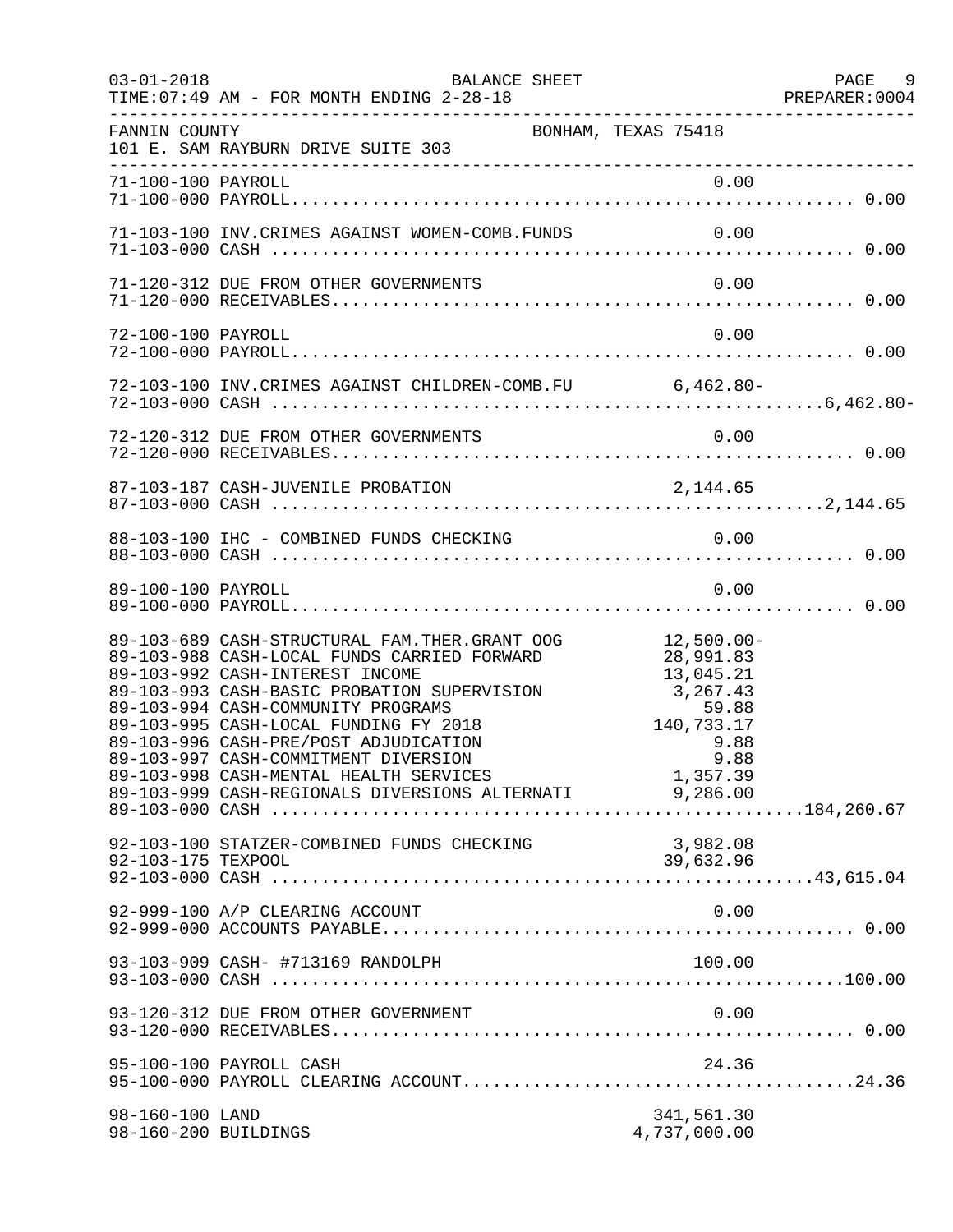03-01-2018 BALANCE SHEET PAGE 9
TIME:07:49 AM - FOR MONTH ENDING 2-28-18 PREPARER:0004

FANNIN COUNTY BONHAM, TEXAS 75418
101 E. SAM RAYBURN DRIVE SUITE 303

| Account | Description | Detail | Total |
|---|---|---|---|
| 71-100-100 | PAYROLL | 0.00 | |
| 71-100-000 | PAYROLL | | 0.00 |
| 71-103-100 | INV.CRIMES AGAINST WOMEN-COMB.FUNDS | 0.00 | |
| 71-103-000 | CASH | | 0.00 |
| 71-120-312 | DUE FROM OTHER GOVERNMENTS | 0.00 | |
| 71-120-000 | RECEIVABLES | | 0.00 |
| 72-100-100 | PAYROLL | 0.00 | |
| 72-100-000 | PAYROLL | | 0.00 |
| 72-103-100 | INV.CRIMES AGAINST CHILDREN-COMB.FU | 6,462.80- | |
| 72-103-000 | CASH | | 6,462.80- |
| 72-120-312 | DUE FROM OTHER GOVERNMENTS | 0.00 | |
| 72-120-000 | RECEIVABLES | | 0.00 |
| 87-103-187 | CASH-JUVENILE PROBATION | 2,144.65 | |
| 87-103-000 | CASH | | 2,144.65 |
| 88-103-100 | IHC - COMBINED FUNDS CHECKING | 0.00 | |
| 88-103-000 | CASH | | 0.00 |
| 89-100-100 | PAYROLL | 0.00 | |
| 89-100-000 | PAYROLL | | 0.00 |
| 89-103-689 | CASH-STRUCTURAL FAM.THER.GRANT OOG | 12,500.00- | |
| 89-103-988 | CASH-LOCAL FUNDS CARRIED FORWARD | 28,991.83 | |
| 89-103-992 | CASH-INTEREST INCOME | 13,045.21 | |
| 89-103-993 | CASH-BASIC PROBATION SUPERVISION | 3,267.43 | |
| 89-103-994 | CASH-COMMUNITY PROGRAMS | 59.88 | |
| 89-103-995 | CASH-LOCAL FUNDING FY 2018 | 140,733.17 | |
| 89-103-996 | CASH-PRE/POST ADJUDICATION | 9.88 | |
| 89-103-997 | CASH-COMMITMENT DIVERSION | 9.88 | |
| 89-103-998 | CASH-MENTAL HEALTH SERVICES | 1,357.39 | |
| 89-103-999 | CASH-REGIONALS DIVERSIONS ALTERNATI | 9,286.00 | |
| 89-103-000 | CASH | | 184,260.67 |
| 92-103-100 | STATZER-COMBINED FUNDS CHECKING | 3,982.08 | |
| 92-103-175 | TEXPOOL | 39,632.96 | |
| 92-103-000 | CASH | | 43,615.04 |
| 92-999-100 | A/P CLEARING ACCOUNT | 0.00 | |
| 92-999-000 | ACCOUNTS PAYABLE | | 0.00 |
| 93-103-909 | CASH- #713169 RANDOLPH | 100.00 | |
| 93-103-000 | CASH | | 100.00 |
| 93-120-312 | DUE FROM OTHER GOVERNMENT | 0.00 | |
| 93-120-000 | RECEIVABLES | | 0.00 |
| 95-100-100 | PAYROLL CASH | 24.36 | |
| 95-100-000 | PAYROLL CLEARING ACCOUNT | | 24.36 |
| 98-160-100 | LAND | 341,561.30 | |
| 98-160-200 | BUILDINGS | 4,737,000.00 | |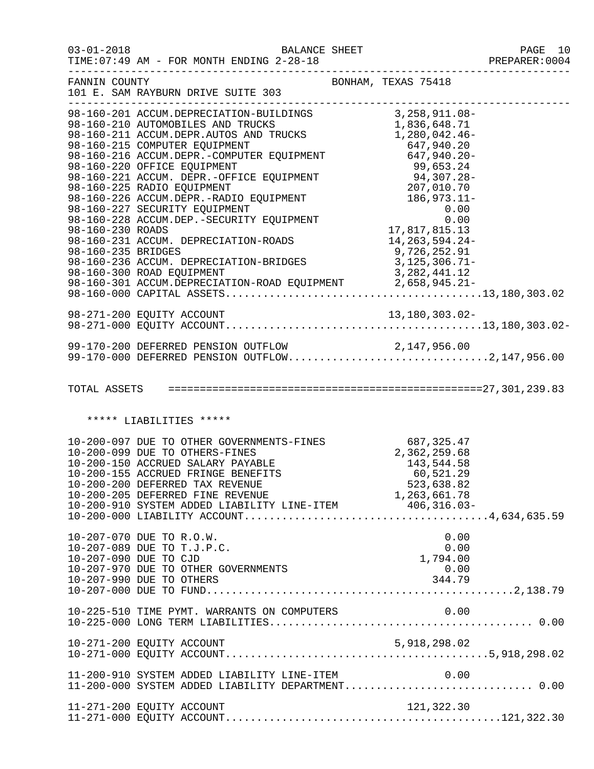FANNIN COUNTY BONHAM, TEXAS 75418
101 E. SAM RAYBURN DRIVE SUITE 303

| Account | Description | Amount | Total |
|---|---|---|---|
| 98-160-201 | ACCUM.DEPRECIATION-BUILDINGS | 3,258,911.08- | |
| 98-160-210 | AUTOMOBILES AND TRUCKS | 1,836,648.71 | |
| 98-160-211 | ACCUM.DEPR.AUTOS AND TRUCKS | 1,280,042.46- | |
| 98-160-215 | COMPUTER EQUIPMENT | 647,940.20 | |
| 98-160-216 | ACCUM.DEPR.-COMPUTER EQUIPMENT | 647,940.20- | |
| 98-160-220 | OFFICE EQUIPMENT | 99,653.24 | |
| 98-160-221 | ACCUM. DEPR.-OFFICE EQUIPMENT | 94,307.28- | |
| 98-160-225 | RADIO EQUIPMENT | 207,010.70 | |
| 98-160-226 | ACCUM.DEPR.-RADIO EQUIPMENT | 186,973.11- | |
| 98-160-227 | SECURITY EQUIPMENT | 0.00 | |
| 98-160-228 | ACCUM.DEP.-SECURITY EQUIPMENT | 0.00 | |
| 98-160-230 | ROADS | 17,817,815.13 | |
| 98-160-231 | ACCUM. DEPRECIATION-ROADS | 14,263,594.24- | |
| 98-160-235 | BRIDGES | 9,726,252.91 | |
| 98-160-236 | ACCUM. DEPRECIATION-BRIDGES | 3,125,306.71- | |
| 98-160-300 | ROAD EQUIPMENT | 3,282,441.12 | |
| 98-160-301 | ACCUM.DEPRECIATION-ROAD EQUIPMENT | 2,658,945.21- | |
| 98-160-000 | CAPITAL ASSETS | | 13,180,303.02 |
| 98-271-200 | EQUITY ACCOUNT | 13,180,303.02- | |
| 98-271-000 | EQUITY ACCOUNT | | 13,180,303.02- |
| 99-170-200 | DEFERRED PENSION OUTFLOW | 2,147,956.00 | |
| 99-170-000 | DEFERRED PENSION OUTFLOW | | 2,147,956.00 |
| TOTAL ASSETS | | | 27,301,239.83 |

***** LIABILITIES *****

| Account | Description | Amount | Total |
|---|---|---|---|
| 10-200-097 | DUE TO OTHER GOVERNMENTS-FINES | 687,325.47 | |
| 10-200-099 | DUE TO OTHERS-FINES | 2,362,259.68 | |
| 10-200-150 | ACCRUED SALARY PAYABLE | 143,544.58 | |
| 10-200-155 | ACCRUED FRINGE BENEFITS | 60,521.29 | |
| 10-200-200 | DEFERRED TAX REVENUE | 523,638.82 | |
| 10-200-205 | DEFERRED FINE REVENUE | 1,263,661.78 | |
| 10-200-910 | SYSTEM ADDED LIABILITY LINE-ITEM | 406,316.03- | |
| 10-200-000 | LIABILITY ACCOUNT | | 4,634,635.59 |
| 10-207-070 | DUE TO R.O.W. | 0.00 | |
| 10-207-089 | DUE TO T.J.P.C. | 0.00 | |
| 10-207-090 | DUE TO CJD | 1,794.00 | |
| 10-207-970 | DUE TO OTHER GOVERNMENTS | 0.00 | |
| 10-207-990 | DUE TO OTHERS | 344.79 | |
| 10-207-000 | DUE TO FUND | | 2,138.79 |
| 10-225-510 | TIME PYMT. WARRANTS ON COMPUTERS | 0.00 | |
| 10-225-000 | LONG TERM LIABILITIES | | 0.00 |
| 10-271-200 | EQUITY ACCOUNT | 5,918,298.02 | |
| 10-271-000 | EQUITY ACCOUNT | | 5,918,298.02 |
| 11-200-910 | SYSTEM ADDED LIABILITY LINE-ITEM | 0.00 | |
| 11-200-000 | SYSTEM ADDED LIABILITY DEPARTMENT | | 0.00 |
| 11-271-200 | EQUITY ACCOUNT | 121,322.30 | |
| 11-271-000 | EQUITY ACCOUNT | | 121,322.30 |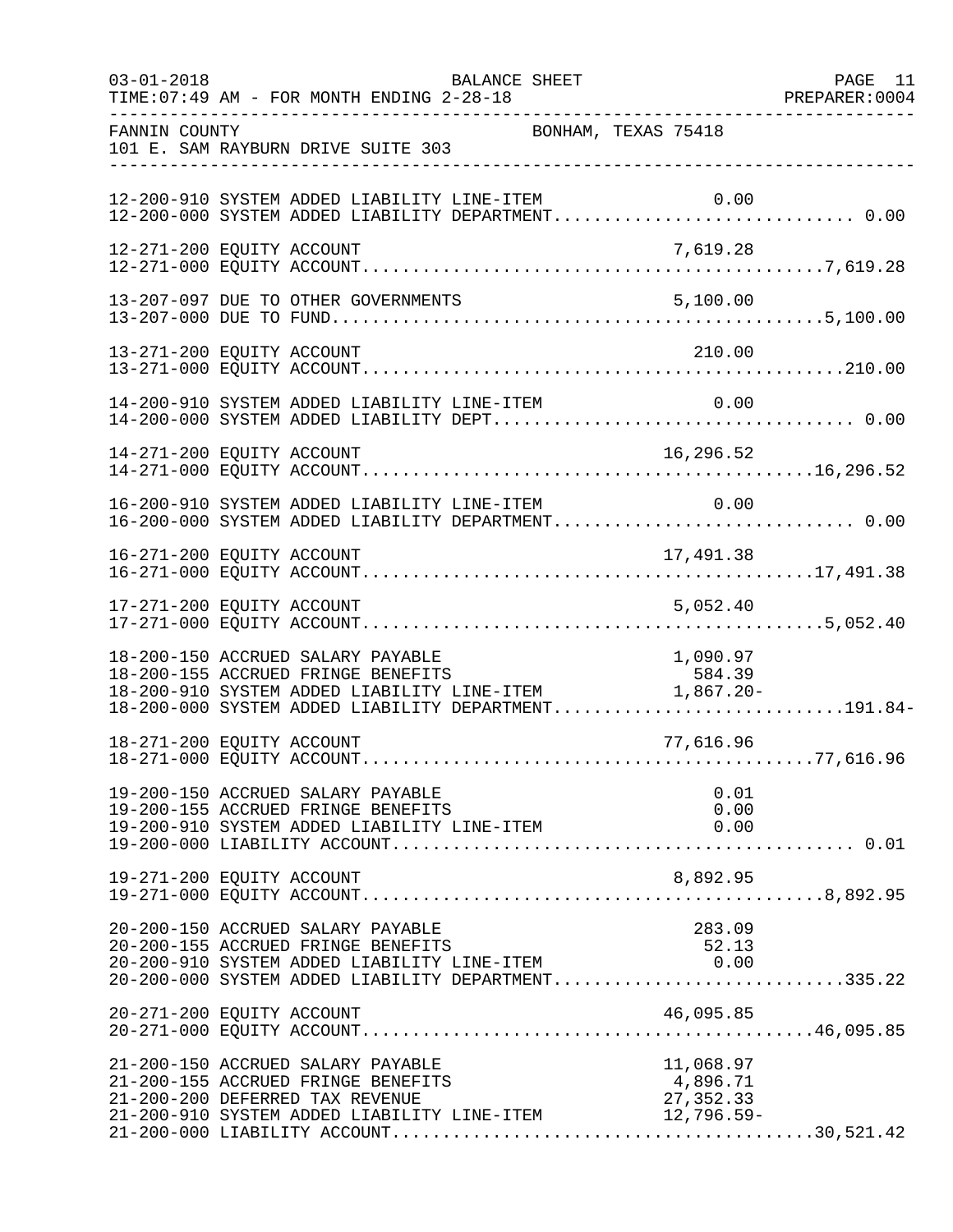FANNIN COUNTY BONHAM, TEXAS 75418
101 E. SAM RAYBURN DRIVE SUITE 303

| Account | Line Item | Department Total |
|---|---|---|
| 12-200-910 SYSTEM ADDED LIABILITY LINE-ITEM | 0.00 | |
| 12-200-000 SYSTEM ADDED LIABILITY DEPARTMENT | | 0.00 |
| 12-271-200 EQUITY ACCOUNT | 7,619.28 | |
| 12-271-000 EQUITY ACCOUNT | | 7,619.28 |
| 13-207-097 DUE TO OTHER GOVERNMENTS | 5,100.00 | |
| 13-207-000 DUE TO FUND | | 5,100.00 |
| 13-271-200 EQUITY ACCOUNT | 210.00 | |
| 13-271-000 EQUITY ACCOUNT | | 210.00 |
| 14-200-910 SYSTEM ADDED LIABILITY LINE-ITEM | 0.00 | |
| 14-200-000 SYSTEM ADDED LIABILITY DEPT | | 0.00 |
| 14-271-200 EQUITY ACCOUNT | 16,296.52 | |
| 14-271-000 EQUITY ACCOUNT | | 16,296.52 |
| 16-200-910 SYSTEM ADDED LIABILITY LINE-ITEM | 0.00 | |
| 16-200-000 SYSTEM ADDED LIABILITY DEPARTMENT | | 0.00 |
| 16-271-200 EQUITY ACCOUNT | 17,491.38 | |
| 16-271-000 EQUITY ACCOUNT | | 17,491.38 |
| 17-271-200 EQUITY ACCOUNT | 5,052.40 | |
| 17-271-000 EQUITY ACCOUNT | | 5,052.40 |
| 18-200-150 ACCRUED SALARY PAYABLE | 1,090.97 | |
| 18-200-155 ACCRUED FRINGE BENEFITS | 584.39 | |
| 18-200-910 SYSTEM ADDED LIABILITY LINE-ITEM | 1,867.20- | |
| 18-200-000 SYSTEM ADDED LIABILITY DEPARTMENT | | 191.84- |
| 18-271-200 EQUITY ACCOUNT | 77,616.96 | |
| 18-271-000 EQUITY ACCOUNT | | 77,616.96 |
| 19-200-150 ACCRUED SALARY PAYABLE | 0.01 | |
| 19-200-155 ACCRUED FRINGE BENEFITS | 0.00 | |
| 19-200-910 SYSTEM ADDED LIABILITY LINE-ITEM | 0.00 | |
| 19-200-000 LIABILITY ACCOUNT | | 0.01 |
| 19-271-200 EQUITY ACCOUNT | 8,892.95 | |
| 19-271-000 EQUITY ACCOUNT | | 8,892.95 |
| 20-200-150 ACCRUED SALARY PAYABLE | 283.09 | |
| 20-200-155 ACCRUED FRINGE BENEFITS | 52.13 | |
| 20-200-910 SYSTEM ADDED LIABILITY LINE-ITEM | 0.00 | |
| 20-200-000 SYSTEM ADDED LIABILITY DEPARTMENT | | 335.22 |
| 20-271-200 EQUITY ACCOUNT | 46,095.85 | |
| 20-271-000 EQUITY ACCOUNT | | 46,095.85 |
| 21-200-150 ACCRUED SALARY PAYABLE | 11,068.97 | |
| 21-200-155 ACCRUED FRINGE BENEFITS | 4,896.71 | |
| 21-200-200 DEFERRED TAX REVENUE | 27,352.33 | |
| 21-200-910 SYSTEM ADDED LIABILITY LINE-ITEM | 12,796.59- | |
| 21-200-000 LIABILITY ACCOUNT | | 30,521.42 |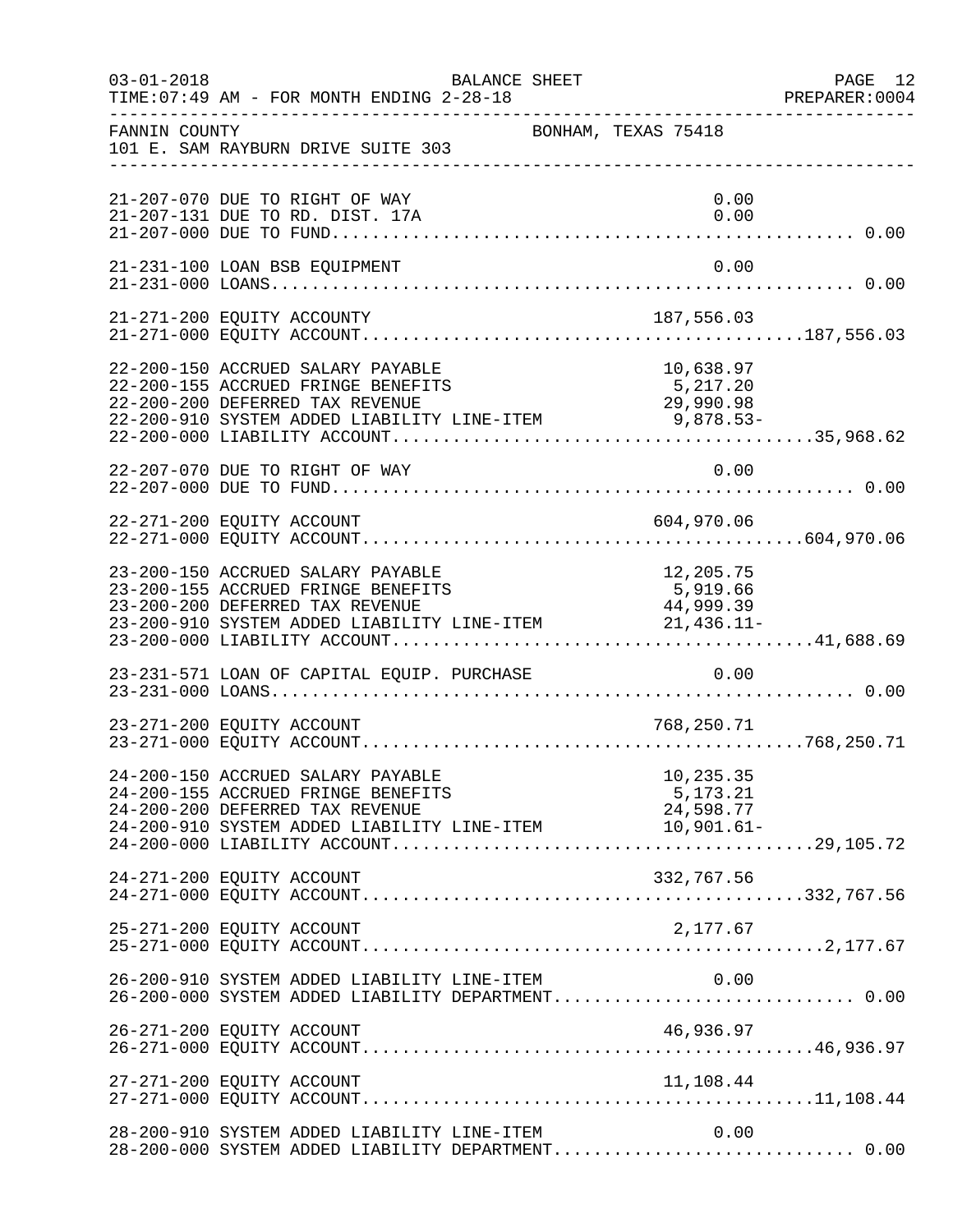FANNIN COUNTY BONHAM, TEXAS 75418
101 E. SAM RAYBURN DRIVE SUITE 303

| Account | Description | Amount | Total |
|---|---|---|---|
| 21-207-070 | DUE TO RIGHT OF WAY | 0.00 | |
| 21-207-131 | DUE TO RD. DIST. 17A | 0.00 | |
| 21-207-000 | DUE TO FUND | | 0.00 |
| 21-231-100 | LOAN BSB EQUIPMENT | 0.00 | |
| 21-231-000 | LOANS | | 0.00 |
| 21-271-200 | EQUITY ACCOUNTY | 187,556.03 | |
| 21-271-000 | EQUITY ACCOUNT | | 187,556.03 |
| 22-200-150 | ACCRUED SALARY PAYABLE | 10,638.97 | |
| 22-200-155 | ACCRUED FRINGE BENEFITS | 5,217.20 | |
| 22-200-200 | DEFERRED TAX REVENUE | 29,990.98 | |
| 22-200-910 | SYSTEM ADDED LIABILITY LINE-ITEM | 9,878.53- | |
| 22-200-000 | LIABILITY ACCOUNT | | 35,968.62 |
| 22-207-070 | DUE TO RIGHT OF WAY | 0.00 | |
| 22-207-000 | DUE TO FUND | | 0.00 |
| 22-271-200 | EQUITY ACCOUNT | 604,970.06 | |
| 22-271-000 | EQUITY ACCOUNT | | 604,970.06 |
| 23-200-150 | ACCRUED SALARY PAYABLE | 12,205.75 | |
| 23-200-155 | ACCRUED FRINGE BENEFITS | 5,919.66 | |
| 23-200-200 | DEFERRED TAX REVENUE | 44,999.39 | |
| 23-200-910 | SYSTEM ADDED LIABILITY LINE-ITEM | 21,436.11- | |
| 23-200-000 | LIABILITY ACCOUNT | | 41,688.69 |
| 23-231-571 | LOAN OF CAPITAL EQUIP. PURCHASE | 0.00 | |
| 23-231-000 | LOANS | | 0.00 |
| 23-271-200 | EQUITY ACCOUNT | 768,250.71 | |
| 23-271-000 | EQUITY ACCOUNT | | 768,250.71 |
| 24-200-150 | ACCRUED SALARY PAYABLE | 10,235.35 | |
| 24-200-155 | ACCRUED FRINGE BENEFITS | 5,173.21 | |
| 24-200-200 | DEFERRED TAX REVENUE | 24,598.77 | |
| 24-200-910 | SYSTEM ADDED LIABILITY LINE-ITEM | 10,901.61- | |
| 24-200-000 | LIABILITY ACCOUNT | | 29,105.72 |
| 24-271-200 | EQUITY ACCOUNT | 332,767.56 | |
| 24-271-000 | EQUITY ACCOUNT | | 332,767.56 |
| 25-271-200 | EQUITY ACCOUNT | 2,177.67 | |
| 25-271-000 | EQUITY ACCOUNT | | 2,177.67 |
| 26-200-910 | SYSTEM ADDED LIABILITY LINE-ITEM | 0.00 | |
| 26-200-000 | SYSTEM ADDED LIABILITY DEPARTMENT | | 0.00 |
| 26-271-200 | EQUITY ACCOUNT | 46,936.97 | |
| 26-271-000 | EQUITY ACCOUNT | | 46,936.97 |
| 27-271-200 | EQUITY ACCOUNT | 11,108.44 | |
| 27-271-000 | EQUITY ACCOUNT | | 11,108.44 |
| 28-200-910 | SYSTEM ADDED LIABILITY LINE-ITEM | 0.00 | |
| 28-200-000 | SYSTEM ADDED LIABILITY DEPARTMENT | | 0.00 |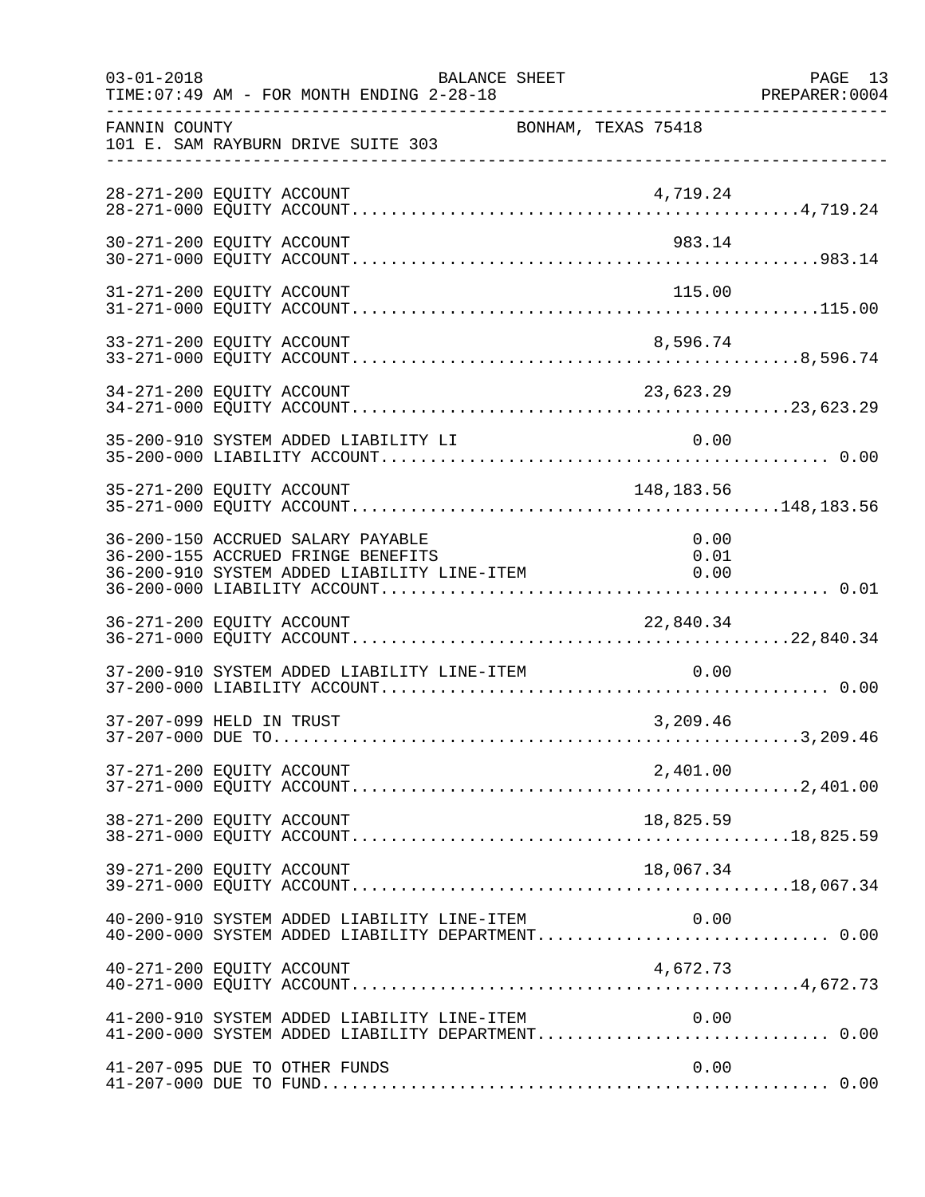FANNIN COUNTY BONHAM, TEXAS 75418
101 E. SAM RAYBURN DRIVE SUITE 303

| Account | Description | Amount | Total |
|---|---|---|---|
| 28-271-200 | EQUITY ACCOUNT | 4,719.24 | |
| 28-271-000 | EQUITY ACCOUNT | | 4,719.24 |
| 30-271-200 | EQUITY ACCOUNT | 983.14 | |
| 30-271-000 | EQUITY ACCOUNT | | 983.14 |
| 31-271-200 | EQUITY ACCOUNT | 115.00 | |
| 31-271-000 | EQUITY ACCOUNT | | 115.00 |
| 33-271-200 | EQUITY ACCOUNT | 8,596.74 | |
| 33-271-000 | EQUITY ACCOUNT | | 8,596.74 |
| 34-271-200 | EQUITY ACCOUNT | 23,623.29 | |
| 34-271-000 | EQUITY ACCOUNT | | 23,623.29 |
| 35-200-910 | SYSTEM ADDED LIABILITY LI | 0.00 | |
| 35-200-000 | LIABILITY ACCOUNT | | 0.00 |
| 35-271-200 | EQUITY ACCOUNT | 148,183.56 | |
| 35-271-000 | EQUITY ACCOUNT | | 148,183.56 |
| 36-200-150 | ACCRUED SALARY PAYABLE | 0.00 | |
| 36-200-155 | ACCRUED FRINGE BENEFITS | 0.01 | |
| 36-200-910 | SYSTEM ADDED LIABILITY LINE-ITEM | 0.00 | |
| 36-200-000 | LIABILITY ACCOUNT | | 0.01 |
| 36-271-200 | EQUITY ACCOUNT | 22,840.34 | |
| 36-271-000 | EQUITY ACCOUNT | | 22,840.34 |
| 37-200-910 | SYSTEM ADDED LIABILITY LINE-ITEM | 0.00 | |
| 37-200-000 | LIABILITY ACCOUNT | | 0.00 |
| 37-207-099 | HELD IN TRUST | 3,209.46 | |
| 37-207-000 | DUE TO | | 3,209.46 |
| 37-271-200 | EQUITY ACCOUNT | 2,401.00 | |
| 37-271-000 | EQUITY ACCOUNT | | 2,401.00 |
| 38-271-200 | EQUITY ACCOUNT | 18,825.59 | |
| 38-271-000 | EQUITY ACCOUNT | | 18,825.59 |
| 39-271-200 | EQUITY ACCOUNT | 18,067.34 | |
| 39-271-000 | EQUITY ACCOUNT | | 18,067.34 |
| 40-200-910 | SYSTEM ADDED LIABILITY LINE-ITEM | 0.00 | |
| 40-200-000 | SYSTEM ADDED LIABILITY DEPARTMENT | | 0.00 |
| 40-271-200 | EQUITY ACCOUNT | 4,672.73 | |
| 40-271-000 | EQUITY ACCOUNT | | 4,672.73 |
| 41-200-910 | SYSTEM ADDED LIABILITY LINE-ITEM | 0.00 | |
| 41-200-000 | SYSTEM ADDED LIABILITY DEPARTMENT | | 0.00 |
| 41-207-095 | DUE TO OTHER FUNDS | 0.00 | |
| 41-207-000 | DUE TO FUND | | 0.00 |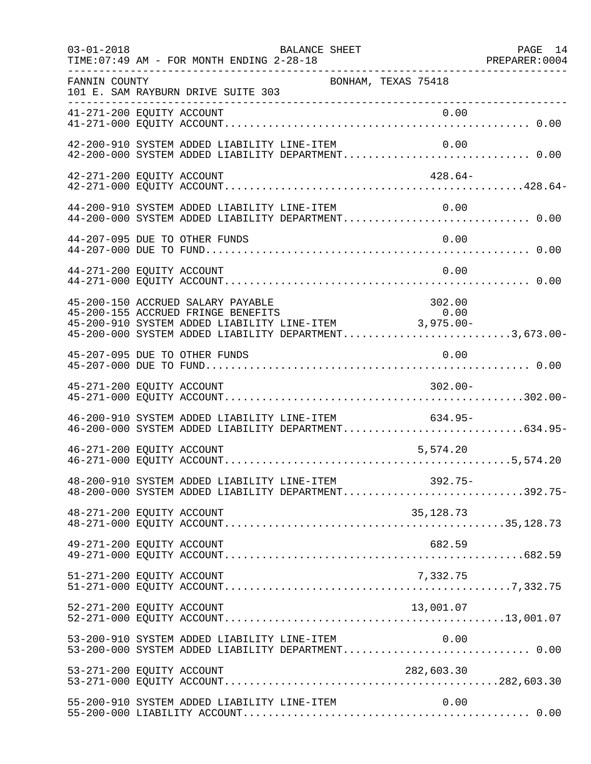FANNIN COUNTY BONHAM, TEXAS 75418
101 E. SAM RAYBURN DRIVE SUITE 303

BALANCE SHEET
FOR MONTH ENDING 2-28-18

| Account | Description | Line-Item Amount | Total |
|---|---|---|---|
| 41-271-200 | EQUITY ACCOUNT | 0.00 | |
| 41-271-000 | EQUITY ACCOUNT | | 0.00 |
| 42-200-910 | SYSTEM ADDED LIABILITY LINE-ITEM | 0.00 | |
| 42-200-000 | SYSTEM ADDED LIABILITY DEPARTMENT | | 0.00 |
| 42-271-200 | EQUITY ACCOUNT | 428.64- | |
| 42-271-000 | EQUITY ACCOUNT | | 428.64- |
| 44-200-910 | SYSTEM ADDED LIABILITY LINE-ITEM | 0.00 | |
| 44-200-000 | SYSTEM ADDED LIABILITY DEPARTMENT | | 0.00 |
| 44-207-095 | DUE TO OTHER FUNDS | 0.00 | |
| 44-207-000 | DUE TO FUND | | 0.00 |
| 44-271-200 | EQUITY ACCOUNT | 0.00 | |
| 44-271-000 | EQUITY ACCOUNT | | 0.00 |
| 45-200-150 | ACCRUED SALARY PAYABLE | 302.00 | |
| 45-200-155 | ACCRUED FRINGE BENEFITS | 0.00 | |
| 45-200-910 | SYSTEM ADDED LIABILITY LINE-ITEM | 3,975.00- | |
| 45-200-000 | SYSTEM ADDED LIABILITY DEPARTMENT | | 3,673.00- |
| 45-207-095 | DUE TO OTHER FUNDS | 0.00 | |
| 45-207-000 | DUE TO FUND | | 0.00 |
| 45-271-200 | EQUITY ACCOUNT | 302.00- | |
| 45-271-000 | EQUITY ACCOUNT | | 302.00- |
| 46-200-910 | SYSTEM ADDED LIABILITY LINE-ITEM | 634.95- | |
| 46-200-000 | SYSTEM ADDED LIABILITY DEPARTMENT | | 634.95- |
| 46-271-200 | EQUITY ACCOUNT | 5,574.20 | |
| 46-271-000 | EQUITY ACCOUNT | | 5,574.20 |
| 48-200-910 | SYSTEM ADDED LIABILITY LINE-ITEM | 392.75- | |
| 48-200-000 | SYSTEM ADDED LIABILITY DEPARTMENT | | 392.75- |
| 48-271-200 | EQUITY ACCOUNT | 35,128.73 | |
| 48-271-000 | EQUITY ACCOUNT | | 35,128.73 |
| 49-271-200 | EQUITY ACCOUNT | 682.59 | |
| 49-271-000 | EQUITY ACCOUNT | | 682.59 |
| 51-271-200 | EQUITY ACCOUNT | 7,332.75 | |
| 51-271-000 | EQUITY ACCOUNT | | 7,332.75 |
| 52-271-200 | EQUITY ACCOUNT | 13,001.07 | |
| 52-271-000 | EQUITY ACCOUNT | | 13,001.07 |
| 53-200-910 | SYSTEM ADDED LIABILITY LINE-ITEM | 0.00 | |
| 53-200-000 | SYSTEM ADDED LIABILITY DEPARTMENT | | 0.00 |
| 53-271-200 | EQUITY ACCOUNT | 282,603.30 | |
| 53-271-000 | EQUITY ACCOUNT | | 282,603.30 |
| 55-200-910 | SYSTEM ADDED LIABILITY LINE-ITEM | 0.00 | |
| 55-200-000 | LIABILITY ACCOUNT | | 0.00 |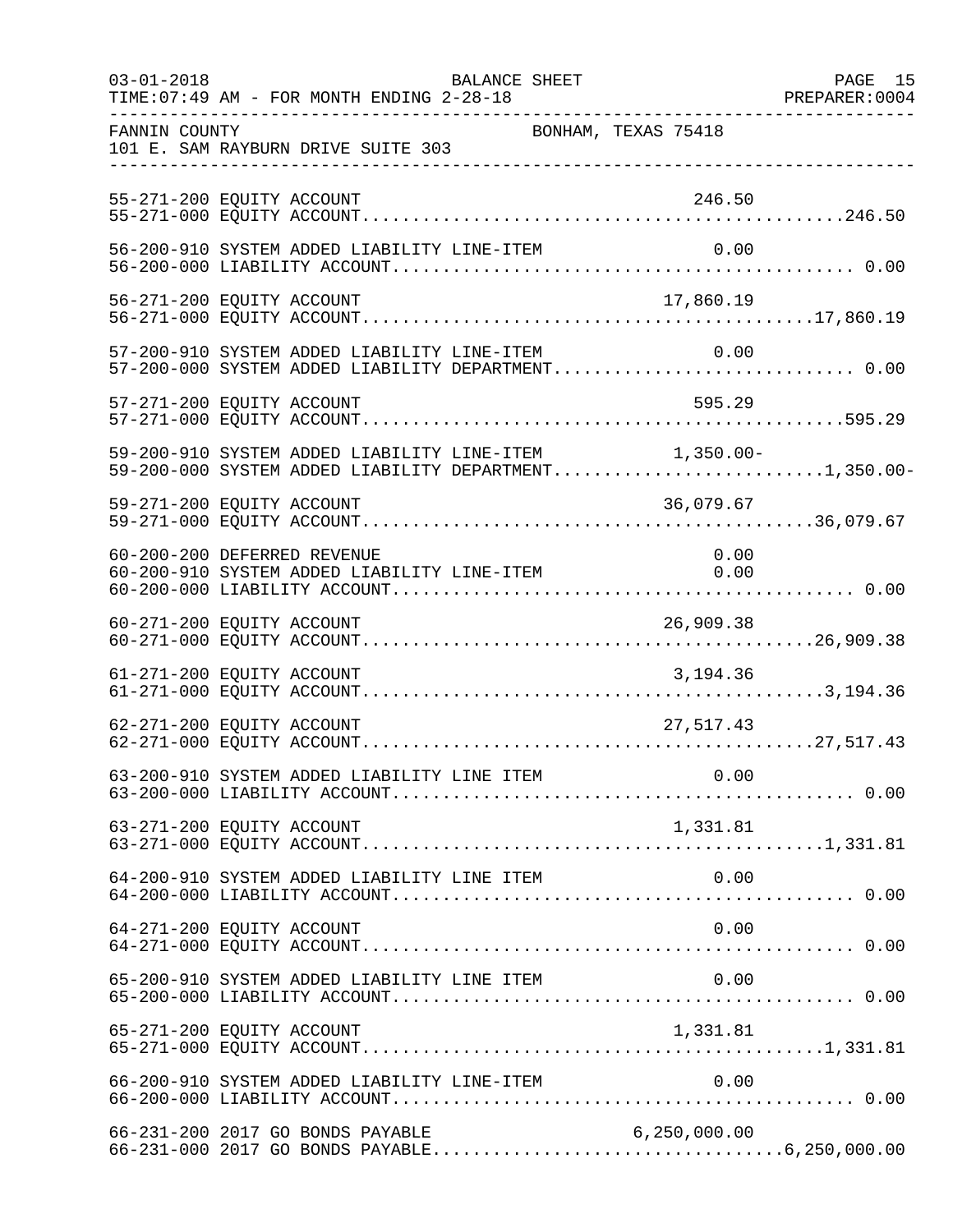FANNIN COUNTY BONHAM, TEXAS 75418
101 E. SAM RAYBURN DRIVE SUITE 303

BALANCE SHEET
03-01-2018
TIME:07:49 AM - FOR MONTH ENDING 2-28-18

| Account | Description | Line Item | Total |
|---|---|---|---|
| 55-271-200 | EQUITY ACCOUNT | 246.50 | |
| 55-271-000 | EQUITY ACCOUNT | | 246.50 |
| 56-200-910 | SYSTEM ADDED LIABILITY LINE-ITEM | 0.00 | |
| 56-200-000 | LIABILITY ACCOUNT | | 0.00 |
| 56-271-200 | EQUITY ACCOUNT | 17,860.19 | |
| 56-271-000 | EQUITY ACCOUNT | | 17,860.19 |
| 57-200-910 | SYSTEM ADDED LIABILITY LINE-ITEM | 0.00 | |
| 57-200-000 | SYSTEM ADDED LIABILITY DEPARTMENT | | 0.00 |
| 57-271-200 | EQUITY ACCOUNT | 595.29 | |
| 57-271-000 | EQUITY ACCOUNT | | 595.29 |
| 59-200-910 | SYSTEM ADDED LIABILITY LINE-ITEM | 1,350.00- | |
| 59-200-000 | SYSTEM ADDED LIABILITY DEPARTMENT | | 1,350.00- |
| 59-271-200 | EQUITY ACCOUNT | 36,079.67 | |
| 59-271-000 | EQUITY ACCOUNT | | 36,079.67 |
| 60-200-200 | DEFERRED REVENUE | 0.00 | |
| 60-200-910 | SYSTEM ADDED LIABILITY LINE-ITEM | 0.00 | |
| 60-200-000 | LIABILITY ACCOUNT | | 0.00 |
| 60-271-200 | EQUITY ACCOUNT | 26,909.38 | |
| 60-271-000 | EQUITY ACCOUNT | | 26,909.38 |
| 61-271-200 | EQUITY ACCOUNT | 3,194.36 | |
| 61-271-000 | EQUITY ACCOUNT | | 3,194.36 |
| 62-271-200 | EQUITY ACCOUNT | 27,517.43 | |
| 62-271-000 | EQUITY ACCOUNT | | 27,517.43 |
| 63-200-910 | SYSTEM ADDED LIABILITY LINE ITEM | 0.00 | |
| 63-200-000 | LIABILITY ACCOUNT | | 0.00 |
| 63-271-200 | EQUITY ACCOUNT | 1,331.81 | |
| 63-271-000 | EQUITY ACCOUNT | | 1,331.81 |
| 64-200-910 | SYSTEM ADDED LIABILITY LINE ITEM | 0.00 | |
| 64-200-000 | LIABILITY ACCOUNT | | 0.00 |
| 64-271-200 | EQUITY ACCOUNT | 0.00 | |
| 64-271-000 | EQUITY ACCOUNT | | 0.00 |
| 65-200-910 | SYSTEM ADDED LIABILITY LINE ITEM | 0.00 | |
| 65-200-000 | LIABILITY ACCOUNT | | 0.00 |
| 65-271-200 | EQUITY ACCOUNT | 1,331.81 | |
| 65-271-000 | EQUITY ACCOUNT | | 1,331.81 |
| 66-200-910 | SYSTEM ADDED LIABILITY LINE-ITEM | 0.00 | |
| 66-200-000 | LIABILITY ACCOUNT | | 0.00 |
| 66-231-200 | 2017 GO BONDS PAYABLE | 6,250,000.00 | |
| 66-231-000 | 2017 GO BONDS PAYABLE | | 6,250,000.00 |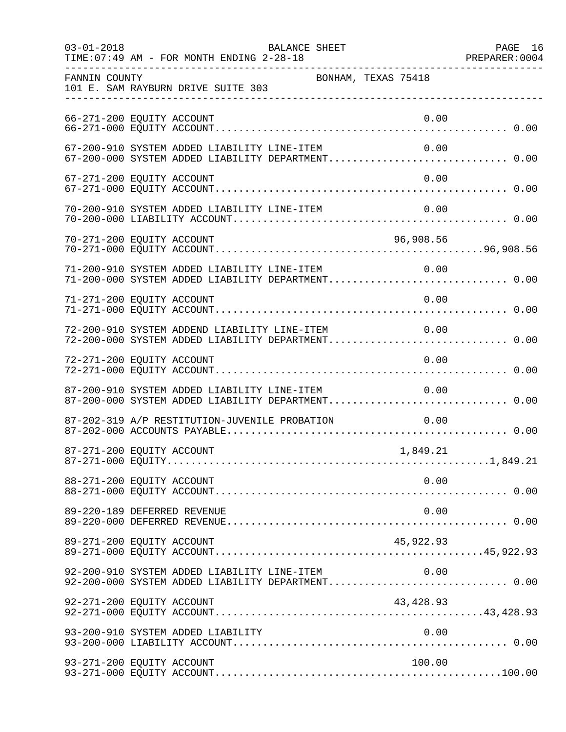FANNIN COUNTY BONHAM, TEXAS 75418
101 E. SAM RAYBURN DRIVE SUITE 303

| Account | Description | Line-Item Amount | Department Total |
|---|---|---|---|
| 66-271-200 | EQUITY ACCOUNT | 0.00 | |
| 66-271-000 | EQUITY ACCOUNT | | 0.00 |
| 67-200-910 | SYSTEM ADDED LIABILITY LINE-ITEM | 0.00 | |
| 67-200-000 | SYSTEM ADDED LIABILITY DEPARTMENT | | 0.00 |
| 67-271-200 | EQUITY ACCOUNT | 0.00 | |
| 67-271-000 | EQUITY ACCOUNT | | 0.00 |
| 70-200-910 | SYSTEM ADDED LIABILITY LINE-ITEM | 0.00 | |
| 70-200-000 | LIABILITY ACCOUNT | | 0.00 |
| 70-271-200 | EQUITY ACCOUNT | 96,908.56 | |
| 70-271-000 | EQUITY ACCOUNT | | 96,908.56 |
| 71-200-910 | SYSTEM ADDED LIABILITY LINE-ITEM | 0.00 | |
| 71-200-000 | SYSTEM ADDED LIABILITY DEPARTMENT | | 0.00 |
| 71-271-200 | EQUITY ACCOUNT | 0.00 | |
| 71-271-000 | EQUITY ACCOUNT | | 0.00 |
| 72-200-910 | SYSTEM ADDEND LIABILITY LINE-ITEM | 0.00 | |
| 72-200-000 | SYSTEM ADDED LIABILITY DEPARTMENT | | 0.00 |
| 72-271-200 | EQUITY ACCOUNT | 0.00 | |
| 72-271-000 | EQUITY ACCOUNT | | 0.00 |
| 87-200-910 | SYSTEM ADDED LIABILITY LINE-ITEM | 0.00 | |
| 87-200-000 | SYSTEM ADDED LIABILITY DEPARTMENT | | 0.00 |
| 87-202-319 | A/P RESTITUTION-JUVENILE PROBATION | 0.00 | |
| 87-202-000 | ACCOUNTS PAYABLE | | 0.00 |
| 87-271-200 | EQUITY ACCOUNT | 1,849.21 | |
| 87-271-000 | EQUITY | | 1,849.21 |
| 88-271-200 | EQUITY ACCOUNT | 0.00 | |
| 88-271-000 | EQUITY ACCOUNT | | 0.00 |
| 89-220-189 | DEFERRED REVENUE | 0.00 | |
| 89-220-000 | DEFERRED REVENUE | | 0.00 |
| 89-271-200 | EQUITY ACCOUNT | 45,922.93 | |
| 89-271-000 | EQUITY ACCOUNT | | 45,922.93 |
| 92-200-910 | SYSTEM ADDED LIABILITY LINE-ITEM | 0.00 | |
| 92-200-000 | SYSTEM ADDED LIABILITY DEPARTMENT | | 0.00 |
| 92-271-200 | EQUITY ACCOUNT | 43,428.93 | |
| 92-271-000 | EQUITY ACCOUNT | | 43,428.93 |
| 93-200-910 | SYSTEM ADDED LIABILITY | 0.00 | |
| 93-200-000 | LIABILITY ACCOUNT | | 0.00 |
| 93-271-200 | EQUITY ACCOUNT | 100.00 | |
| 93-271-000 | EQUITY ACCOUNT | | 100.00 |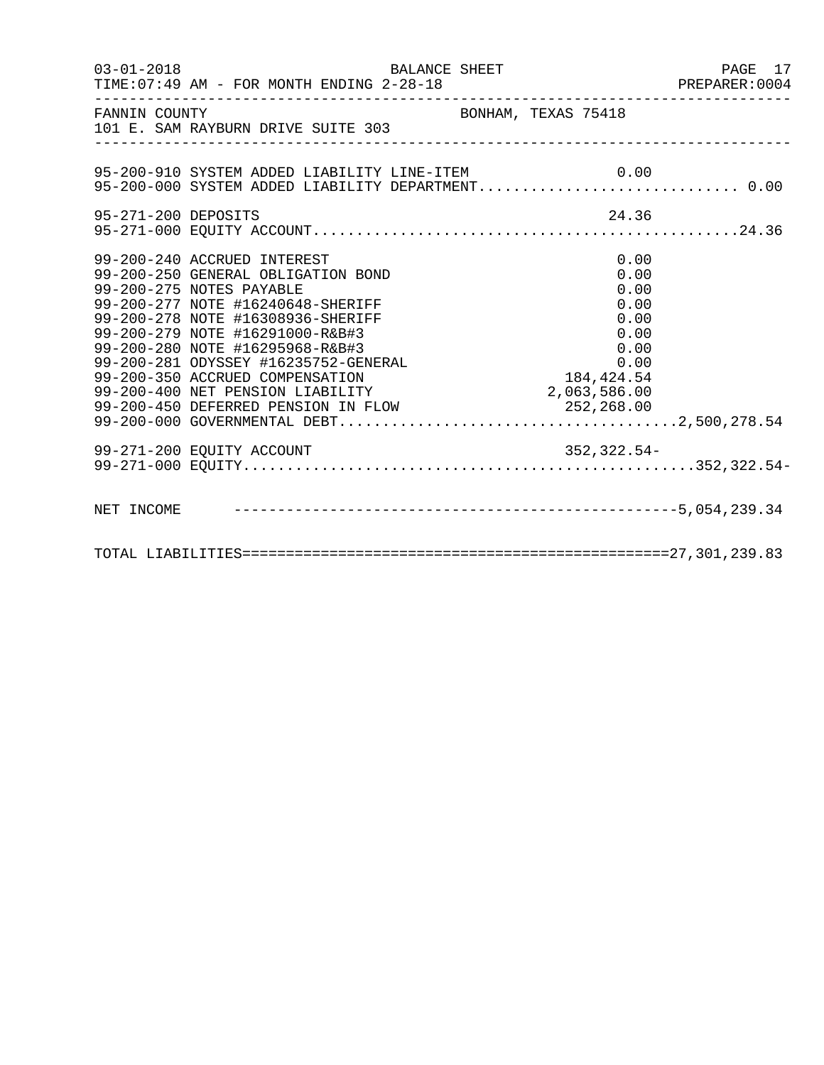FANNIN COUNTY BONHAM, TEXAS 75418
101 E. SAM RAYBURN DRIVE SUITE 303

BALANCE SHEET
FOR MONTH ENDING 2-28-18

| | | |
|---|---|---|
| 95-200-910 SYSTEM ADDED LIABILITY LINE-ITEM | 0.00 | |
| 95-200-000 SYSTEM ADDED LIABILITY DEPARTMENT | | 0.00 |
| 95-271-200 DEPOSITS | 24.36 | |
| 95-271-000 EQUITY ACCOUNT | | 24.36 |
| 99-200-240 ACCRUED INTEREST | 0.00 | |
| 99-200-250 GENERAL OBLIGATION BOND | 0.00 | |
| 99-200-275 NOTES PAYABLE | 0.00 | |
| 99-200-277 NOTE #16240648-SHERIFF | 0.00 | |
| 99-200-278 NOTE #16308936-SHERIFF | 0.00 | |
| 99-200-279 NOTE #16291000-R&B#3 | 0.00 | |
| 99-200-280 NOTE #16295968-R&B#3 | 0.00 | |
| 99-200-281 ODYSSEY #16235752-GENERAL | 0.00 | |
| 99-200-350 ACCRUED COMPENSATION | 184,424.54 | |
| 99-200-400 NET PENSION LIABILITY | 2,063,586.00 | |
| 99-200-450 DEFERRED PENSION IN FLOW | 252,268.00 | |
| 99-200-000 GOVERNMENTAL DEBT | | 2,500,278.54 |
| 99-271-200 EQUITY ACCOUNT | 352,322.54- | |
| 99-271-000 EQUITY | | 352,322.54- |
| NET INCOME | | 5,054,239.34 |
| TOTAL LIABILITIES | | 27,301,239.83 |